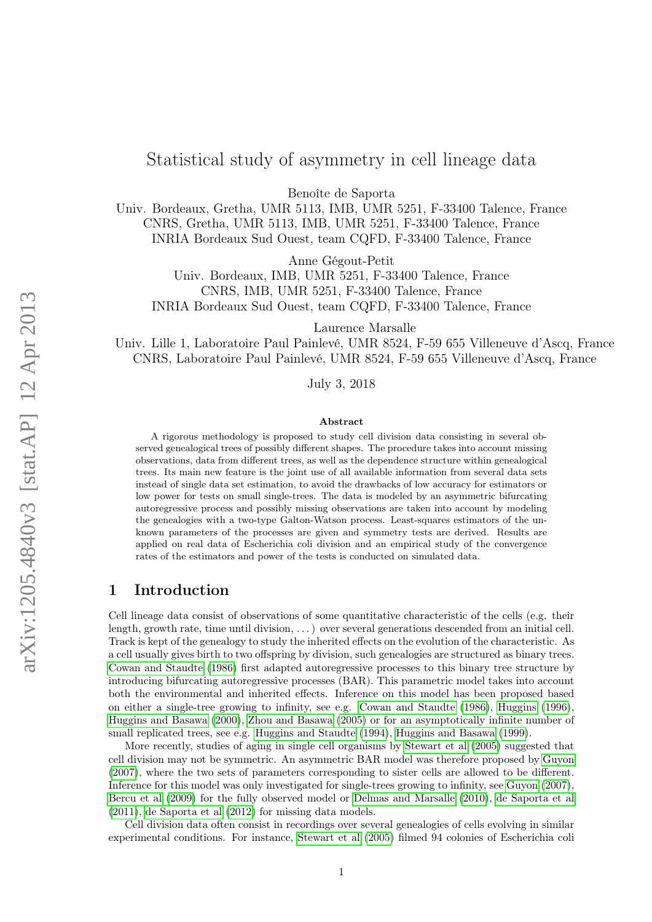# Statistical study of asymmetry in cell lineage data

Benoîte de Saporta
Univ. Bordeaux, Gretha, UMR 5113, IMB, UMR 5251, F-33400 Talence, France
CNRS, Gretha, UMR 5113, IMB, UMR 5251, F-33400 Talence, France
INRIA Bordeaux Sud Ouest, team CQFD, F-33400 Talence, France

Anne Gégout-Petit
Univ. Bordeaux, IMB, UMR 5251, F-33400 Talence, France
CNRS, IMB, UMR 5251, F-33400 Talence, France
INRIA Bordeaux Sud Ouest, team CQFD, F-33400 Talence, France

Laurence Marsalle
Univ. Lille 1, Laboratoire Paul Painlevé, UMR 8524, F-59 655 Villeneuve d'Ascq, France
CNRS, Laboratoire Paul Painlevé, UMR 8524, F-59 655 Villeneuve d'Ascq, France

July 3, 2018

## Abstract

A rigorous methodology is proposed to study cell division data consisting in several observed genealogical trees of possibly different shapes. The procedure takes into account missing observations, data from different trees, as well as the dependence structure within genealogical trees. Its main new feature is the joint use of all available information from several data sets instead of single data set estimation, to avoid the drawbacks of low accuracy for estimators or low power for tests on small single-trees. The data is modeled by an asymmetric bifurcating autoregressive process and possibly missing observations are taken into account by modeling the genealogies with a two-type Galton-Watson process. Least-squares estimators of the unknown parameters of the processes are given and symmetry tests are derived. Results are applied on real data of Escherichia coli division and an empirical study of the convergence rates of the estimators and power of the tests is conducted on simulated data.

## 1 Introduction

Cell lineage data consist of observations of some quantitative characteristic of the cells (e.g. their length, growth rate, time until division, ...) over several generations descended from an initial cell. Track is kept of the genealogy to study the inherited effects on the evolution of the characteristic. As a cell usually gives birth to two offspring by division, such genealogies are structured as binary trees. Cowan and Staudte (1986) first adapted autoregressive processes to this binary tree structure by introducing bifurcating autoregressive processes (BAR). This parametric model takes into account both the environmental and inherited effects. Inference on this model has been proposed based on either a single-tree growing to infinity, see e.g. Cowan and Staudte (1986), Huggins (1996), Huggins and Basawa (2000), Zhou and Basawa (2005) or for an asymptotically infinite number of small replicated trees, see e.g. Huggins and Staudte (1994), Huggins and Basawa (1999).

More recently, studies of aging in single cell organisms by Stewart et al (2005) suggested that cell division may not be symmetric. An asymmetric BAR model was therefore proposed by Guyon (2007), where the two sets of parameters corresponding to sister cells are allowed to be different. Inference for this model was only investigated for single-trees growing to infinity, see Guyon (2007), Bercu et al (2009) for the fully observed model or Delmas and Marsalle (2010), de Saporta et al (2011), de Saporta et al (2012) for missing data models.

Cell division data often consist in recordings over several genealogies of cells evolving in similar experimental conditions. For instance, Stewart et al (2005) filmed 94 colonies of Escherichia coli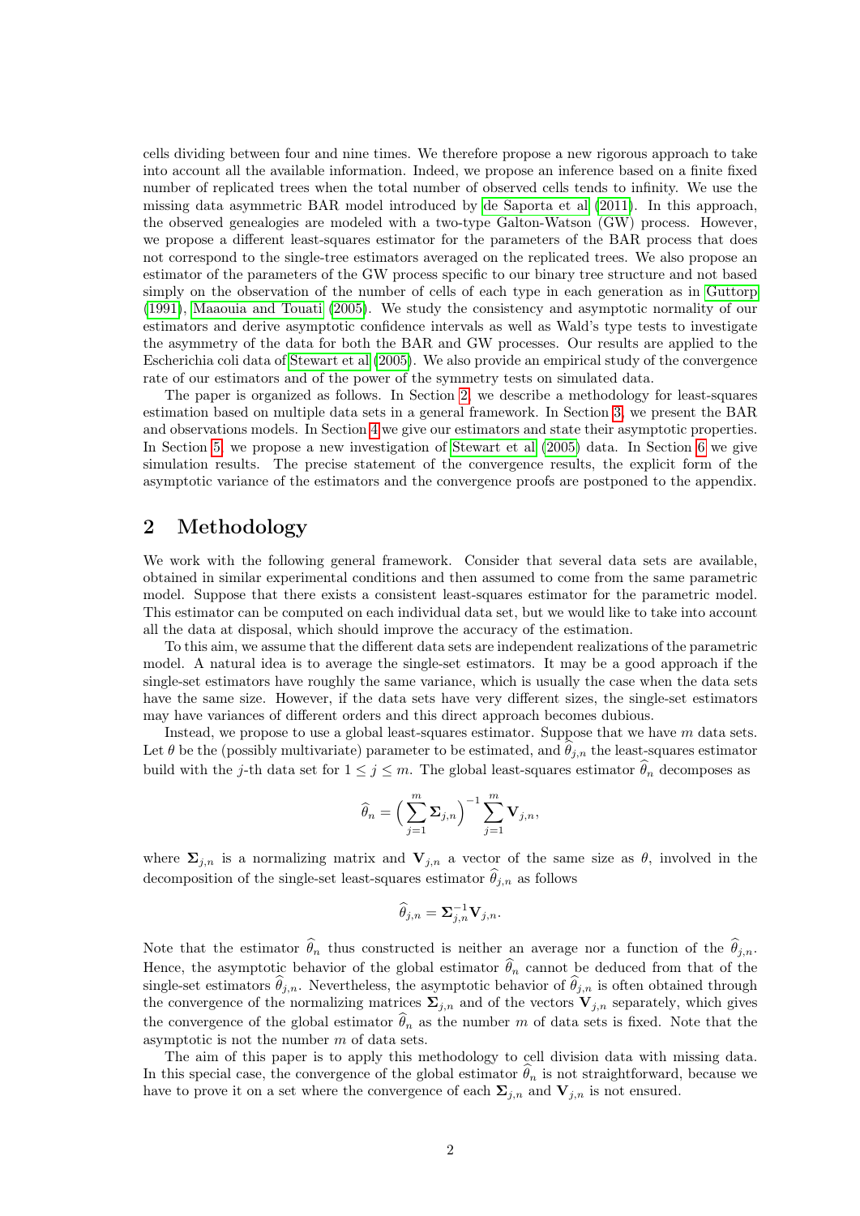cells dividing between four and nine times. We therefore propose a new rigorous approach to take into account all the available information. Indeed, we propose an inference based on a finite fixed number of replicated trees when the total number of observed cells tends to infinity. We use the missing data asymmetric BAR model introduced by de Saporta et al (2011). In this approach, the observed genealogies are modeled with a two-type Galton-Watson (GW) process. However, we propose a different least-squares estimator for the parameters of the BAR process that does not correspond to the single-tree estimators averaged on the replicated trees. We also propose an estimator of the parameters of the GW process specific to our binary tree structure and not based simply on the observation of the number of cells of each type in each generation as in Guttorp (1991), Maaouia and Touati (2005). We study the consistency and asymptotic normality of our estimators and derive asymptotic confidence intervals as well as Wald's type tests to investigate the asymmetry of the data for both the BAR and GW processes. Our results are applied to the Escherichia coli data of Stewart et al (2005). We also provide an empirical study of the convergence rate of our estimators and of the power of the symmetry tests on simulated data.

The paper is organized as follows. In Section 2, we describe a methodology for least-squares estimation based on multiple data sets in a general framework. In Section 3, we present the BAR and observations models. In Section 4 we give our estimators and state their asymptotic properties. In Section 5, we propose a new investigation of Stewart et al (2005) data. In Section 6 we give simulation results. The precise statement of the convergence results, the explicit form of the asymptotic variance of the estimators and the convergence proofs are postponed to the appendix.

## 2 Methodology

We work with the following general framework. Consider that several data sets are available, obtained in similar experimental conditions and then assumed to come from the same parametric model. Suppose that there exists a consistent least-squares estimator for the parametric model. This estimator can be computed on each individual data set, but we would like to take into account all the data at disposal, which should improve the accuracy of the estimation.

To this aim, we assume that the different data sets are independent realizations of the parametric model. A natural idea is to average the single-set estimators. It may be a good approach if the single-set estimators have roughly the same variance, which is usually the case when the data sets have the same size. However, if the data sets have very different sizes, the single-set estimators may have variances of different orders and this direct approach becomes dubious.

Instead, we propose to use a global least-squares estimator. Suppose that we have $m$ data sets. Let $\theta$ be the (possibly multivariate) parameter to be estimated, and $\widehat{\theta}_{j,n}$ the least-squares estimator build with the $j$-th data set for $1 \leq j \leq m$. The global least-squares estimator $\widehat{\theta}_n$ decomposes as

$$\widehat{\theta}_n = \Big( \sum_{j=1}^{m} \mathbf{\Sigma}_{j,n} \Big)^{-1} \sum_{j=1}^{m} \mathbf{V}_{j,n},$$

where $\mathbf{\Sigma}_{j,n}$ is a normalizing matrix and $\mathbf{V}_{j,n}$ a vector of the same size as $\theta$, involved in the decomposition of the single-set least-squares estimator $\widehat{\theta}_{j,n}$ as follows

$$\widehat{\theta}_{j,n} = \mathbf{\Sigma}_{j,n}^{-1} \mathbf{V}_{j,n}.$$

Note that the estimator $\widehat{\theta}_n$ thus constructed is neither an average nor a function of the $\widehat{\theta}_{j,n}$. Hence, the asymptotic behavior of the global estimator $\widehat{\theta}_n$ cannot be deduced from that of the single-set estimators $\widehat{\theta}_{j,n}$. Nevertheless, the asymptotic behavior of $\widehat{\theta}_{j,n}$ is often obtained through the convergence of the normalizing matrices $\mathbf{\Sigma}_{j,n}$ and of the vectors $\mathbf{V}_{j,n}$ separately, which gives the convergence of the global estimator $\widehat{\theta}_n$ as the number $m$ of data sets is fixed. Note that the asymptotic is not the number $m$ of data sets.

The aim of this paper is to apply this methodology to cell division data with missing data. In this special case, the convergence of the global estimator $\widehat{\theta}_n$ is not straightforward, because we have to prove it on a set where the convergence of each $\mathbf{\Sigma}_{j,n}$ and $\mathbf{V}_{j,n}$ is not ensured.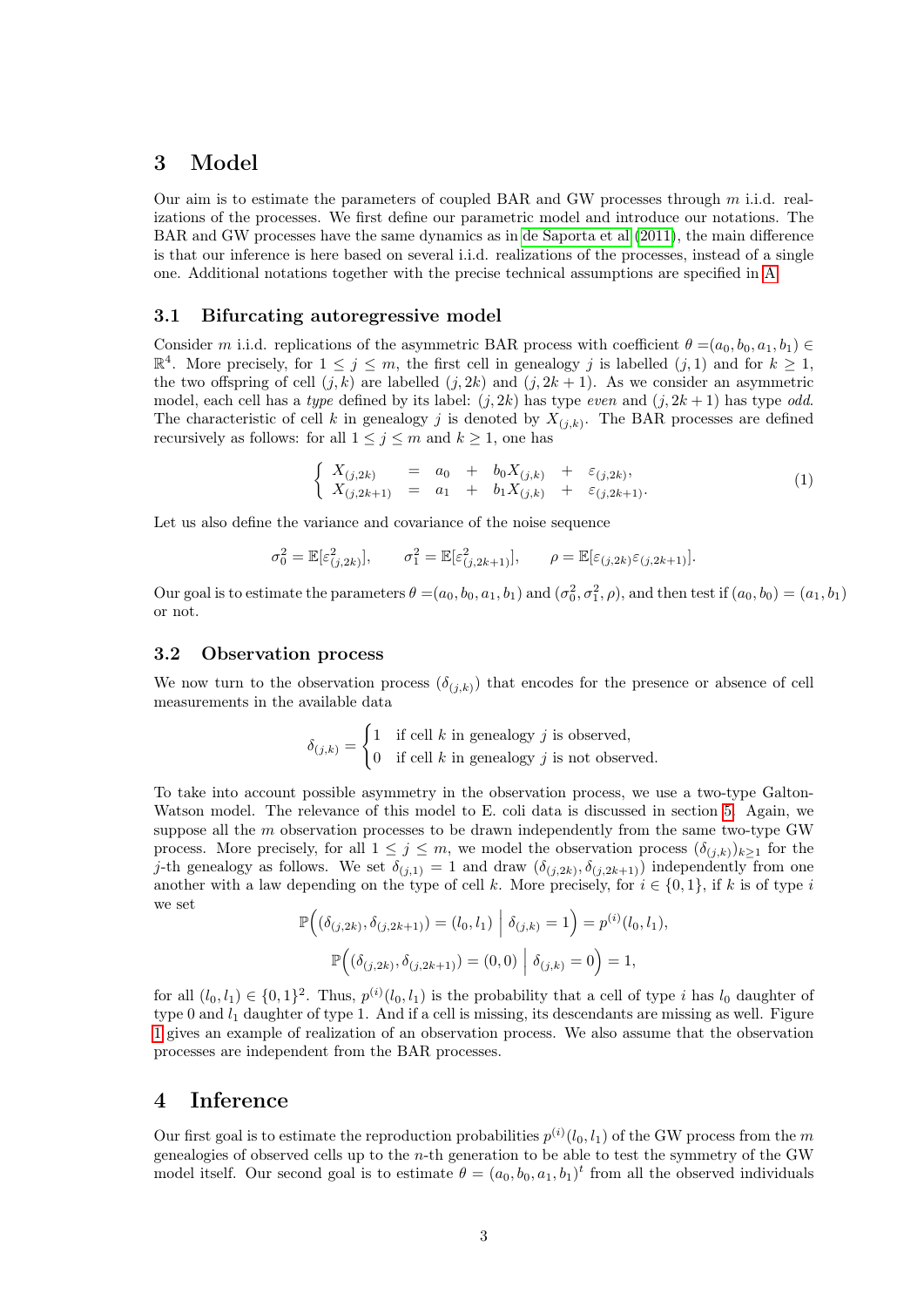# 3 Model

Our aim is to estimate the parameters of coupled BAR and GW processes through $m$ i.i.d. realizations of the processes. We first define our parametric model and introduce our notations. The BAR and GW processes have the same dynamics as in de Saporta et al (2011), the main difference is that our inference is here based on several i.i.d. realizations of the processes, instead of a single one. Additional notations together with the precise technical assumptions are specified in A.

## 3.1 Bifurcating autoregressive model

Consider $m$ i.i.d. replications of the asymmetric BAR process with coefficient $\theta = (a_0, b_0, a_1, b_1) \in \mathbb{R}^4$. More precisely, for $1 \leq j \leq m$, the first cell in genealogy $j$ is labelled $(j, 1)$ and for $k \geq 1$, the two offspring of cell $(j, k)$ are labelled $(j, 2k)$ and $(j, 2k+1)$. As we consider an asymmetric model, each cell has a *type* defined by its label: $(j, 2k)$ has type *even* and $(j, 2k+1)$ has type *odd*. The characteristic of cell $k$ in genealogy $j$ is denoted by $X_{(j,k)}$. The BAR processes are defined recursively as follows: for all $1 \leq j \leq m$ and $k \geq 1$, one has

$$
\begin{cases} X_{(j,2k)} &= a_0 + b_0 X_{(j,k)} + \varepsilon_{(j,2k)}, \\ X_{(j,2k+1)} &= a_1 + b_1 X_{(j,k)} + \varepsilon_{(j,2k+1)}. \end{cases} \tag{1}
$$

Let us also define the variance and covariance of the noise sequence

$$
\sigma_0^2 = \mathbb{E}[\varepsilon_{(j,2k)}^2], \qquad \sigma_1^2 = \mathbb{E}[\varepsilon_{(j,2k+1)}^2], \qquad \rho = \mathbb{E}[\varepsilon_{(j,2k)}\varepsilon_{(j,2k+1)}].
$$

Our goal is to estimate the parameters $\theta = (a_0, b_0, a_1, b_1)$ and $(\sigma_0^2, \sigma_1^2, \rho)$, and then test if $(a_0, b_0) = (a_1, b_1)$ or not.

## 3.2 Observation process

We now turn to the observation process $(\delta_{(j,k)})$ that encodes for the presence or absence of cell measurements in the available data

$$
\delta_{(j,k)} = \begin{cases} 1 & \text{if cell } k \text{ in genealogy } j \text{ is observed,} \\ 0 & \text{if cell } k \text{ in genealogy } j \text{ is not observed.} \end{cases}
$$

To take into account possible asymmetry in the observation process, we use a two-type Galton-Watson model. The relevance of this model to E. coli data is discussed in section 5. Again, we suppose all the $m$ observation processes to be drawn independently from the same two-type GW process. More precisely, for all $1 \leq j \leq m$, we model the observation process $(\delta_{(j,k)})_{k \geq 1}$ for the $j$-th genealogy as follows. We set $\delta_{(j,1)} = 1$ and draw $(\delta_{(j,2k)}, \delta_{(j,2k+1)})$ independently from one another with a law depending on the type of cell $k$. More precisely, for $i \in \{0, 1\}$, if $k$ is of type $i$ we set

$$
\mathbb{P}\Big((\delta_{(j,2k)}, \delta_{(j,2k+1)}) = (l_0, l_1) \;\Big|\; \delta_{(j,k)} = 1\Big) = p^{(i)}(l_0, l_1),
$$

$$
\mathbb{P}\Big((\delta_{(j,2k)}, \delta_{(j,2k+1)}) = (0, 0) \;\Big|\; \delta_{(j,k)} = 0\Big) = 1,
$$

for all $(l_0, l_1) \in \{0, 1\}^2$. Thus, $p^{(i)}(l_0, l_1)$ is the probability that a cell of type $i$ has $l_0$ daughter of type 0 and $l_1$ daughter of type 1. And if a cell is missing, its descendants are missing as well. Figure 1 gives an example of realization of an observation process. We also assume that the observation processes are independent from the BAR processes.

# 4 Inference

Our first goal is to estimate the reproduction probabilities $p^{(i)}(l_0, l_1)$ of the GW process from the $m$ genealogies of observed cells up to the $n$-th generation to be able to test the symmetry of the GW model itself. Our second goal is to estimate $\theta = (a_0, b_0, a_1, b_1)^t$ from all the observed individuals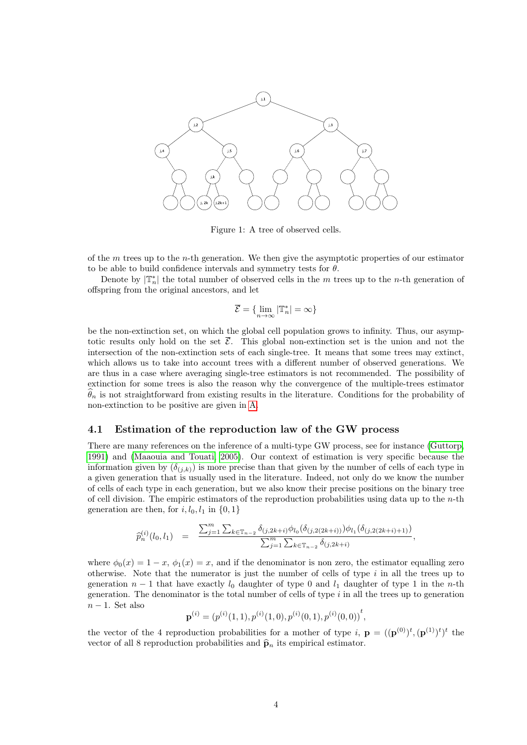Figure 1: A tree of observed cells.

of the $m$ trees up to the $n$-th generation. We then give the asymptotic properties of our estimator to be able to build confidence intervals and symmetry tests for $\theta$.

Denote by $|\mathbb{T}_n^*|$ the total number of observed cells in the $m$ trees up to the $n$-th generation of offspring from the original ancestors, and let

$$\overline{\mathcal{E}} = \{\lim_{n\to\infty} |\mathbb{T}_n^*| = \infty\}$$

be the non-extinction set, on which the global cell population grows to infinity. Thus, our asymptotic results only hold on the set $\overline{\mathcal{E}}$. This global non-extinction set is the union and not the intersection of the non-extinction sets of each single-tree. It means that some trees may extinct, which allows us to take into account trees with a different number of observed generations. We are thus in a case where averaging single-tree estimators is not recommended. The possibility of extinction for some trees is also the reason why the convergence of the multiple-trees estimator $\widehat{\theta}_n$ is not straightforward from existing results in the literature. Conditions for the probability of non-extinction to be positive are given in A.

## 4.1 Estimation of the reproduction law of the GW process

There are many references on the inference of a multi-type GW process, see for instance (Guttorp, 1991) and (Maaouia and Touati, 2005). Our context of estimation is very specific because the information given by $(\delta_{(j,k)})$ is more precise than that given by the number of cells of each type in a given generation that is usually used in the literature. Indeed, not only do we know the number of cells of each type in each generation, but we also know their precise positions on the binary tree of cell division. The empiric estimators of the reproduction probabilities using data up to the $n$-th generation are then, for $i, l_0, l_1$ in $\{0, 1\}$

$$\widehat{p}_n^{(i)}(l_0, l_1) = \frac{\sum_{j=1}^m \sum_{k\in\mathbb{T}_{n-2}} \delta_{(j,2k+i)} \phi_{l_0}(\delta_{(j,2(2k+i))}) \phi_{l_1}(\delta_{(j,2(2k+i)+1)})}{\sum_{j=1}^m \sum_{k\in\mathbb{T}_{n-2}} \delta_{(j,2k+i)}},$$

where $\phi_0(x) = 1-x$, $\phi_1(x) = x$, and if the denominator is non zero, the estimator equalling zero otherwise. Note that the numerator is just the number of cells of type $i$ in all the trees up to generation $n-1$ that have exactly $l_0$ daughter of type 0 and $l_1$ daughter of type 1 in the $n$-th generation. The denominator is the total number of cells of type $i$ in all the trees up to generation $n-1$. Set also

$$\mathbf{p}^{(i)} = (p^{(i)}(1,1), p^{(i)}(1,0), p^{(i)}(0,1), p^{(i)}(0,0))^t,$$

the vector of the 4 reproduction probabilities for a mother of type $i$, $\mathbf{p} = ((\mathbf{p}^{(0)})^t, (\mathbf{p}^{(1)})^t)^t$ the vector of all 8 reproduction probabilities and $\widehat{\mathbf{p}}_n$ its empirical estimator.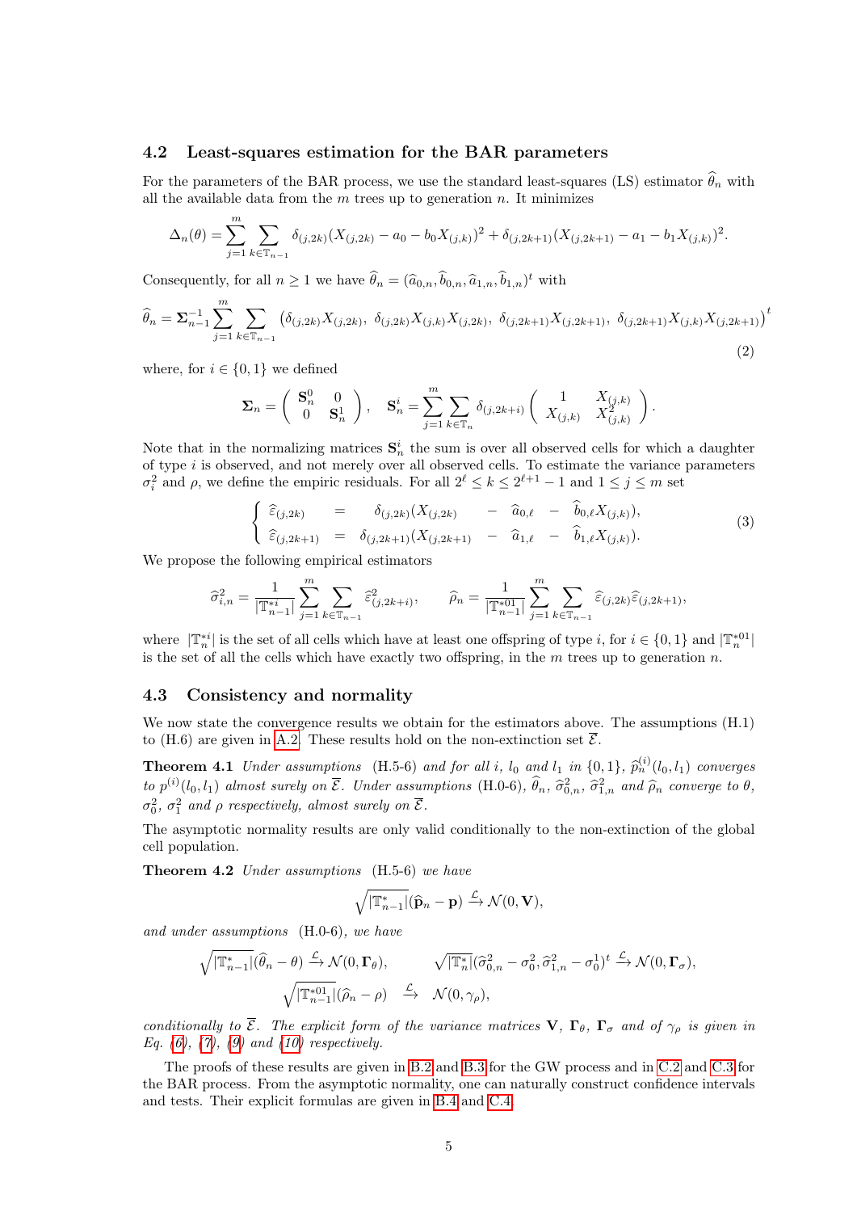### 4.2 Least-squares estimation for the BAR parameters

For the parameters of the BAR process, we use the standard least-squares (LS) estimator $\widehat{\theta}_n$ with all the available data from the $m$ trees up to generation $n$. It minimizes

$$\Delta_n(\theta) = \sum_{j=1}^{m} \sum_{k\in\mathbb{T}_{n-1}} \delta_{(j,2k)}(X_{(j,2k)} - a_0 - b_0 X_{(j,k)})^2 + \delta_{(j,2k+1)}(X_{(j,2k+1)} - a_1 - b_1 X_{(j,k)})^2.$$

Consequently, for all $n \geq 1$ we have $\widehat{\theta}_n = (\widehat{a}_{0,n}, \widehat{b}_{0,n}, \widehat{a}_{1,n}, \widehat{b}_{1,n})^t$ with

$$\widehat{\theta}_n = \mathbf{\Sigma}_{n-1}^{-1} \sum_{j=1}^{m} \sum_{k\in\mathbb{T}_{n-1}} \left(\delta_{(j,2k)} X_{(j,2k)},\ \delta_{(j,2k)} X_{(j,k)} X_{(j,2k)},\ \delta_{(j,2k+1)} X_{(j,2k+1)},\ \delta_{(j,2k+1)} X_{(j,k)} X_{(j,2k+1)}\right)^t \tag{2}$$

where, for $i \in \{0,1\}$ we defined

$$\mathbf{\Sigma}_n = \begin{pmatrix} \mathbf{S}_n^0 & 0 \\ 0 & \mathbf{S}_n^1 \end{pmatrix}, \quad \mathbf{S}_n^i = \sum_{j=1}^{m} \sum_{k\in\mathbb{T}_n} \delta_{(j,2k+i)} \begin{pmatrix} 1 & X_{(j,k)} \\ X_{(j,k)} & X_{(j,k)}^2 \end{pmatrix}.$$

Note that in the normalizing matrices $\mathbf{S}_n^i$ the sum is over all observed cells for which a daughter of type $i$ is observed, and not merely over all observed cells. To estimate the variance parameters $\sigma_i^2$ and $\rho$, we define the empiric residuals. For all $2^\ell \leq k \leq 2^{\ell+1}-1$ and $1 \leq j \leq m$ set

$$\begin{cases} \widehat{\varepsilon}_{(j,2k)} = \delta_{(j,2k)}(X_{(j,2k)} - \widehat{a}_{0,\ell} - \widehat{b}_{0,\ell} X_{(j,k)}), \\ \widehat{\varepsilon}_{(j,2k+1)} = \delta_{(j,2k+1)}(X_{(j,2k+1)} - \widehat{a}_{1,\ell} - \widehat{b}_{1,\ell} X_{(j,k)}). \end{cases} \tag{3}$$

We propose the following empirical estimators

$$\widehat{\sigma}_{i,n}^2 = \frac{1}{|\mathbb{T}_{n-1}^{*i}|} \sum_{j=1}^{m} \sum_{k\in\mathbb{T}_{n-1}} \widehat{\varepsilon}_{(j,2k+i)}^2, \qquad \widehat{\rho}_n = \frac{1}{|\mathbb{T}_{n-1}^{*01}|} \sum_{j=1}^{m} \sum_{k\in\mathbb{T}_{n-1}} \widehat{\varepsilon}_{(j,2k)} \widehat{\varepsilon}_{(j,2k+1)},$$

where $|\mathbb{T}_n^{*i}|$ is the set of all cells which have at least one offspring of type $i$, for $i \in \{0,1\}$ and $|\mathbb{T}_n^{*01}|$ is the set of all the cells which have exactly two offspring, in the $m$ trees up to generation $n$.

### 4.3 Consistency and normality

We now state the convergence results we obtain for the estimators above. The assumptions (H.1) to (H.6) are given in A.2. These results hold on the non-extinction set $\overline{\mathcal{E}}$.

**Theorem 4.1** *Under assumptions (H.5-6) and for all $i$, $l_0$ and $l_1$ in $\{0,1\}$, $\widehat{p}_n^{(i)}(l_0,l_1)$ converges to $p^{(i)}(l_0,l_1)$ almost surely on $\overline{\mathcal{E}}$. Under assumptions (H.0-6), $\widehat{\theta}_n$, $\widehat{\sigma}_{0,n}^2$, $\widehat{\sigma}_{1,n}^2$ and $\widehat{\rho}_n$ converge to $\theta$, $\sigma_0^2$, $\sigma_1^2$ and $\rho$ respectively, almost surely on $\overline{\mathcal{E}}$.*

The asymptotic normality results are only valid conditionally to the non-extinction of the global cell population.

**Theorem 4.2** *Under assumptions (H.5-6) we have*

$$\sqrt{|\mathbb{T}_{n-1}^*|}(\widehat{\mathbf{p}}_n - \mathbf{p}) \xrightarrow{\mathcal{L}} \mathcal{N}(0, \mathbf{V}),$$

*and under assumptions (H.0-6), we have*

$$\sqrt{|\mathbb{T}_{n-1}^*|}(\widehat{\theta}_n - \theta) \xrightarrow{\mathcal{L}} \mathcal{N}(0, \mathbf{\Gamma}_\theta), \qquad \sqrt{|\mathbb{T}_n^*|}(\widehat{\sigma}_{0,n}^2 - \sigma_0^2, \widehat{\sigma}_{1,n}^2 - \sigma_0^1)^t \xrightarrow{\mathcal{L}} \mathcal{N}(0, \mathbf{\Gamma}_\sigma),$$

$$\sqrt{|\mathbb{T}_{n-1}^{*01}|}(\widehat{\rho}_n - \rho) \xrightarrow{\mathcal{L}} \mathcal{N}(0, \gamma_\rho),$$

*conditionally to $\overline{\mathcal{E}}$. The explicit form of the variance matrices $\mathbf{V}$, $\mathbf{\Gamma}_\theta$, $\mathbf{\Gamma}_\sigma$ and of $\gamma_\rho$ is given in Eq. (6), (7), (9) and (10) respectively.*

The proofs of these results are given in B.2 and B.3 for the GW process and in C.2 and C.3 for the BAR process. From the asymptotic normality, one can naturally construct confidence intervals and tests. Their explicit formulas are given in B.4 and C.4.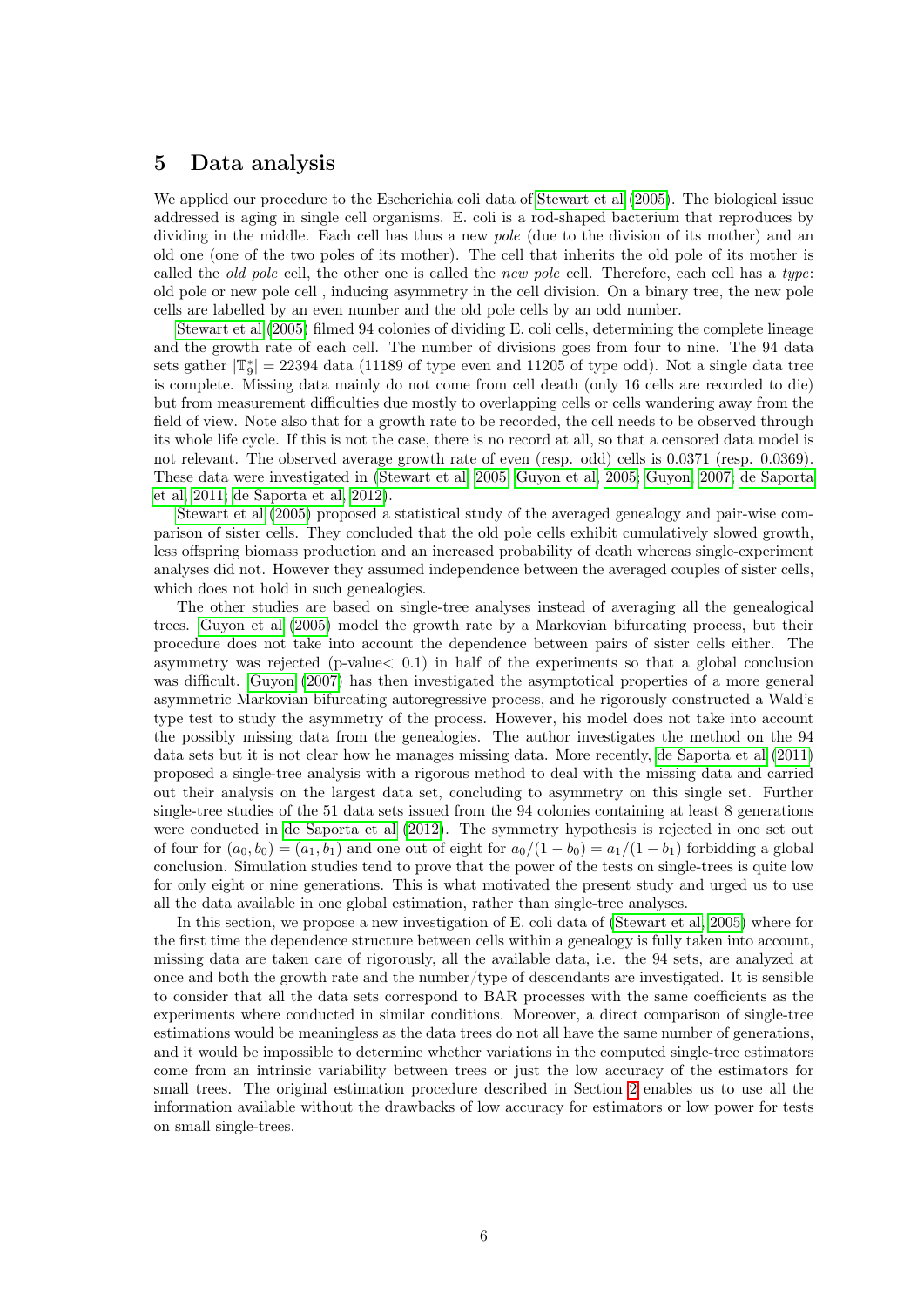## 5 Data analysis

We applied our procedure to the Escherichia coli data of Stewart et al (2005). The biological issue addressed is aging in single cell organisms. E. coli is a rod-shaped bacterium that reproduces by dividing in the middle. Each cell has thus a new *pole* (due to the division of its mother) and an old one (one of the two poles of its mother). The cell that inherits the old pole of its mother is called the *old pole* cell, the other one is called the *new pole* cell. Therefore, each cell has a *type*: old pole or new pole cell , inducing asymmetry in the cell division. On a binary tree, the new pole cells are labelled by an even number and the old pole cells by an odd number.

Stewart et al (2005) filmed 94 colonies of dividing E. coli cells, determining the complete lineage and the growth rate of each cell. The number of divisions goes from four to nine. The 94 data sets gather $|\mathbb{T}_9^*| = 22394$ data (11189 of type even and 11205 of type odd). Not a single data tree is complete. Missing data mainly do not come from cell death (only 16 cells are recorded to die) but from measurement difficulties due mostly to overlapping cells or cells wandering away from the field of view. Note also that for a growth rate to be recorded, the cell needs to be observed through its whole life cycle. If this is not the case, there is no record at all, so that a censored data model is not relevant. The observed average growth rate of even (resp. odd) cells is 0.0371 (resp. 0.0369). These data were investigated in (Stewart et al, 2005; Guyon et al, 2005; Guyon, 2007; de Saporta et al, 2011; de Saporta et al, 2012).

Stewart et al (2005) proposed a statistical study of the averaged genealogy and pair-wise comparison of sister cells. They concluded that the old pole cells exhibit cumulatively slowed growth, less offspring biomass production and an increased probability of death whereas single-experiment analyses did not. However they assumed independence between the averaged couples of sister cells, which does not hold in such genealogies.

The other studies are based on single-tree analyses instead of averaging all the genealogical trees. Guyon et al (2005) model the growth rate by a Markovian bifurcating process, but their procedure does not take into account the dependence between pairs of sister cells either. The asymmetry was rejected (p-value$<$ 0.1) in half of the experiments so that a global conclusion was difficult. Guyon (2007) has then investigated the asymptotical properties of a more general asymmetric Markovian bifurcating autoregressive process, and he rigorously constructed a Wald's type test to study the asymmetry of the process. However, his model does not take into account the possibly missing data from the genealogies. The author investigates the method on the 94 data sets but it is not clear how he manages missing data. More recently, de Saporta et al (2011) proposed a single-tree analysis with a rigorous method to deal with the missing data and carried out their analysis on the largest data set, concluding to asymmetry on this single set. Further single-tree studies of the 51 data sets issued from the 94 colonies containing at least 8 generations were conducted in de Saporta et al (2012). The symmetry hypothesis is rejected in one set out of four for $(a_0, b_0) = (a_1, b_1)$ and one out of eight for $a_0/(1-b_0) = a_1/(1-b_1)$ forbidding a global conclusion. Simulation studies tend to prove that the power of the tests on single-trees is quite low for only eight or nine generations. This is what motivated the present study and urged us to use all the data available in one global estimation, rather than single-tree analyses.

In this section, we propose a new investigation of E. coli data of (Stewart et al, 2005) where for the first time the dependence structure between cells within a genealogy is fully taken into account, missing data are taken care of rigorously, all the available data, i.e. the 94 sets, are analyzed at once and both the growth rate and the number/type of descendants are investigated. It is sensible to consider that all the data sets correspond to BAR processes with the same coefficients as the experiments where conducted in similar conditions. Moreover, a direct comparison of single-tree estimations would be meaningless as the data trees do not all have the same number of generations, and it would be impossible to determine whether variations in the computed single-tree estimators come from an intrinsic variability between trees or just the low accuracy of the estimators for small trees. The original estimation procedure described in Section 2 enables us to use all the information available without the drawbacks of low accuracy for estimators or low power for tests on small single-trees.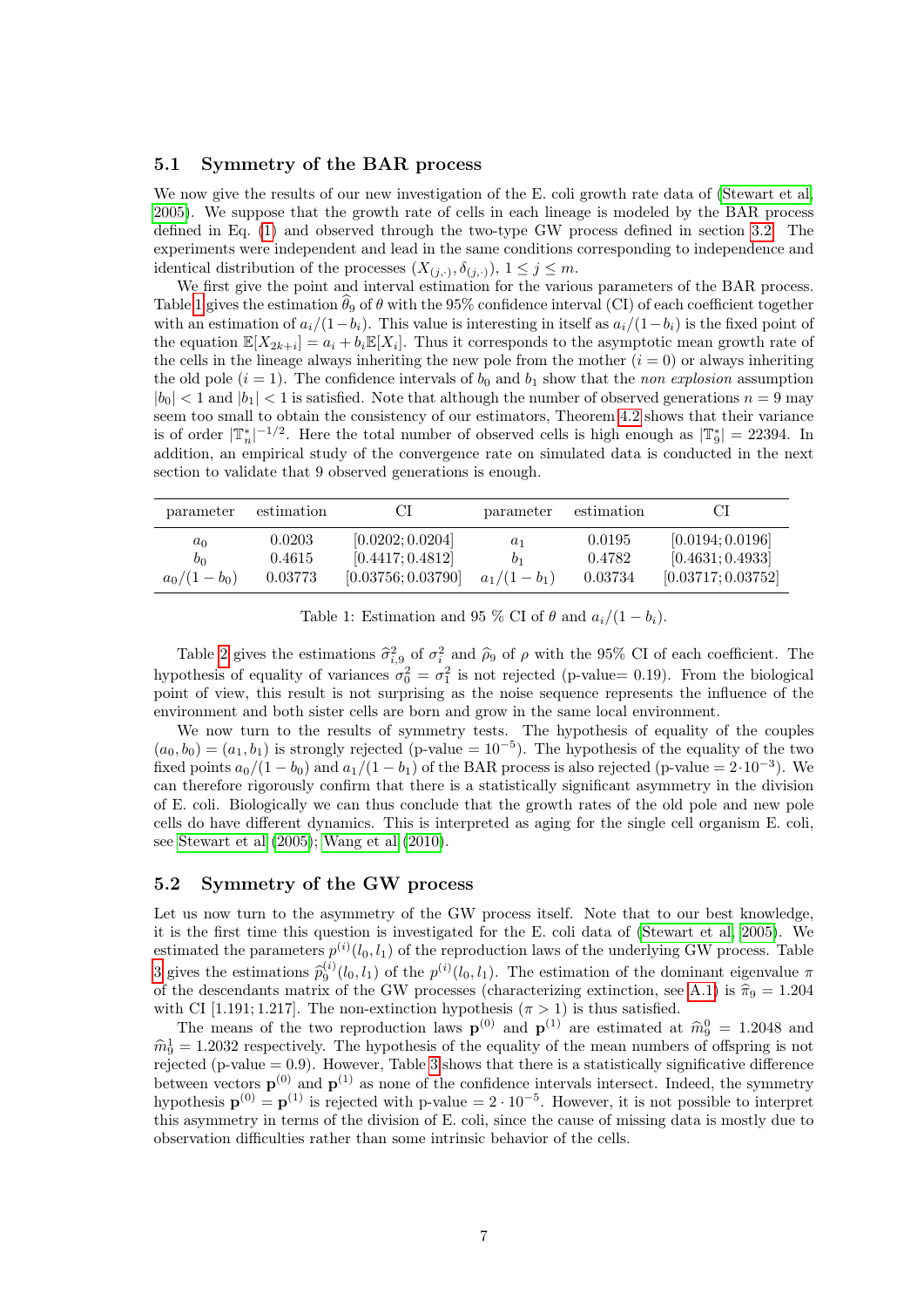### 5.1 Symmetry of the BAR process

We now give the results of our new investigation of the E. coli growth rate data of (Stewart et al, 2005). We suppose that the growth rate of cells in each lineage is modeled by the BAR process defined in Eq. (1) and observed through the two-type GW process defined in section 3.2. The experiments were independent and lead in the same conditions corresponding to independence and identical distribution of the processes $(X_{(j,\cdot)}, \delta_{(j,\cdot)})$, $1 \leq j \leq m$.

We first give the point and interval estimation for the various parameters of the BAR process. Table 1 gives the estimation $\widehat{\theta}_9$ of $\theta$ with the 95% confidence interval (CI) of each coefficient together with an estimation of $a_i/(1-b_i)$. This value is interesting in itself as $a_i/(1-b_i)$ is the fixed point of the equation $\mathbb{E}[X_{2k+i}] = a_i + b_i\mathbb{E}[X_i]$. Thus it corresponds to the asymptotic mean growth rate of the cells in the lineage always inheriting the new pole from the mother ($i = 0$) or always inheriting the old pole ($i = 1$). The confidence intervals of $b_0$ and $b_1$ show that the *non explosion* assumption $|b_0| < 1$ and $|b_1| < 1$ is satisfied. Note that although the number of observed generations $n = 9$ may seem too small to obtain the consistency of our estimators, Theorem 4.2 shows that their variance is of order $|\mathbb{T}^*_n|^{-1/2}$. Here the total number of observed cells is high enough as $|\mathbb{T}^*_9| = 22394$. In addition, an empirical study of the convergence rate on simulated data is conducted in the next section to validate that 9 observed generations is enough.

| parameter | estimation | CI | parameter | estimation | CI |
|---|---|---|---|---|---|
| $a_0$ | 0.0203 | $[0.0202; 0.0204]$ | $a_1$ | 0.0195 | $[0.0194; 0.0196]$ |
| $b_0$ | 0.4615 | $[0.4417; 0.4812]$ | $b_1$ | 0.4782 | $[0.4631; 0.4933]$ |
| $a_0/(1-b_0)$ | 0.03773 | $[0.03756; 0.03790]$ | $a_1/(1-b_1)$ | 0.03734 | $[0.03717; 0.03752]$ |

Table 1: Estimation and 95 % CI of $\theta$ and $a_i/(1-b_i)$.

Table 2 gives the estimations $\widehat{\sigma}^2_{i,9}$ of $\sigma^2_i$ and $\widehat{\rho}_9$ of $\rho$ with the 95% CI of each coefficient. The hypothesis of equality of variances $\sigma^2_0 = \sigma^2_1$ is not rejected (p-value= 0.19). From the biological point of view, this result is not surprising as the noise sequence represents the influence of the environment and both sister cells are born and grow in the same local environment.

We now turn to the results of symmetry tests. The hypothesis of equality of the couples $(a_0, b_0) = (a_1, b_1)$ is strongly rejected (p-value $= 10^{-5}$). The hypothesis of the equality of the two fixed points $a_0/(1-b_0)$ and $a_1/(1-b_1)$ of the BAR process is also rejected (p-value $= 2\cdot 10^{-3}$). We can therefore rigorously confirm that there is a statistically significant asymmetry in the division of E. coli. Biologically we can thus conclude that the growth rates of the old pole and new pole cells do have different dynamics. This is interpreted as aging for the single cell organism E. coli, see Stewart et al (2005); Wang et al (2010).

### 5.2 Symmetry of the GW process

Let us now turn to the asymmetry of the GW process itself. Note that to our best knowledge, it is the first time this question is investigated for the E. coli data of (Stewart et al, 2005). We estimated the parameters $p^{(i)}(l_0, l_1)$ of the reproduction laws of the underlying GW process. Table 3 gives the estimations $\widehat{p}^{(i)}_9(l_0, l_1)$ of the $p^{(i)}(l_0, l_1)$. The estimation of the dominant eigenvalue $\pi$ of the descendants matrix of the GW processes (characterizing extinction, see A.1) is $\widehat{\pi}_9 = 1.204$ with CI $[1.191; 1.217]$. The non-extinction hypothesis ($\pi > 1$) is thus satisfied.

The means of the two reproduction laws $\mathbf{p}^{(0)}$ and $\mathbf{p}^{(1)}$ are estimated at $\widehat{m}^0_9 = 1.2048$ and $\widehat{m}^1_9 = 1.2032$ respectively. The hypothesis of the equality of the mean numbers of offspring is not rejected (p-value $= 0.9$). However, Table 3 shows that there is a statistically significant difference between vectors $\mathbf{p}^{(0)}$ and $\mathbf{p}^{(1)}$ as none of the confidence intervals intersect. Indeed, the symmetry hypothesis $\mathbf{p}^{(0)} = \mathbf{p}^{(1)}$ is rejected with p-value $= 2\cdot 10^{-5}$. However, it is not possible to interpret this asymmetry in terms of the division of E. coli, since the cause of missing data is mostly due to observation difficulties rather than some intrinsic behavior of the cells.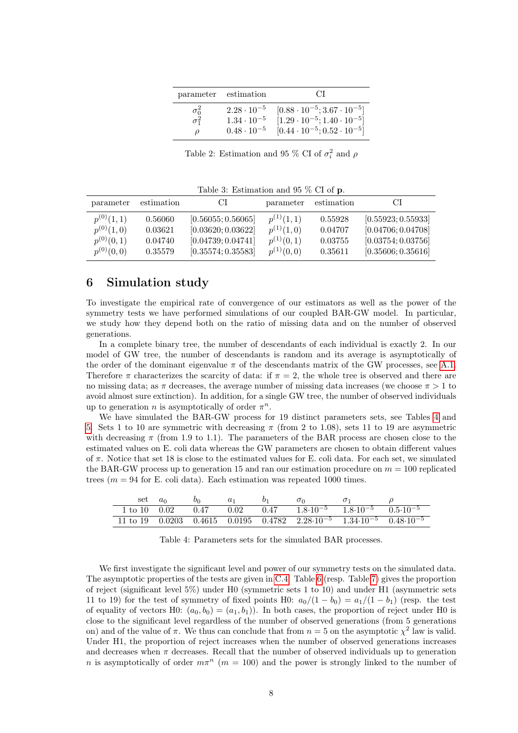| parameter | estimation | CI |
|---|---|---|
| $\sigma_0^2$ | $2.28 \cdot 10^{-5}$ | $[0.88 \cdot 10^{-5}; 3.67 \cdot 10^{-5}]$ |
| $\sigma_1^2$ | $1.34 \cdot 10^{-5}$ | $[1.29 \cdot 10^{-5}; 1.40 \cdot 10^{-5}]$ |
| $\rho$ | $0.48 \cdot 10^{-5}$ | $[0.44 \cdot 10^{-5}; 0.52 \cdot 10^{-5}]$ |

Table 2: Estimation and 95 % CI of $\sigma_i^2$ and $\rho$

Table 3: Estimation and 95 % CI of $\mathbf{p}$.

| parameter | estimation | CI | parameter | estimation | CI |
|---|---|---|---|---|---|
| $p^{(0)}(1,1)$ | 0.56060 | $[0.56055; 0.56065]$ | $p^{(1)}(1,1)$ | 0.55928 | $[0.55923; 0.55933]$ |
| $p^{(0)}(1,0)$ | 0.03621 | $[0.03620; 0.03622]$ | $p^{(1)}(1,0)$ | 0.04707 | $[0.04706; 0.04708]$ |
| $p^{(0)}(0,1)$ | 0.04740 | $[0.04739; 0.04741]$ | $p^{(1)}(0,1)$ | 0.03755 | $[0.03754; 0.03756]$ |
| $p^{(0)}(0,0)$ | 0.35579 | $[0.35574; 0.35583]$ | $p^{(1)}(0,0)$ | 0.35611 | $[0.35606; 0.35616]$ |

# 6 Simulation study

To investigate the empirical rate of convergence of our estimators as well as the power of the symmetry tests we have performed simulations of our coupled BAR-GW model. In particular, we study how they depend both on the ratio of missing data and on the number of observed generations.

In a complete binary tree, the number of descendants of each individual is exactly 2. In our model of GW tree, the number of descendants is random and its average is asymptotically of the order of the dominant eigenvalue $\pi$ of the descendants matrix of the GW processes, see A.1. Therefore $\pi$ characterizes the scarcity of data: if $\pi = 2$, the whole tree is observed and there are no missing data; as $\pi$ decreases, the average number of missing data increases (we choose $\pi > 1$ to avoid almost sure extinction). In addition, for a single GW tree, the number of observed individuals up to generation $n$ is asymptotically of order $\pi^n$.

We have simulated the BAR-GW process for 19 distinct parameters sets, see Tables 4 and 5. Sets 1 to 10 are symmetric with decreasing $\pi$ (from 2 to 1.08), sets 11 to 19 are asymmetric with decreasing $\pi$ (from 1.9 to 1.1). The parameters of the BAR process are chosen close to the estimated values on E. coli data whereas the GW parameters are chosen to obtain different values of $\pi$. Notice that set 18 is close to the estimated values for E. coli data. For each set, we simulated the BAR-GW process up to generation 15 and ran our estimation procedure on $m = 100$ replicated trees ($m = 94$ for E. coli data). Each estimation was repeated 1000 times.

| set | $a_0$ | $b_0$ | $a_1$ | $b_1$ | $\sigma_0$ | $\sigma_1$ | $\rho$ |
|---|---|---|---|---|---|---|---|
| 1 to 10 | 0.02 | 0.47 | 0.02 | 0.47 | $1.8 \cdot 10^{-5}$ | $1.8 \cdot 10^{-5}$ | $0.5 \cdot 10^{-5}$ |
| 11 to 19 | 0.0203 | 0.4615 | 0.0195 | 0.4782 | $2.28 \cdot 10^{-5}$ | $1.34 \cdot 10^{-5}$ | $0.48 \cdot 10^{-5}$ |

Table 4: Parameters sets for the simulated BAR processes.

We first investigate the significant level and power of our symmetry tests on the simulated data. The asymptotic properties of the tests are given in C.4. Table 6 (resp. Table 7) gives the proportion of reject (significant level 5%) under H0 (symmetric sets 1 to 10) and under H1 (asymmetric sets 11 to 19) for the test of symmetry of fixed points H0: $a_0/(1 - b_0) = a_1/(1 - b_1)$ (resp. the test of equality of vectors H0: $(a_0, b_0) = (a_1, b_1)$). In both cases, the proportion of reject under H0 is close to the significant level regardless of the number of observed generations (from 5 generations on) and of the value of $\pi$. We thus can conclude that from $n = 5$ on the asymptotic $\chi^2$ law is valid. Under H1, the proportion of reject increases when the number of observed generations increases and decreases when $\pi$ decreases. Recall that the number of observed individuals up to generation $n$ is asymptotically of order $m\pi^n$ ($m = 100$) and the power is strongly linked to the number of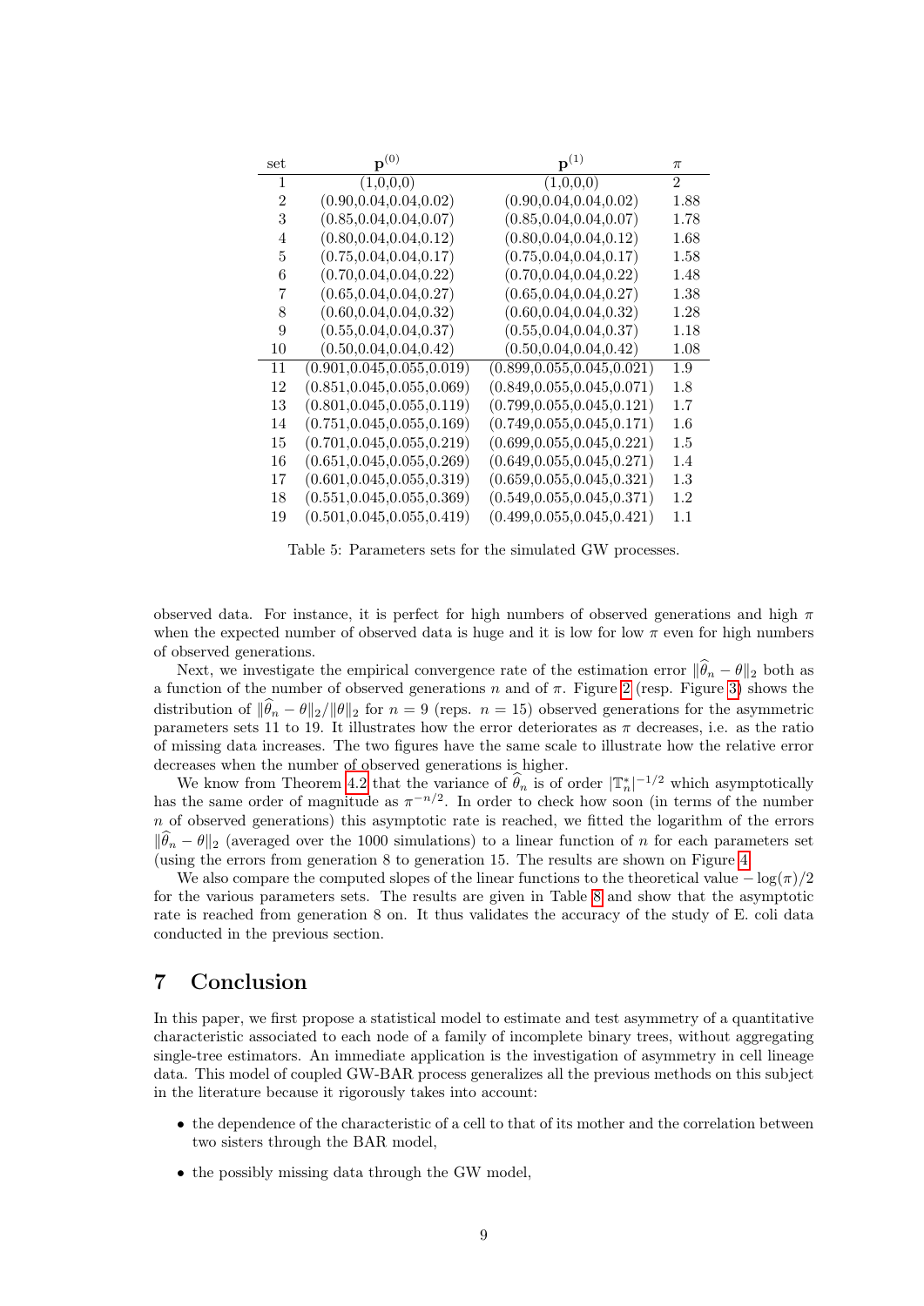| set | $\mathbf{p}^{(0)}$ | $\mathbf{p}^{(1)}$ | $\pi$ |
|---|---|---|---|
| 1 | (1,0,0,0) | (1,0,0,0) | 2 |
| 2 | (0.90,0.04,0.04,0.02) | (0.90,0.04,0.04,0.02) | 1.88 |
| 3 | (0.85,0.04,0.04,0.07) | (0.85,0.04,0.04,0.07) | 1.78 |
| 4 | (0.80,0.04,0.04,0.12) | (0.80,0.04,0.04,0.12) | 1.68 |
| 5 | (0.75,0.04,0.04,0.17) | (0.75,0.04,0.04,0.17) | 1.58 |
| 6 | (0.70,0.04,0.04,0.22) | (0.70,0.04,0.04,0.22) | 1.48 |
| 7 | (0.65,0.04,0.04,0.27) | (0.65,0.04,0.04,0.27) | 1.38 |
| 8 | (0.60,0.04,0.04,0.32) | (0.60,0.04,0.04,0.32) | 1.28 |
| 9 | (0.55,0.04,0.04,0.37) | (0.55,0.04,0.04,0.37) | 1.18 |
| 10 | (0.50,0.04,0.04,0.42) | (0.50,0.04,0.04,0.42) | 1.08 |
| 11 | (0.901,0.045,0.055,0.019) | (0.899,0.055,0.045,0.021) | 1.9 |
| 12 | (0.851,0.045,0.055,0.069) | (0.849,0.055,0.045,0.071) | 1.8 |
| 13 | (0.801,0.045,0.055,0.119) | (0.799,0.055,0.045,0.121) | 1.7 |
| 14 | (0.751,0.045,0.055,0.169) | (0.749,0.055,0.045,0.171) | 1.6 |
| 15 | (0.701,0.045,0.055,0.219) | (0.699,0.055,0.045,0.221) | 1.5 |
| 16 | (0.651,0.045,0.055,0.269) | (0.649,0.055,0.045,0.271) | 1.4 |
| 17 | (0.601,0.045,0.055,0.319) | (0.659,0.055,0.045,0.321) | 1.3 |
| 18 | (0.551,0.045,0.055,0.369) | (0.549,0.055,0.045,0.371) | 1.2 |
| 19 | (0.501,0.045,0.055,0.419) | (0.499,0.055,0.045,0.421) | 1.1 |

Table 5: Parameters sets for the simulated GW processes.

observed data. For instance, it is perfect for high numbers of observed generations and high $\pi$ when the expected number of observed data is huge and it is low for low $\pi$ even for high numbers of observed generations.

Next, we investigate the empirical convergence rate of the estimation error $\|\widehat{\theta}_n - \theta\|_2$ both as a function of the number of observed generations $n$ and of $\pi$. Figure 2 (resp. Figure 3) shows the distribution of $\|\widehat{\theta}_n - \theta\|_2/\|\theta\|_2$ for $n = 9$ (reps. $n = 15$) observed generations for the asymmetric parameters sets 11 to 19. It illustrates how the error deteriorates as $\pi$ decreases, i.e. as the ratio of missing data increases. The two figures have the same scale to illustrate how the relative error decreases when the number of observed generations is higher.

We know from Theorem 4.2 that the variance of $\widehat{\theta}_n$ is of order $|\mathbb{T}_n^*|^{-1/2}$ which asymptotically has the same order of magnitude as $\pi^{-n/2}$. In order to check how soon (in terms of the number $n$ of observed generations) this asymptotic rate is reached, we fitted the logarithm of the errors $\|\widehat{\theta}_n - \theta\|_2$ (averaged over the 1000 simulations) to a linear function of $n$ for each parameters set (using the errors from generation 8 to generation 15. The results are shown on Figure 4.

We also compare the computed slopes of the linear functions to the theoretical value $-\log(\pi)/2$ for the various parameters sets. The results are given in Table 8 and show that the asymptotic rate is reached from generation 8 on. It thus validates the accuracy of the study of E. coli data conducted in the previous section.

## 7 Conclusion

In this paper, we first propose a statistical model to estimate and test asymmetry of a quantitative characteristic associated to each node of a family of incomplete binary trees, without aggregating single-tree estimators. An immediate application is the investigation of asymmetry in cell lineage data. This model of coupled GW-BAR process generalizes all the previous methods on this subject in the literature because it rigorously takes into account:

- the dependence of the characteristic of a cell to that of its mother and the correlation between two sisters through the BAR model,
- the possibly missing data through the GW model,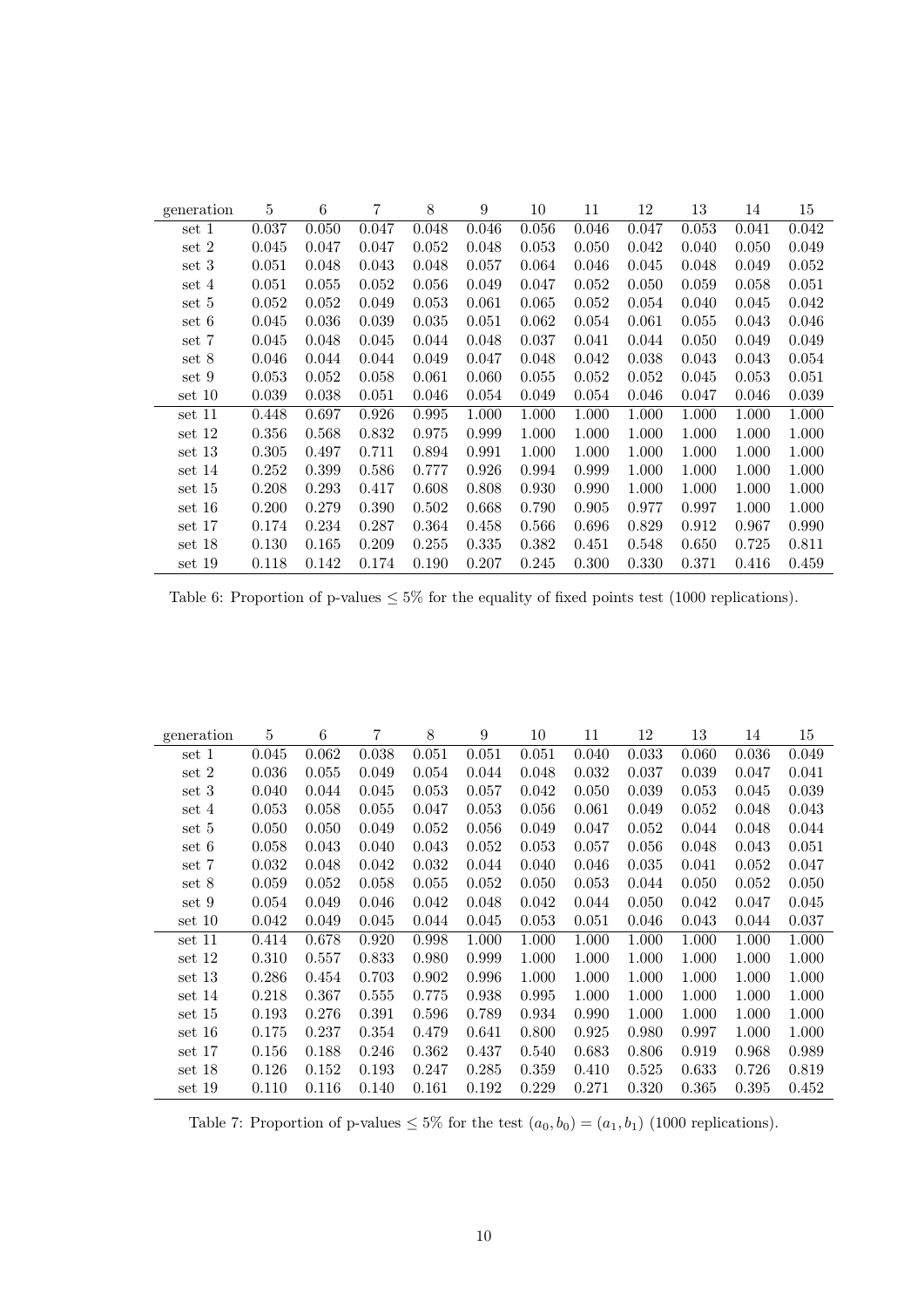| generation | 5 | 6 | 7 | 8 | 9 | 10 | 11 | 12 | 13 | 14 | 15 |
|---|---|---|---|---|---|---|---|---|---|---|---|
| set 1 | 0.037 | 0.050 | 0.047 | 0.048 | 0.046 | 0.056 | 0.046 | 0.047 | 0.053 | 0.041 | 0.042 |
| set 2 | 0.045 | 0.047 | 0.047 | 0.052 | 0.048 | 0.053 | 0.050 | 0.042 | 0.040 | 0.050 | 0.049 |
| set 3 | 0.051 | 0.048 | 0.043 | 0.048 | 0.057 | 0.064 | 0.046 | 0.045 | 0.048 | 0.049 | 0.052 |
| set 4 | 0.051 | 0.055 | 0.052 | 0.056 | 0.049 | 0.047 | 0.052 | 0.050 | 0.059 | 0.058 | 0.051 |
| set 5 | 0.052 | 0.052 | 0.049 | 0.053 | 0.061 | 0.065 | 0.052 | 0.054 | 0.040 | 0.045 | 0.042 |
| set 6 | 0.045 | 0.036 | 0.039 | 0.035 | 0.051 | 0.062 | 0.054 | 0.061 | 0.055 | 0.043 | 0.046 |
| set 7 | 0.045 | 0.048 | 0.045 | 0.044 | 0.048 | 0.037 | 0.041 | 0.044 | 0.050 | 0.049 | 0.049 |
| set 8 | 0.046 | 0.044 | 0.044 | 0.049 | 0.047 | 0.048 | 0.042 | 0.038 | 0.043 | 0.043 | 0.054 |
| set 9 | 0.053 | 0.052 | 0.058 | 0.061 | 0.060 | 0.055 | 0.052 | 0.052 | 0.045 | 0.053 | 0.051 |
| set 10 | 0.039 | 0.038 | 0.051 | 0.046 | 0.054 | 0.049 | 0.054 | 0.046 | 0.047 | 0.046 | 0.039 |
| set 11 | 0.448 | 0.697 | 0.926 | 0.995 | 1.000 | 1.000 | 1.000 | 1.000 | 1.000 | 1.000 | 1.000 |
| set 12 | 0.356 | 0.568 | 0.832 | 0.975 | 0.999 | 1.000 | 1.000 | 1.000 | 1.000 | 1.000 | 1.000 |
| set 13 | 0.305 | 0.497 | 0.711 | 0.894 | 0.991 | 1.000 | 1.000 | 1.000 | 1.000 | 1.000 | 1.000 |
| set 14 | 0.252 | 0.399 | 0.586 | 0.777 | 0.926 | 0.994 | 0.999 | 1.000 | 1.000 | 1.000 | 1.000 |
| set 15 | 0.208 | 0.293 | 0.417 | 0.608 | 0.808 | 0.930 | 0.990 | 1.000 | 1.000 | 1.000 | 1.000 |
| set 16 | 0.200 | 0.279 | 0.390 | 0.502 | 0.668 | 0.790 | 0.905 | 0.977 | 0.997 | 1.000 | 1.000 |
| set 17 | 0.174 | 0.234 | 0.287 | 0.364 | 0.458 | 0.566 | 0.696 | 0.829 | 0.912 | 0.967 | 0.990 |
| set 18 | 0.130 | 0.165 | 0.209 | 0.255 | 0.335 | 0.382 | 0.451 | 0.548 | 0.650 | 0.725 | 0.811 |
| set 19 | 0.118 | 0.142 | 0.174 | 0.190 | 0.207 | 0.245 | 0.300 | 0.330 | 0.371 | 0.416 | 0.459 |

Table 6: Proportion of p-values $\leq 5\%$ for the equality of fixed points test (1000 replications).

| generation | 5 | 6 | 7 | 8 | 9 | 10 | 11 | 12 | 13 | 14 | 15 |
|---|---|---|---|---|---|---|---|---|---|---|---|
| set 1 | 0.045 | 0.062 | 0.038 | 0.051 | 0.051 | 0.051 | 0.040 | 0.033 | 0.060 | 0.036 | 0.049 |
| set 2 | 0.036 | 0.055 | 0.049 | 0.054 | 0.044 | 0.048 | 0.032 | 0.037 | 0.039 | 0.047 | 0.041 |
| set 3 | 0.040 | 0.044 | 0.045 | 0.053 | 0.057 | 0.042 | 0.050 | 0.039 | 0.053 | 0.045 | 0.039 |
| set 4 | 0.053 | 0.058 | 0.055 | 0.047 | 0.053 | 0.056 | 0.061 | 0.049 | 0.052 | 0.048 | 0.043 |
| set 5 | 0.050 | 0.050 | 0.049 | 0.052 | 0.056 | 0.049 | 0.047 | 0.052 | 0.044 | 0.048 | 0.044 |
| set 6 | 0.058 | 0.043 | 0.040 | 0.043 | 0.052 | 0.053 | 0.057 | 0.056 | 0.048 | 0.043 | 0.051 |
| set 7 | 0.032 | 0.048 | 0.042 | 0.032 | 0.044 | 0.040 | 0.046 | 0.035 | 0.041 | 0.052 | 0.047 |
| set 8 | 0.059 | 0.052 | 0.058 | 0.055 | 0.052 | 0.050 | 0.053 | 0.044 | 0.050 | 0.052 | 0.050 |
| set 9 | 0.054 | 0.049 | 0.046 | 0.042 | 0.048 | 0.042 | 0.044 | 0.050 | 0.042 | 0.047 | 0.045 |
| set 10 | 0.042 | 0.049 | 0.045 | 0.044 | 0.045 | 0.053 | 0.051 | 0.046 | 0.043 | 0.044 | 0.037 |
| set 11 | 0.414 | 0.678 | 0.920 | 0.998 | 1.000 | 1.000 | 1.000 | 1.000 | 1.000 | 1.000 | 1.000 |
| set 12 | 0.310 | 0.557 | 0.833 | 0.980 | 0.999 | 1.000 | 1.000 | 1.000 | 1.000 | 1.000 | 1.000 |
| set 13 | 0.286 | 0.454 | 0.703 | 0.902 | 0.996 | 1.000 | 1.000 | 1.000 | 1.000 | 1.000 | 1.000 |
| set 14 | 0.218 | 0.367 | 0.555 | 0.775 | 0.938 | 0.995 | 1.000 | 1.000 | 1.000 | 1.000 | 1.000 |
| set 15 | 0.193 | 0.276 | 0.391 | 0.596 | 0.789 | 0.934 | 0.990 | 1.000 | 1.000 | 1.000 | 1.000 |
| set 16 | 0.175 | 0.237 | 0.354 | 0.479 | 0.641 | 0.800 | 0.925 | 0.980 | 0.997 | 1.000 | 1.000 |
| set 17 | 0.156 | 0.188 | 0.246 | 0.362 | 0.437 | 0.540 | 0.683 | 0.806 | 0.919 | 0.968 | 0.989 |
| set 18 | 0.126 | 0.152 | 0.193 | 0.247 | 0.285 | 0.359 | 0.410 | 0.525 | 0.633 | 0.726 | 0.819 |
| set 19 | 0.110 | 0.116 | 0.140 | 0.161 | 0.192 | 0.229 | 0.271 | 0.320 | 0.365 | 0.395 | 0.452 |

Table 7: Proportion of p-values $\leq 5\%$ for the test $(a_0, b_0) = (a_1, b_1)$ (1000 replications).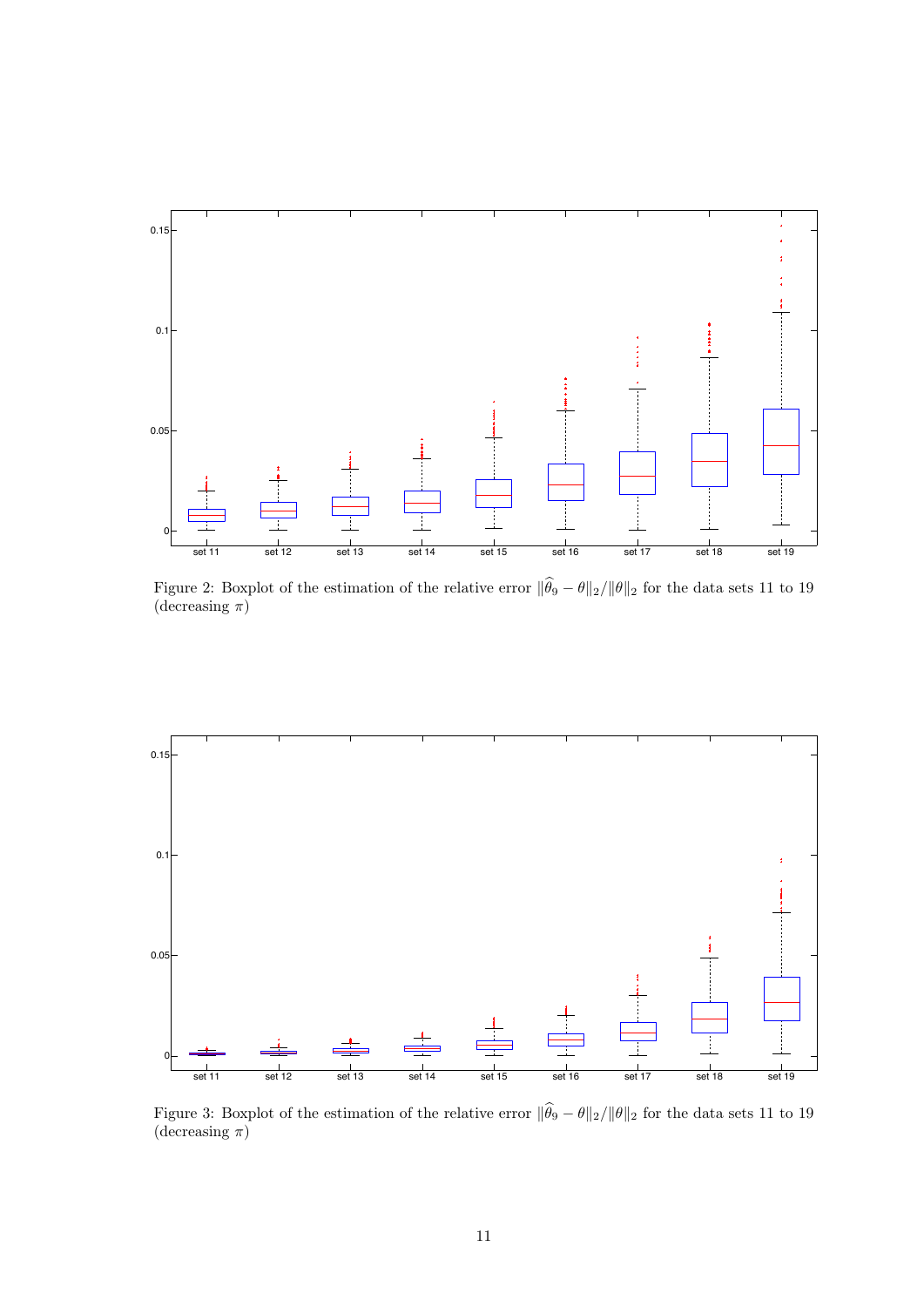Figure 2: Boxplot of the estimation of the relative error $\|\widehat{\theta}_9 - \theta\|_2/\|\theta\|_2$ for the data sets 11 to 19 (decreasing $\pi$)

Figure 3: Boxplot of the estimation of the relative error $\|\widehat{\theta}_9 - \theta\|_2/\|\theta\|_2$ for the data sets 11 to 19 (decreasing $\pi$)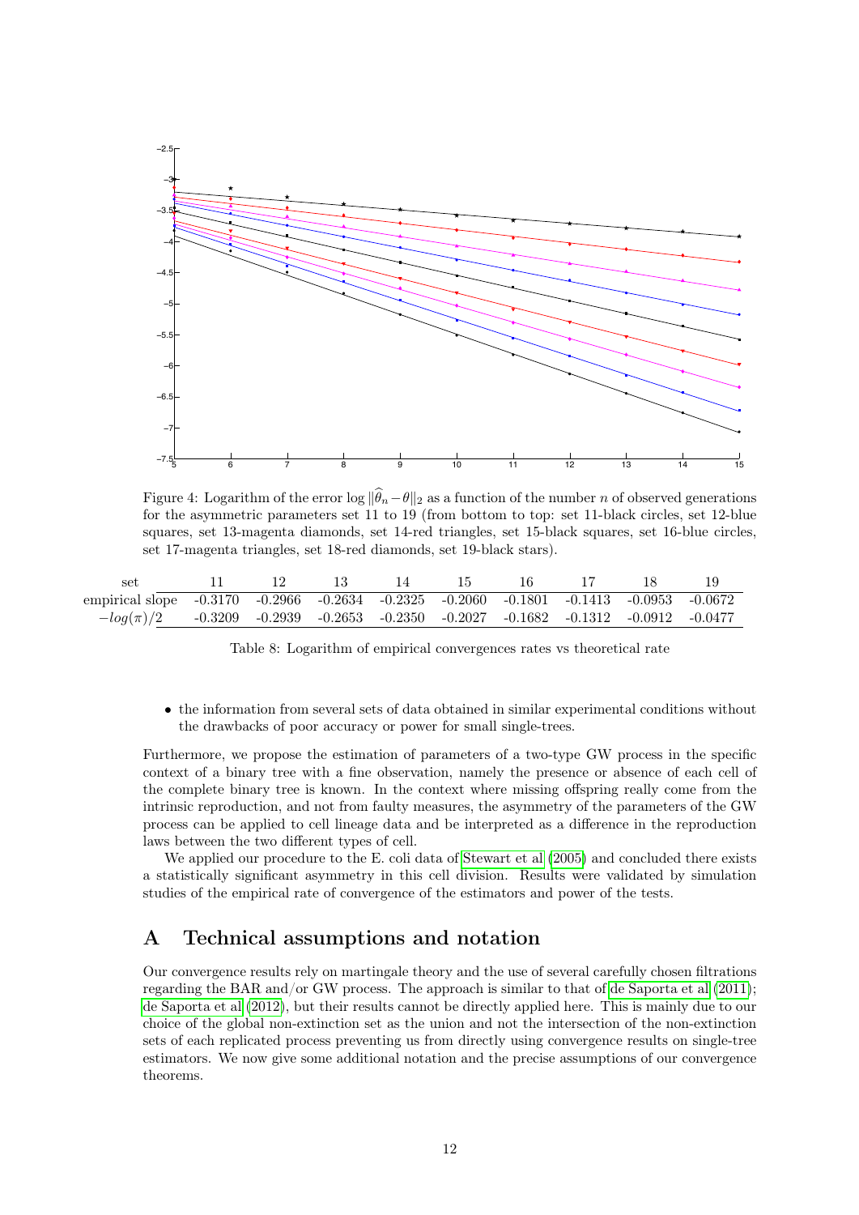Figure 4: Logarithm of the error $\log \|\widehat{\theta}_n - \theta\|_2$ as a function of the number $n$ of observed generations for the asymmetric parameters set 11 to 19 (from bottom to top: set 11-black circles, set 12-blue squares, set 13-magenta diamonds, set 14-red triangles, set 15-black squares, set 16-blue circles, set 17-magenta triangles, set 18-red diamonds, set 19-black stars).

| set | 11 | 12 | 13 | 14 | 15 | 16 | 17 | 18 | 19 |
|---|---|---|---|---|---|---|---|---|---|
| empirical slope | -0.3170 | -0.2966 | -0.2634 | -0.2325 | -0.2060 | -0.1801 | -0.1413 | -0.0953 | -0.0672 |
| $-log(\pi)/2$ | -0.3209 | -0.2939 | -0.2653 | -0.2350 | -0.2027 | -0.1682 | -0.1312 | -0.0912 | -0.0477 |

Table 8: Logarithm of empirical convergences rates vs theoretical rate

- the information from several sets of data obtained in similar experimental conditions without the drawbacks of poor accuracy or power for small single-trees.

Furthermore, we propose the estimation of parameters of a two-type GW process in the specific context of a binary tree with a fine observation, namely the presence or absence of each cell of the complete binary tree is known. In the context where missing offspring really come from the intrinsic reproduction, and not from faulty measures, the asymmetry of the parameters of the GW process can be applied to cell lineage data and be interpreted as a difference in the reproduction laws between the two different types of cell.

We applied our procedure to the E. coli data of Stewart et al (2005) and concluded there exists a statistically significant asymmetry in this cell division. Results were validated by simulation studies of the empirical rate of convergence of the estimators and power of the tests.

# A Technical assumptions and notation

Our convergence results rely on martingale theory and the use of several carefully chosen filtrations regarding the BAR and/or GW process. The approach is similar to that of de Saporta et al (2011); de Saporta et al (2012), but their results cannot be directly applied here. This is mainly due to our choice of the global non-extinction set as the union and not the intersection of the non-extinction sets of each replicated process preventing us from directly using convergence results on single-tree estimators. We now give some additional notation and the precise assumptions of our convergence theorems.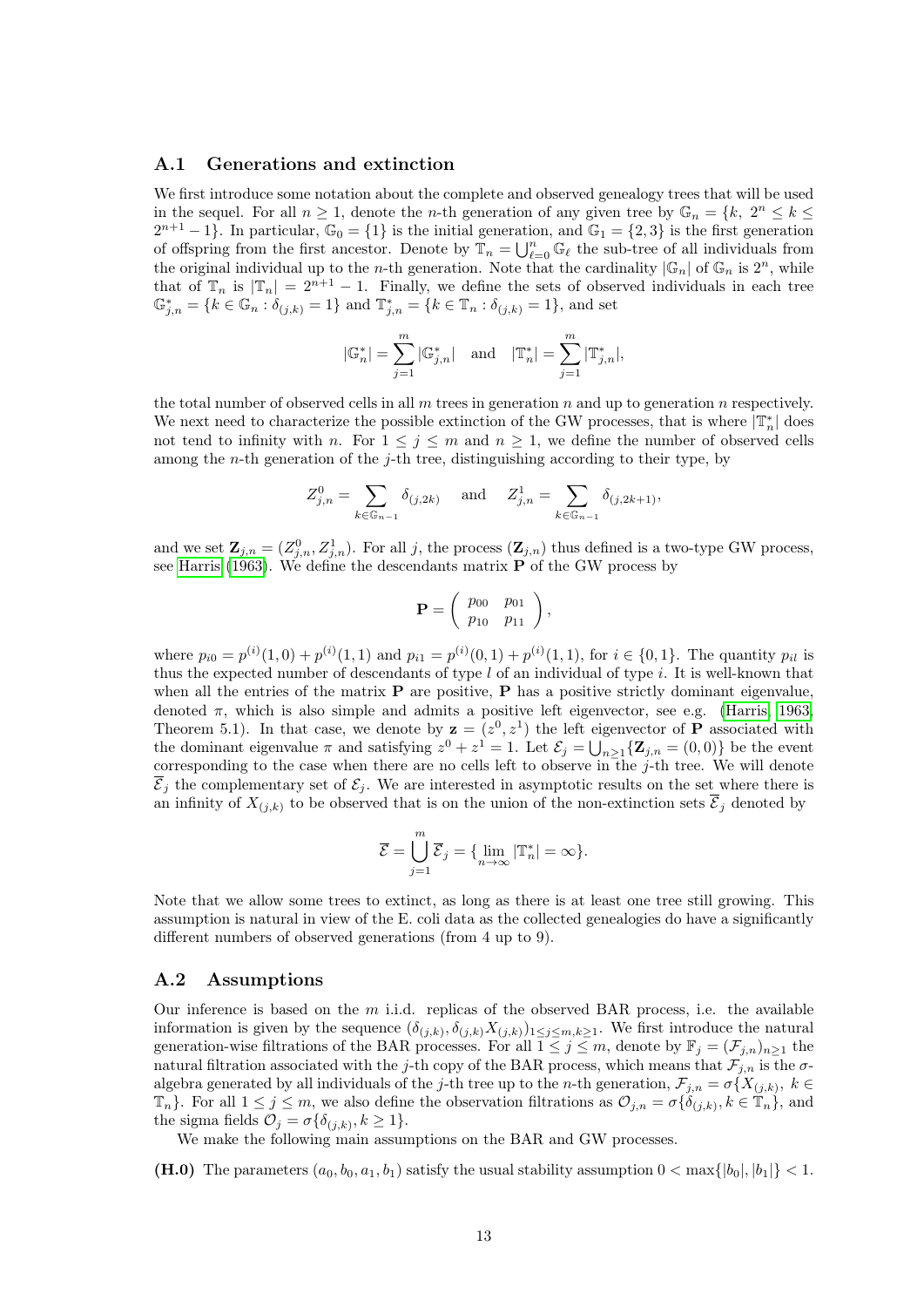## A.1 Generations and extinction

We first introduce some notation about the complete and observed genealogy trees that will be used in the sequel. For all $n \geq 1$, denote the $n$-th generation of any given tree by $\mathbb{G}_n = \{k,\ 2^n \leq k \leq 2^{n+1}-1\}$. In particular, $\mathbb{G}_0 = \{1\}$ is the initial generation, and $\mathbb{G}_1 = \{2,3\}$ is the first generation of offspring from the first ancestor. Denote by $\mathbb{T}_n = \bigcup_{\ell=0}^{n} \mathbb{G}_\ell$ the sub-tree of all individuals from the original individual up to the $n$-th generation. Note that the cardinality $|\mathbb{G}_n|$ of $\mathbb{G}_n$ is $2^n$, while that of $\mathbb{T}_n$ is $|\mathbb{T}_n| = 2^{n+1}-1$. Finally, we define the sets of observed individuals in each tree $\mathbb{G}^*_{j,n} = \{k \in \mathbb{G}_n : \delta_{(j,k)} = 1\}$ and $\mathbb{T}^*_{j,n} = \{k \in \mathbb{T}_n : \delta_{(j,k)} = 1\}$, and set

$$|\mathbb{G}^*_n| = \sum_{j=1}^{m} |\mathbb{G}^*_{j,n}| \quad \text{and} \quad |\mathbb{T}^*_n| = \sum_{j=1}^{m} |\mathbb{T}^*_{j,n}|,$$

the total number of observed cells in all $m$ trees in generation $n$ and up to generation $n$ respectively. We next need to characterize the possible extinction of the GW processes, that is where $|\mathbb{T}^*_n|$ does not tend to infinity with $n$. For $1 \leq j \leq m$ and $n \geq 1$, we define the number of observed cells among the $n$-th generation of the $j$-th tree, distinguishing according to their type, by

$$Z^0_{j,n} = \sum_{k \in \mathbb{G}_{n-1}} \delta_{(j,2k)} \quad \text{and} \quad Z^1_{j,n} = \sum_{k \in \mathbb{G}_{n-1}} \delta_{(j,2k+1)},$$

and we set $\mathbf{Z}_{j,n} = (Z^0_{j,n}, Z^1_{j,n})$. For all $j$, the process $(\mathbf{Z}_{j,n})$ thus defined is a two-type GW process, see Harris (1963). We define the descendants matrix $\mathbf{P}$ of the GW process by

$$\mathbf{P} = \begin{pmatrix} p_{00} & p_{01} \\ p_{10} & p_{11} \end{pmatrix},$$

where $p_{i0} = p^{(i)}(1,0) + p^{(i)}(1,1)$ and $p_{i1} = p^{(i)}(0,1) + p^{(i)}(1,1)$, for $i \in \{0,1\}$. The quantity $p_{il}$ is thus the expected number of descendants of type $l$ of an individual of type $i$. It is well-known that when all the entries of the matrix $\mathbf{P}$ are positive, $\mathbf{P}$ has a positive strictly dominant eigenvalue, denoted $\pi$, which is also simple and admits a positive left eigenvector, see e.g. (Harris, 1963, Theorem 5.1). In that case, we denote by $\mathbf{z} = (z^0, z^1)$ the left eigenvector of $\mathbf{P}$ associated with the dominant eigenvalue $\pi$ and satisfying $z^0 + z^1 = 1$. Let $\mathcal{E}_j = \bigcup_{n \geq 1} \{\mathbf{Z}_{j,n} = (0,0)\}$ be the event corresponding to the case when there are no cells left to observe in the $j$-th tree. We will denote $\overline{\mathcal{E}}_j$ the complementary set of $\mathcal{E}_j$. We are interested in asymptotic results on the set where there is an infinity of $X_{(j,k)}$ to be observed that is on the union of the non-extinction sets $\overline{\mathcal{E}}_j$ denoted by

$$\overline{\mathcal{E}} = \bigcup_{j=1}^{m} \overline{\mathcal{E}}_j = \{\lim_{n\to\infty} |\mathbb{T}^*_n| = \infty\}.$$

Note that we allow some trees to extinct, as long as there is at least one tree still growing. This assumption is natural in view of the E. coli data as the collected genealogies do have a significantly different numbers of observed generations (from 4 up to 9).

## A.2 Assumptions

Our inference is based on the $m$ i.i.d. replicas of the observed BAR process, i.e. the available information is given by the sequence $(\delta_{(j,k)}, \delta_{(j,k)} X_{(j,k)})_{1 \leq j \leq m, k \geq 1}$. We first introduce the natural generation-wise filtrations of the BAR processes. For all $1 \leq j \leq m$, denote by $\mathbb{F}_j = (\mathcal{F}_{j,n})_{n \geq 1}$ the natural filtration associated with the $j$-th copy of the BAR process, which means that $\mathcal{F}_{j,n}$ is the $\sigma$-algebra generated by all individuals of the $j$-th tree up to the $n$-th generation, $\mathcal{F}_{j,n} = \sigma\{X_{(j,k)},\ k \in \mathbb{T}_n\}$. For all $1 \leq j \leq m$, we also define the observation filtrations as $\mathcal{O}_{j,n} = \sigma\{\delta_{(j,k)}, k \in \mathbb{T}_n\}$, and the sigma fields $\mathcal{O}_j = \sigma\{\delta_{(j,k)}, k \geq 1\}$.

We make the following main assumptions on the BAR and GW processes.

**(H.0)** The parameters $(a_0, b_0, a_1, b_1)$ satisfy the usual stability assumption $0 < \max\{|b_0|, |b_1|\} < 1$.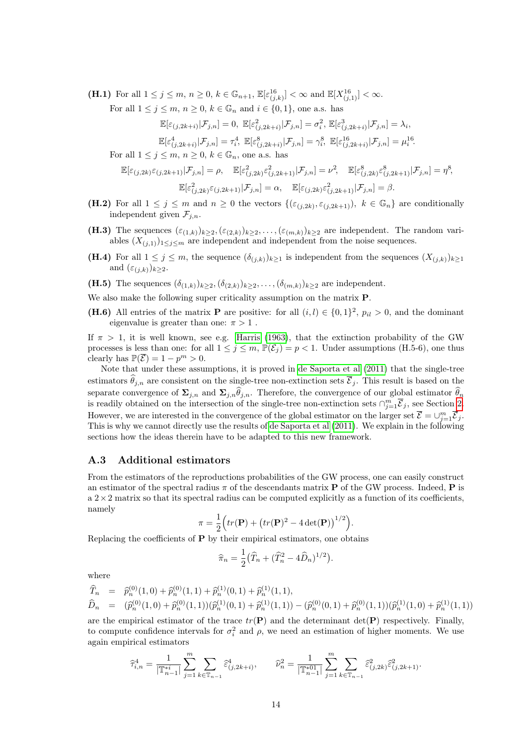**(H.1)** For all $1 \leq j \leq m$, $n \geq 0$, $k \in \mathbb{G}_{n+1}$, $\mathbb{E}[\varepsilon_{(j,k)}^{16}] < \infty$ and $\mathbb{E}[X_{(j,1)}^{16}] < \infty$.

For all $1 \leq j \leq m$, $n \geq 0$, $k \in \mathbb{G}_n$ and $i \in \{0,1\}$, one a.s. has

$$\mathbb{E}[\varepsilon_{(j,2k+i)}|\mathcal{F}_{j,n}] = 0,\ \mathbb{E}[\varepsilon_{(j,2k+i)}^2|\mathcal{F}_{j,n}] = \sigma_i^2,\ \mathbb{E}[\varepsilon_{(j,2k+i)}^3|\mathcal{F}_{j,n}] = \lambda_i,$$

$$\mathbb{E}[\varepsilon_{(j,2k+i)}^4|\mathcal{F}_{j,n}] = \tau_i^4,\ \mathbb{E}[\varepsilon_{(j,2k+i)}^8|\mathcal{F}_{j,n}] = \gamma_i^8,\ \mathbb{E}[\varepsilon_{(j,2k+i)}^{16}|\mathcal{F}_{j,n}] = \mu_i^{16}.$$

For all $1 \leq j \leq m$, $n \geq 0$, $k \in \mathbb{G}_n$, one a.s. has

$$\mathbb{E}[\varepsilon_{(j,2k)}\varepsilon_{(j,2k+1)}|\mathcal{F}_{j,n}] = \rho, \quad \mathbb{E}[\varepsilon_{(j,2k)}^2\varepsilon_{(j,2k+1)}^2|\mathcal{F}_{j,n}] = \nu^2, \quad \mathbb{E}[\varepsilon_{(j,2k)}^8\varepsilon_{(j,2k+1)}^8|\mathcal{F}_{j,n}] = \eta^8,$$

$$\mathbb{E}[\varepsilon_{(j,2k)}^2\varepsilon_{(j,2k+1)}|\mathcal{F}_{j,n}] = \alpha, \quad \mathbb{E}[\varepsilon_{(j,2k)}\varepsilon_{(j,2k+1)}^2|\mathcal{F}_{j,n}] = \beta.$$

**(H.2)** For all $1 \leq j \leq m$ and $n \geq 0$ the vectors $\{(\varepsilon_{(j,2k)}, \varepsilon_{(j,2k+1)}),\ k \in \mathbb{G}_n\}$ are conditionally independent given $\mathcal{F}_{j,n}$.

**(H.3)** The sequences $(\varepsilon_{(1,k)})_{k\geq 2}, (\varepsilon_{(2,k)})_{k\geq 2}, \ldots, (\varepsilon_{(m,k)})_{k\geq 2}$ are independent. The random variables $(X_{(j,1)})_{1\leq j\leq m}$ are independent and independent from the noise sequences.

**(H.4)** For all $1 \leq j \leq m$, the sequence $(\delta_{(j,k)})_{k\geq 1}$ is independent from the sequences $(X_{(j,k)})_{k\geq 1}$ and $(\varepsilon_{(j,k)})_{k\geq 2}$.

**(H.5)** The sequences $(\delta_{(1,k)})_{k\geq 2}, (\delta_{(2,k)})_{k\geq 2}, \ldots, (\delta_{(m,k)})_{k\geq 2}$ are independent.

We also make the following super criticality assumption on the matrix $\mathbf{P}$.

**(H.6)** All entries of the matrix $\mathbf{P}$ are positive: for all $(i,l) \in \{0,1\}^2$, $p_{il} > 0$, and the dominant eigenvalue is greater than one: $\pi > 1$ .

If $\pi > 1$, it is well known, see e.g. Harris (1963), that the extinction probability of the GW processes is less than one: for all $1 \leq j \leq m$, $\mathbb{P}(\mathcal{E}_j) = p < 1$. Under assumptions (H.5-6), one thus clearly has $\mathbb{P}(\overline{\mathcal{E}}) = 1 - p^m > 0$.

Note that under these assumptions, it is proved in de Saporta et al (2011) that the single-tree estimators $\widehat{\theta}_{j,n}$ are consistent on the single-tree non-extinction sets $\overline{\mathcal{E}}_j$. This result is based on the separate convergence of $\mathbf{\Sigma}_{j,n}$ and $\mathbf{\Sigma}_{j,n}\widehat{\theta}_{j,n}$. Therefore, the convergence of our global estimator $\widehat{\theta}_n$ is readily obtained on the intersection of the single-tree non-extinction sets $\cap_{j=1}^m \overline{\mathcal{E}}_j$, see Section 2. However, we are interested in the convergence of the global estimator on the larger set $\overline{\mathcal{E}} = \cup_{j=1}^m \overline{\mathcal{E}}_j$. This is why we cannot directly use the results of de Saporta et al (2011). We explain in the following sections how the ideas therein have to be adapted to this new framework.

### A.3 Additional estimators

From the estimators of the reproductions probabilities of the GW process, one can easily construct an estimator of the spectral radius $\pi$ of the descendants matrix $\mathbf{P}$ of the GW process. Indeed, $\mathbf{P}$ is a $2\times 2$ matrix so that its spectral radius can be computed explicitly as a function of its coefficients, namely

$$\pi = \frac{1}{2}\Big(tr(\mathbf{P}) + \big(tr(\mathbf{P})^2 - 4\det(\mathbf{P})\big)^{1/2}\Big).$$

Replacing the coefficients of $\mathbf{P}$ by their empirical estimators, one obtains

$$\widehat{\pi}_n = \frac{1}{2}\big(\widehat{T}_n + (\widehat{T}_n^2 - 4\widehat{D}_n)^{1/2}\big).$$

where

$$\begin{aligned}
\widehat{T}_n &= \widehat{p}_n^{(0)}(1,0) + \widehat{p}_n^{(0)}(1,1) + \widehat{p}_n^{(1)}(0,1) + \widehat{p}_n^{(1)}(1,1),\\
\widehat{D}_n &= (\widehat{p}_n^{(0)}(1,0) + \widehat{p}_n^{(0)}(1,1))(\widehat{p}_n^{(1)}(0,1) + \widehat{p}_n^{(1)}(1,1)) - (\widehat{p}_n^{(0)}(0,1) + \widehat{p}_n^{(0)}(1,1))(\widehat{p}_n^{(1)}(1,0) + \widehat{p}_n^{(1)}(1,1))
\end{aligned}$$

are the empirical estimator of the trace $tr(\mathbf{P})$ and the determinant $\det(\mathbf{P})$ respectively. Finally, to compute confidence intervals for $\sigma_i^2$ and $\rho$, we need an estimation of higher moments. We use again empirical estimators

$$\widehat{\tau}_{i,n}^4 = \frac{1}{|\mathbb{T}_{n-1}^{*i}|}\sum_{j=1}^{m}\sum_{k\in\mathbb{T}_{n-1}} \widehat{\varepsilon}_{(j,2k+i)}^4, \qquad \widehat{\nu}_n^2 = \frac{1}{|\mathbb{T}_{n-1}^{*01}|}\sum_{j=1}^{m}\sum_{k\in\mathbb{T}_{n-1}} \widehat{\varepsilon}_{(j,2k)}^2\widehat{\varepsilon}_{(j,2k+1)}^2.$$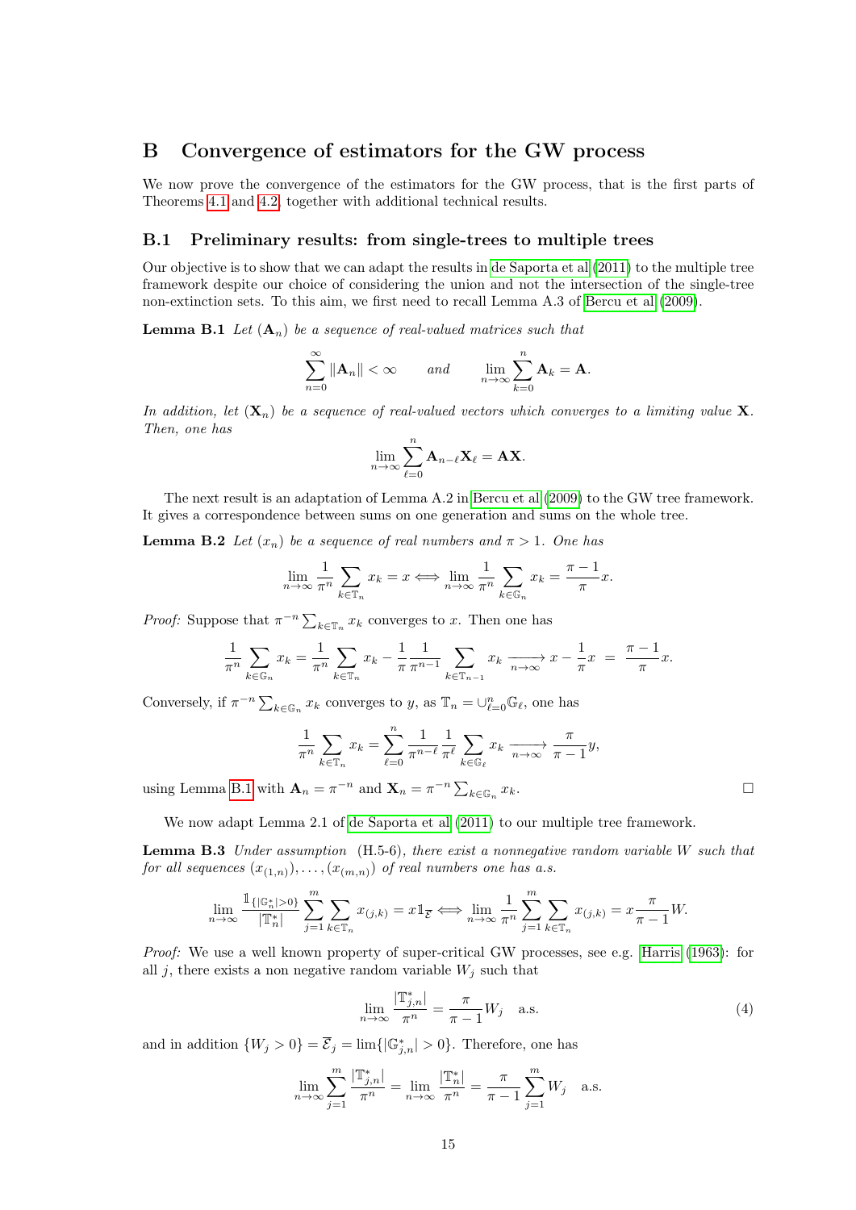# B Convergence of estimators for the GW process

We now prove the convergence of the estimators for the GW process, that is the first parts of Theorems 4.1 and 4.2, together with additional technical results.

## B.1 Preliminary results: from single-trees to multiple trees

Our objective is to show that we can adapt the results in de Saporta et al (2011) to the multiple tree framework despite our choice of considering the union and not the intersection of the single-tree non-extinction sets. To this aim, we first need to recall Lemma A.3 of Bercu et al (2009).

**Lemma B.1** *Let* $(\mathbf{A}_n)$ *be a sequence of real-valued matrices such that*

$$\sum_{n=0}^{\infty} \|\mathbf{A}_n\| < \infty \qquad and \qquad \lim_{n\to\infty} \sum_{k=0}^{n} \mathbf{A}_k = \mathbf{A}.$$

*In addition, let* $(\mathbf{X}_n)$ *be a sequence of real-valued vectors which converges to a limiting value* $\mathbf{X}$*. Then, one has*

$$\lim_{n\to\infty} \sum_{\ell=0}^{n} \mathbf{A}_{n-\ell}\mathbf{X}_\ell = \mathbf{A}\mathbf{X}.$$

The next result is an adaptation of Lemma A.2 in Bercu et al (2009) to the GW tree framework. It gives a correspondence between sums on one generation and sums on the whole tree.

**Lemma B.2** *Let* $(x_n)$ *be a sequence of real numbers and* $\pi > 1$*. One has*

$$\lim_{n\to\infty} \frac{1}{\pi^n} \sum_{k\in\mathbb{T}_n} x_k = x \iff \lim_{n\to\infty} \frac{1}{\pi^n} \sum_{k\in\mathbb{G}_n} x_k = \frac{\pi-1}{\pi}x.$$

*Proof:* Suppose that $\pi^{-n}\sum_{k\in\mathbb{T}_n} x_k$ converges to $x$. Then one has

$$\frac{1}{\pi^n}\sum_{k\in\mathbb{G}_n} x_k = \frac{1}{\pi^n}\sum_{k\in\mathbb{T}_n} x_k - \frac{1}{\pi}\frac{1}{\pi^{n-1}}\sum_{k\in\mathbb{T}_{n-1}} x_k \xrightarrow[n\to\infty]{} x - \frac{1}{\pi}x \;=\; \frac{\pi-1}{\pi}x.$$

Conversely, if $\pi^{-n}\sum_{k\in\mathbb{G}_n} x_k$ converges to $y$, as $\mathbb{T}_n = \cup_{\ell=0}^{n}\mathbb{G}_\ell$, one has

$$\frac{1}{\pi^n}\sum_{k\in\mathbb{T}_n} x_k = \sum_{\ell=0}^{n}\frac{1}{\pi^{n-\ell}}\frac{1}{\pi^\ell}\sum_{k\in\mathbb{G}_\ell} x_k \xrightarrow[n\to\infty]{} \frac{\pi}{\pi-1}y,$$

using Lemma B.1 with $\mathbf{A}_n = \pi^{-n}$ and $\mathbf{X}_n = \pi^{-n}\sum_{k\in\mathbb{G}_n} x_k$. □

We now adapt Lemma 2.1 of de Saporta et al (2011) to our multiple tree framework.

**Lemma B.3** *Under assumption* (H.5-6)*, there exist a nonnegative random variable* $W$ *such that for all sequences* $(x_{(1,n)}),\ldots,(x_{(m,n)})$ *of real numbers one has a.s.*

$$\lim_{n\to\infty} \frac{\mathbb{1}_{\{|\mathbb{G}_n^*|>0\}}}{|\mathbb{T}_n^*|}\sum_{j=1}^{m}\sum_{k\in\mathbb{T}_n} x_{(j,k)} = x\mathbb{1}_{\overline{\mathcal{E}}} \iff \lim_{n\to\infty}\frac{1}{\pi^n}\sum_{j=1}^{m}\sum_{k\in\mathbb{T}_n} x_{(j,k)} = x\frac{\pi}{\pi-1}W.$$

*Proof:* We use a well known property of super-critical GW processes, see e.g. Harris (1963): for all $j$, there exists a non negative random variable $W_j$ such that

$$\lim_{n\to\infty}\frac{|\mathbb{T}_{j,n}^*|}{\pi^n} = \frac{\pi}{\pi-1}W_j \quad \text{a.s.} \tag{4}$$

and in addition $\{W_j > 0\} = \overline{\mathcal{E}}_j = \lim\{|\mathbb{G}_{j,n}^*| > 0\}$. Therefore, one has

$$\lim_{n\to\infty}\sum_{j=1}^{m}\frac{|\mathbb{T}_{j,n}^*|}{\pi^n} = \lim_{n\to\infty}\frac{|\mathbb{T}_n^*|}{\pi^n} = \frac{\pi}{\pi-1}\sum_{j=1}^{m}W_j \quad \text{a.s.}$$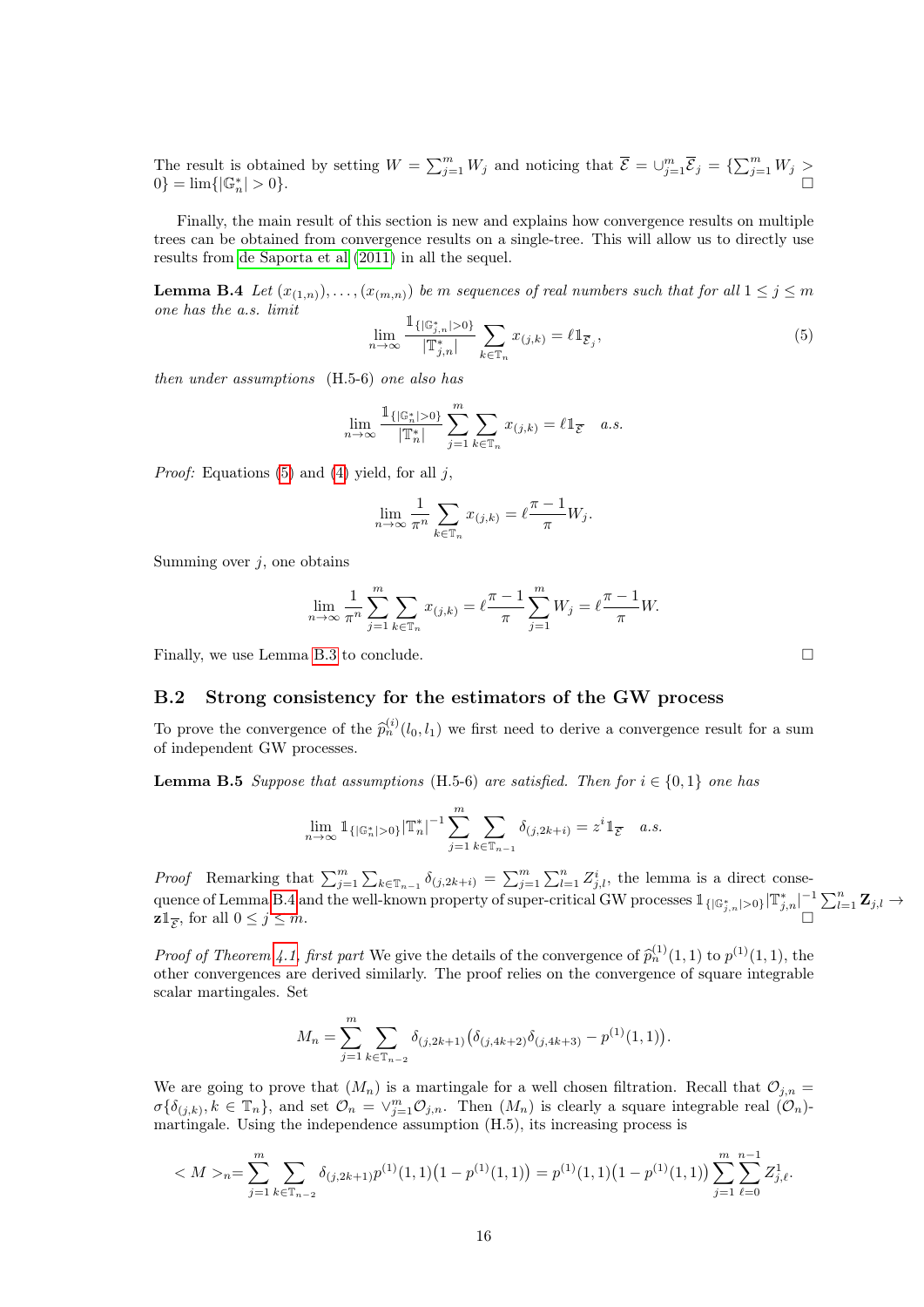The result is obtained by setting $W = \sum_{j=1}^m W_j$ and noticing that $\overline{\mathcal{E}} = \cup_{j=1}^m \overline{\mathcal{E}}_j = \{\sum_{j=1}^m W_j > 0\} = \lim\{|\mathbb{G}_n^*| > 0\}$. □

Finally, the main result of this section is new and explains how convergence results on multiple trees can be obtained from convergence results on a single-tree. This will allow us to directly use results from de Saporta et al (2011) in all the sequel.

**Lemma B.4** *Let $(x_{(1,n)}), \ldots, (x_{(m,n)})$ be $m$ sequences of real numbers such that for all $1 \le j \le m$ one has the a.s. limit*

$$\lim_{n\to\infty} \frac{\mathbb{1}_{\{|\mathbb{G}_{j,n}^*|>0\}}}{|\mathbb{T}_{j,n}^*|} \sum_{k\in\mathbb{T}_n} x_{(j,k)} = \ell \mathbb{1}_{\overline{\mathcal{E}}_j}, \tag{5}$$

*then under assumptions* (H.5-6) *one also has*

$$\lim_{n\to\infty} \frac{\mathbb{1}_{\{|\mathbb{G}_n^*|>0\}}}{|\mathbb{T}_n^*|} \sum_{j=1}^m \sum_{k\in\mathbb{T}_n} x_{(j,k)} = \ell \mathbb{1}_{\overline{\mathcal{E}}} \quad a.s.$$

*Proof:* Equations (5) and (4) yield, for all $j$,

$$\lim_{n\to\infty} \frac{1}{\pi^n} \sum_{k\in\mathbb{T}_n} x_{(j,k)} = \ell \frac{\pi-1}{\pi} W_j.$$

Summing over $j$, one obtains

$$\lim_{n\to\infty} \frac{1}{\pi^n} \sum_{j=1}^m \sum_{k\in\mathbb{T}_n} x_{(j,k)} = \ell \frac{\pi-1}{\pi} \sum_{j=1}^m W_j = \ell \frac{\pi-1}{\pi} W.$$

Finally, we use Lemma B.3 to conclude. □

### B.2 Strong consistency for the estimators of the GW process

To prove the convergence of the $\widehat{p}_n^{(i)}(l_0, l_1)$ we first need to derive a convergence result for a sum of independent GW processes.

**Lemma B.5** *Suppose that assumptions* (H.5-6) *are satisfied. Then for $i \in \{0,1\}$ one has*

$$\lim_{n\to\infty} \mathbb{1}_{\{|\mathbb{G}_n^*|>0\}} |\mathbb{T}_n^*|^{-1} \sum_{j=1}^m \sum_{k\in\mathbb{T}_{n-1}} \delta_{(j,2k+i)} = z^i \mathbb{1}_{\overline{\mathcal{E}}} \quad a.s.$$

*Proof* Remarking that $\sum_{j=1}^m \sum_{k\in\mathbb{T}_{n-1}} \delta_{(j,2k+i)} = \sum_{j=1}^m \sum_{l=1}^n Z_{j,l}^i$, the lemma is a direct consequence of Lemma B.4 and the well-known property of super-critical GW processes $\mathbb{1}_{\{|\mathbb{G}_{j,n}^*|>0\}} |\mathbb{T}_{j,n}^*|^{-1} \sum_{l=1}^n \mathbf{Z}_{j,l} \to \mathbf{z} \mathbb{1}_{\overline{\mathcal{E}}}$, for all $0 \le j \le m$. □

*Proof of Theorem 4.1, first part* We give the details of the convergence of $\widehat{p}_n^{(1)}(1,1)$ to $p^{(1)}(1,1)$, the other convergences are derived similarly. The proof relies on the convergence of square integrable scalar martingales. Set

$$M_n = \sum_{j=1}^m \sum_{k\in\mathbb{T}_{n-2}} \delta_{(j,2k+1)} \big(\delta_{(j,4k+2)}\delta_{(j,4k+3)} - p^{(1)}(1,1)\big).$$

We are going to prove that $(M_n)$ is a martingale for a well chosen filtration. Recall that $\mathcal{O}_{j,n} = \sigma\{\delta_{(j,k)}, k \in \mathbb{T}_n\}$, and set $\mathcal{O}_n = \vee_{j=1}^m \mathcal{O}_{j,n}$. Then $(M_n)$ is clearly a square integrable real $(\mathcal{O}_n)$-martingale. Using the independence assumption (H.5), its increasing process is

$$< M >_n = \sum_{j=1}^m \sum_{k\in\mathbb{T}_{n-2}} \delta_{(j,2k+1)} p^{(1)}(1,1)\big(1 - p^{(1)}(1,1)\big) = p^{(1)}(1,1)\big(1 - p^{(1)}(1,1)\big) \sum_{j=1}^m \sum_{\ell=0}^{n-1} Z_{j,\ell}^1.$$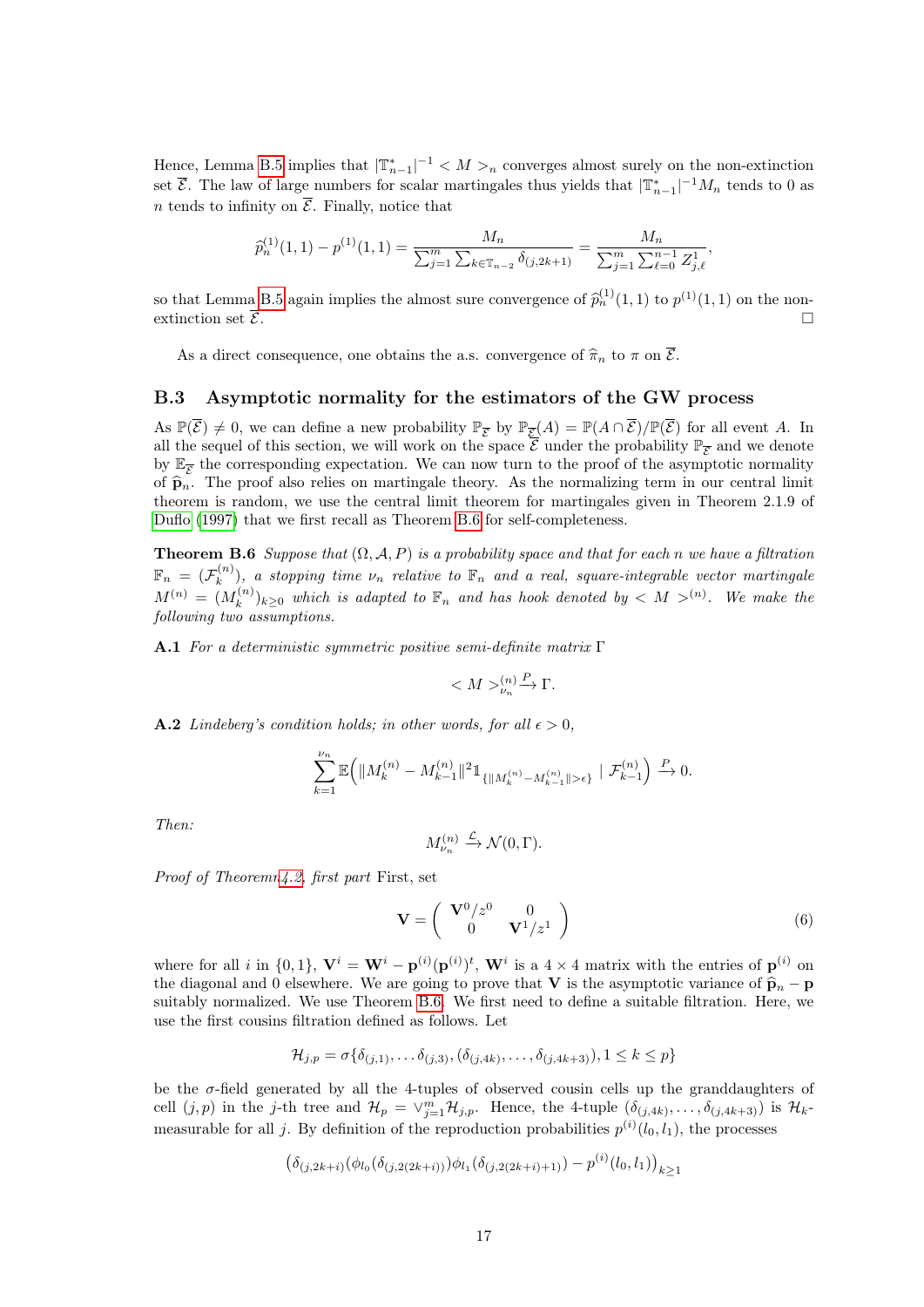Hence, Lemma B.5 implies that $|\mathbb{T}^*_{n-1}|^{-1} < M >_n$ converges almost surely on the non-extinction set $\overline{\mathcal{E}}$. The law of large numbers for scalar martingales thus yields that $|\mathbb{T}^*_{n-1}|^{-1}M_n$ tends to 0 as $n$ tends to infinity on $\overline{\mathcal{E}}$. Finally, notice that

$$\widehat{p}^{(1)}_n(1,1) - p^{(1)}(1,1) = \frac{M_n}{\sum_{j=1}^m \sum_{k\in\mathbb{T}_{n-2}} \delta_{(j,2k+1)}} = \frac{M_n}{\sum_{j=1}^m \sum_{\ell=0}^{n-1} Z^1_{j,\ell}},$$

so that Lemma B.5 again implies the almost sure convergence of $\widehat{p}^{(1)}_n(1,1)$ to $p^{(1)}(1,1)$ on the non-extinction set $\overline{\mathcal{E}}$. □

As a direct consequence, one obtains the a.s. convergence of $\widehat{\pi}_n$ to $\pi$ on $\overline{\mathcal{E}}$.

### B.3 Asymptotic normality for the estimators of the GW process

As $\mathbb{P}(\overline{\mathcal{E}}) \neq 0$, we can define a new probability $\mathbb{P}_{\overline{\mathcal{E}}}$ by $\mathbb{P}_{\overline{\mathcal{E}}}(A) = \mathbb{P}(A\cap\overline{\mathcal{E}})/\mathbb{P}(\overline{\mathcal{E}})$ for all event $A$. In all the sequel of this section, we will work on the space $\overline{\mathcal{E}}$ under the probability $\mathbb{P}_{\overline{\mathcal{E}}}$ and we denote by $\mathbb{E}_{\overline{\mathcal{E}}}$ the corresponding expectation. We can now turn to the proof of the asymptotic normality of $\widehat{\mathbf{p}}_n$. The proof also relies on martingale theory. As the normalizing term in our central limit theorem is random, we use the central limit theorem for martingales given in Theorem 2.1.9 of Duflo (1997) that we first recall as Theorem B.6 for self-completeness.

**Theorem B.6** *Suppose that $(\Omega, \mathcal{A}, P)$ is a probability space and that for each $n$ we have a filtration $\mathbb{F}_n = (\mathcal{F}^{(n)}_k)$, a stopping time $\nu_n$ relative to $\mathbb{F}_n$ and a real, square-integrable vector martingale $M^{(n)} = (M^{(n)}_k)_{k\geq 0}$ which is adapted to $\mathbb{F}_n$ and has hook denoted by $< M >^{(n)}$. We make the following two assumptions.*

**A.1** *For a deterministic symmetric positive semi-definite matrix $\Gamma$*

$$< M >^{(n)}_{\nu_n} \xrightarrow{P} \Gamma.$$

**A.2** *Lindeberg's condition holds; in other words, for all $\epsilon > 0$,*

$$\sum_{k=1}^{\nu_n} \mathbb{E}\Big(\|M^{(n)}_k - M^{(n)}_{k-1}\|^2 \mathbb{1}_{\{\|M^{(n)}_k - M^{(n)}_{k-1}\| > \epsilon\}} \mid \mathcal{F}^{(n)}_{k-1}\Big) \xrightarrow{P} 0.$$

*Then:*

$$M^{(n)}_{\nu_n} \xrightarrow{\mathcal{L}} \mathcal{N}(0,\Gamma).$$

*Proof of Theoremn 4.2, first part* First, set

$$\mathbf{V} = \begin{pmatrix} \mathbf{V}^0/z^0 & 0 \\ 0 & \mathbf{V}^1/z^1 \end{pmatrix} \tag{6}$$

where for all $i$ in $\{0,1\}$, $\mathbf{V}^i = \mathbf{W}^i - \mathbf{p}^{(i)}(\mathbf{p}^{(i)})^t$, $\mathbf{W}^i$ is a $4\times 4$ matrix with the entries of $\mathbf{p}^{(i)}$ on the diagonal and 0 elsewhere. We are going to prove that $\mathbf{V}$ is the asymptotic variance of $\widehat{\mathbf{p}}_n - \mathbf{p}$ suitably normalized. We use Theorem B.6. We first need to define a suitable filtration. Here, we use the first cousins filtration defined as follows. Let

$$\mathcal{H}_{j,p} = \sigma\{\delta_{(j,1)}, \dots \delta_{(j,3)}, (\delta_{(j,4k)}, \dots, \delta_{(j,4k+3)}), 1 \leq k \leq p\}$$

be the $\sigma$-field generated by all the 4-tuples of observed cousin cells up the granddaughters of cell $(j,p)$ in the $j$-th tree and $\mathcal{H}_p = \vee_{j=1}^m \mathcal{H}_{j,p}$. Hence, the 4-tuple $(\delta_{(j,4k)}, \dots, \delta_{(j,4k+3)})$ is $\mathcal{H}_k$-measurable for all $j$. By definition of the reproduction probabilities $p^{(i)}(l_0,l_1)$, the processes

$$\big(\delta_{(j,2k+i)}(\phi_{l_0}(\delta_{(j,2(2k+i))})\phi_{l_1}(\delta_{(j,2(2k+i)+1)}) - p^{(i)}(l_0,l_1)\big)_{k\geq 1}$$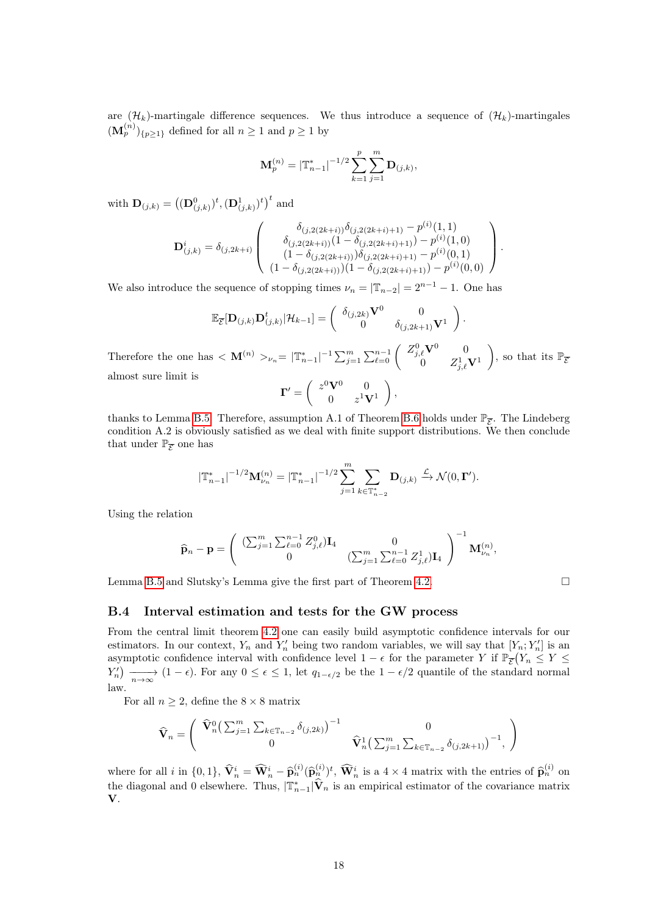are $(\mathcal{H}_k)$-martingale difference sequences. We thus introduce a sequence of $(\mathcal{H}_k)$-martingales $(\mathbf{M}_p^{(n)})_{\{p\geq 1\}}$ defined for all $n \geq 1$ and $p \geq 1$ by

$$\mathbf{M}_p^{(n)} = |\mathbb{T}_{n-1}^*|^{-1/2} \sum_{k=1}^{p} \sum_{j=1}^{m} \mathbf{D}_{(j,k)},$$

with $\mathbf{D}_{(j,k)} = \big((\mathbf{D}_{(j,k)}^0)^t, (\mathbf{D}_{(j,k)}^1)^t\big)^t$ and

$$\mathbf{D}_{(j,k)}^i = \delta_{(j,2k+i)} \begin{pmatrix} \delta_{(j,2(2k+i))}\delta_{(j,2(2k+i)+1)} - p^{(i)}(1,1) \\ \delta_{(j,2(2k+i))}(1-\delta_{(j,2(2k+i)+1)}) - p^{(i)}(1,0) \\ (1-\delta_{(j,2(2k+i))})\delta_{(j,2(2k+i)+1)} - p^{(i)}(0,1) \\ (1-\delta_{(j,2(2k+i))})(1-\delta_{(j,2(2k+i)+1)}) - p^{(i)}(0,0) \end{pmatrix}.$$

We also introduce the sequence of stopping times $\nu_n = |\mathbb{T}_{n-2}| = 2^{n-1}-1$. One has

$$\mathbb{E}_{\overline{\mathcal{E}}}[\mathbf{D}_{(j,k)}\mathbf{D}_{(j,k)}^t|\mathcal{H}_{k-1}] = \begin{pmatrix} \delta_{(j,2k)}\mathbf{V}^0 & 0 \\ 0 & \delta_{(j,2k+1)}\mathbf{V}^1 \end{pmatrix}.$$

Therefore the one has $< \mathbf{M}^{(n)} >_{\nu_n} = |\mathbb{T}_{n-1}^*|^{-1} \sum_{j=1}^{m} \sum_{\ell=0}^{n-1} \begin{pmatrix} Z_{j,\ell}^0 \mathbf{V}^0 & 0 \\ 0 & Z_{j,\ell}^1 \mathbf{V}^1 \end{pmatrix}$, so that its $\mathbb{P}_{\overline{\mathcal{E}}}$ almost sure limit is

$$\mathbf{\Gamma}' = \begin{pmatrix} z^0\mathbf{V}^0 & 0 \\ 0 & z^1\mathbf{V}^1 \end{pmatrix},$$

thanks to Lemma B.5. Therefore, assumption A.1 of Theorem B.6 holds under $\mathbb{P}_{\overline{\mathcal{E}}}$. The Lindeberg condition A.2 is obviously satisfied as we deal with finite support distributions. We then conclude that under $\mathbb{P}_{\overline{\mathcal{E}}}$ one has

$$|\mathbb{T}_{n-1}^*|^{-1/2}\mathbf{M}_{\nu_n}^{(n)} = |\mathbb{T}_{n-1}^*|^{-1/2} \sum_{j=1}^{m} \sum_{k\in\mathbb{T}_{n-2}^*} \mathbf{D}_{(j,k)} \xrightarrow{\mathcal{L}} \mathcal{N}(0,\mathbf{\Gamma}').$$

Using the relation

$$\widehat{\mathbf{p}}_n - \mathbf{p} = \begin{pmatrix} (\sum_{j=1}^{m}\sum_{\ell=0}^{n-1} Z_{j,\ell}^0)\mathbf{I}_4 & 0 \\ 0 & (\sum_{j=1}^{m}\sum_{\ell=0}^{n-1} Z_{j,\ell}^1)\mathbf{I}_4 \end{pmatrix}^{-1} \mathbf{M}_{\nu_n}^{(n)},$$

Lemma B.5 and Slutsky's Lemma give the first part of Theorem 4.2. □

## B.4 Interval estimation and tests for the GW process

From the central limit theorem 4.2 one can easily build asymptotic confidence intervals for our estimators. In our context, $Y_n$ and $Y_n'$ being two random variables, we will say that $[Y_n; Y_n']$ is an asymptotic confidence interval with confidence level $1-\epsilon$ for the parameter $Y$ if $\mathbb{P}_{\overline{\mathcal{E}}}(Y_n \leq Y \leq Y_n') \xrightarrow[n\to\infty]{} (1-\epsilon)$. For any $0 \leq \epsilon \leq 1$, let $q_{1-\epsilon/2}$ be the $1-\epsilon/2$ quantile of the standard normal law.

For all $n \geq 2$, define the $8 \times 8$ matrix

$$\widehat{\mathbf{V}}_n = \begin{pmatrix} \widehat{\mathbf{V}}_n^0 \big(\sum_{j=1}^{m}\sum_{k\in\mathbb{T}_{n-2}} \delta_{(j,2k)}\big)^{-1} & 0 \\ 0 & \widehat{\mathbf{V}}_n^1 \big(\sum_{j=1}^{m}\sum_{k\in\mathbb{T}_{n-2}} \delta_{(j,2k+1)}\big)^{-1}, \end{pmatrix}$$

where for all $i$ in $\{0,1\}$, $\widehat{\mathbf{V}}_n^i = \widehat{\mathbf{W}}_n^i - \widehat{\mathbf{p}}_n^{(i)}(\widehat{\mathbf{p}}_n^{(i)})^t$, $\widehat{\mathbf{W}}_n^i$ is a $4\times 4$ matrix with the entries of $\widehat{\mathbf{p}}_n^{(i)}$ on the diagonal and 0 elsewhere. Thus, $|\mathbb{T}_{n-1}^*|\widehat{\mathbf{V}}_n$ is an empirical estimator of the covariance matrix $\mathbf{V}$.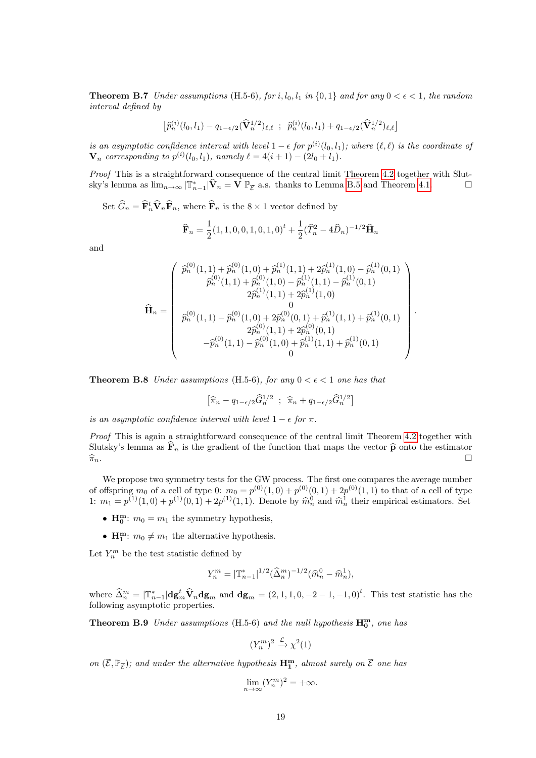**Theorem B.7** *Under assumptions* (H.5-6)*, for $i, l_0, l_1$ in $\{0,1\}$ and for any $0<\epsilon<1$, the random interval defined by*

$$\left[\widehat{p}_n^{(i)}(l_0,l_1) - q_{1-\epsilon/2}(\widehat{\mathbf{V}}_n^{1/2})_{\ell,\ell} \ ; \ \widehat{p}_n^{(i)}(l_0,l_1) + q_{1-\epsilon/2}(\widehat{\mathbf{V}}_n^{1/2})_{\ell,\ell}\right]$$

*is an asymptotic confidence interval with level $1-\epsilon$ for $p^{(i)}(l_0,l_1)$; where $(\ell,\ell)$ is the coordinate of $\mathbf{V}_n$ corresponding to $p^{(i)}(l_0,l_1)$, namely $\ell = 4(i+1)-(2l_0+l_1)$.*

*Proof* This is a straightforward consequence of the central limit Theorem 4.2 together with Slutsky's lemma as $\lim_{n\to\infty}|\mathbb{T}^*_{n-1}|\widehat{\mathbf{V}}_n = \mathbf{V}$ $\mathbb{P}_{\overline{\mathcal{E}}}$ a.s. thanks to Lemma B.5 and Theorem 4.1. □

Set $\widehat{G}_n = \widehat{\mathbf{F}}_n^t\widehat{\mathbf{V}}_n\widehat{\mathbf{F}}_n$, where $\widehat{\mathbf{F}}_n$ is the $8\times 1$ vector defined by

$$\widehat{\mathbf{F}}_n = \frac{1}{2}(1,1,0,0,1,0,1,0)^t + \frac{1}{2}(\widehat{T}_n^2 - 4\widehat{D}_n)^{-1/2}\widehat{\mathbf{H}}_n$$

and

$$\widehat{\mathbf{H}}_n = \begin{pmatrix} \widehat{p}_n^{(0)}(1,1) + \widehat{p}_n^{(0)}(1,0) + \widehat{p}_n^{(1)}(1,1) + 2\widehat{p}_n^{(1)}(1,0) - \widehat{p}_n^{(1)}(0,1) \\ \widehat{p}_n^{(0)}(1,1) + \widehat{p}_n^{(0)}(1,0) - \widehat{p}_n^{(1)}(1,1) - \widehat{p}_n^{(1)}(0,1) \\ 2\widehat{p}_n^{(1)}(1,1) + 2\widehat{p}_n^{(1)}(1,0) \\ 0 \\ \widehat{p}_n^{(0)}(1,1) - \widehat{p}_n^{(0)}(1,0) + 2\widehat{p}_n^{(0)}(0,1) + \widehat{p}_n^{(1)}(1,1) + \widehat{p}_n^{(1)}(0,1) \\ 2\widehat{p}_n^{(0)}(1,1) + 2\widehat{p}_n^{(0)}(0,1) \\ -\widehat{p}_n^{(0)}(1,1) - \widehat{p}_n^{(0)}(1,0) + \widehat{p}_n^{(1)}(1,1) + \widehat{p}_n^{(1)}(0,1) \\ 0 \end{pmatrix}.$$

**Theorem B.8** *Under assumptions* (H.5-6)*, for any $0<\epsilon<1$ one has that*

$$\left[\widehat{\pi}_n - q_{1-\epsilon/2}\widehat{G}_n^{1/2} \ ; \ \widehat{\pi}_n + q_{1-\epsilon/2}\widehat{G}_n^{1/2}\right]$$

*is an asymptotic confidence interval with level $1-\epsilon$ for $\pi$.*

*Proof* This is again a straightforward consequence of the central limit Theorem 4.2 together with Slutsky's lemma as $\widehat{\mathbf{F}}_n$ is the gradient of the function that maps the vector $\widehat{\mathbf{p}}$ onto the estimator $\widehat{\pi}_n$. □

We propose two symmetry tests for the GW process. The first one compares the average number of offspring $m_0$ of a cell of type 0: $m_0 = p^{(0)}(1,0) + p^{(0)}(0,1) + 2p^{(0)}(1,1)$ to that of a cell of type 1: $m_1 = p^{(1)}(1,0) + p^{(1)}(0,1) + 2p^{(1)}(1,1)$. Denote by $\widehat{m}_n^0$ and $\widehat{m}_n^1$ their empirical estimators. Set

- $\mathbf{H_0^m}$: $m_0 = m_1$ the symmetry hypothesis,
- $\mathbf{H_1^m}$: $m_0 \neq m_1$ the alternative hypothesis.

Let $Y_n^m$ be the test statistic defined by

$$Y_n^m = |\mathbb{T}^*_{n-1}|^{1/2}(\widehat{\Delta}_n^m)^{-1/2}(\widehat{m}_n^0 - \widehat{m}_n^1),$$

where $\widehat{\Delta}_n^m = |\mathbb{T}^*_{n-1}|\mathbf{dg}_m^t\widehat{\mathbf{V}}_n\mathbf{dg}_m$ and $\mathbf{dg}_m = (2,1,1,0,-2-1,-1,0)^t$. This test statistic has the following asymptotic properties.

**Theorem B.9** *Under assumptions* (H.5-6) *and the null hypothesis $\mathbf{H_0^m}$, one has*

$$(Y_n^m)^2 \xrightarrow{\mathcal{L}} \chi^2(1)$$

*on $(\overline{\mathcal{E}}, \mathbb{P}_{\overline{\mathcal{E}}})$; and under the alternative hypothesis $\mathbf{H_1^m}$, almost surely on $\overline{\mathcal{E}}$ one has*

$$\lim_{n\to\infty}(Y_n^m)^2 = +\infty.$$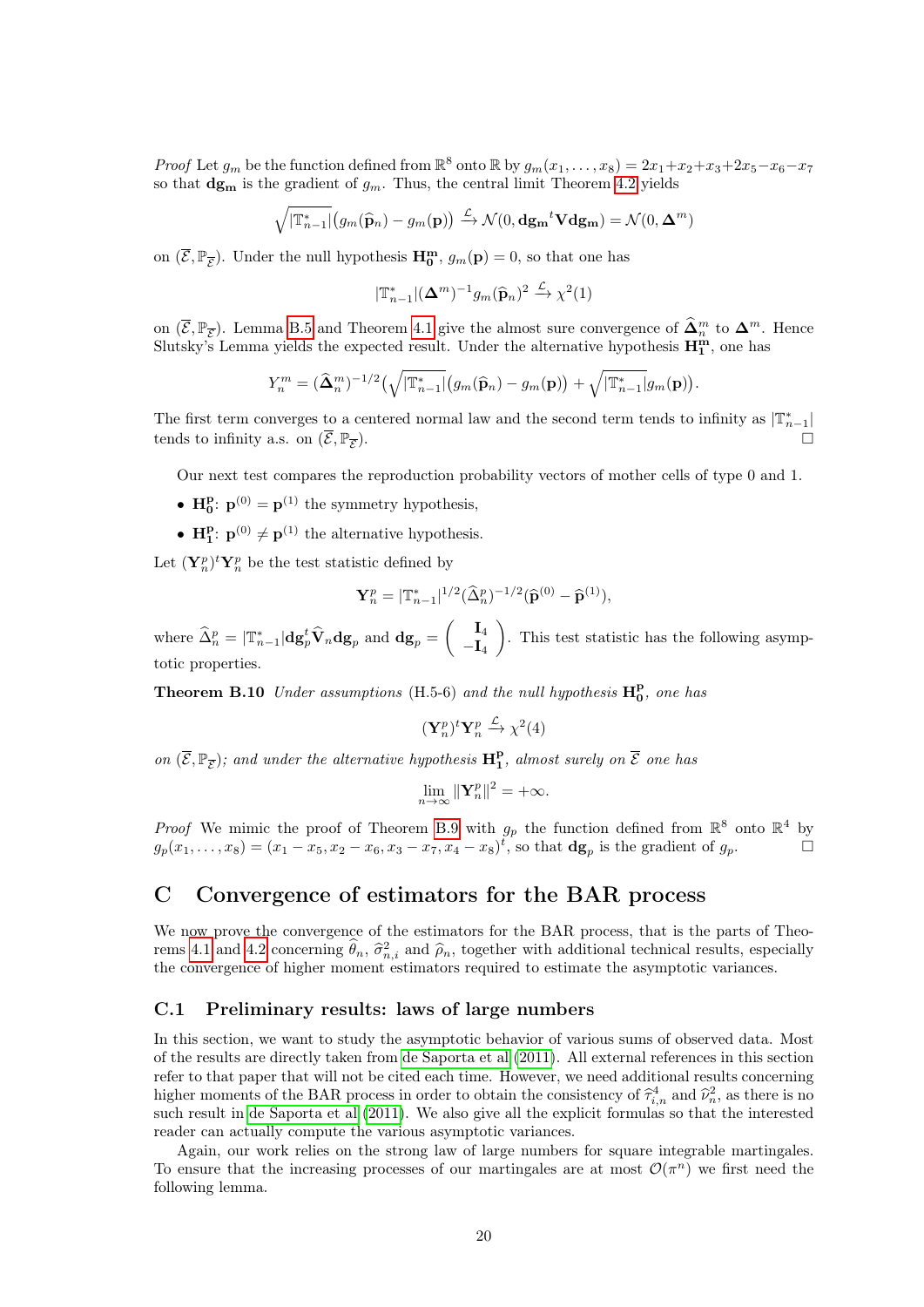*Proof* Let $g_m$ be the function defined from $\mathbb{R}^8$ onto $\mathbb{R}$ by $g_m(x_1,\dots,x_8) = 2x_1+x_2+x_3+2x_5-x_6-x_7$ so that $\mathbf{dg_m}$ is the gradient of $g_m$. Thus, the central limit Theorem 4.2 yields

$$\sqrt{|\mathbb{T}^*_{n-1}|}\big(g_m(\widehat{\mathbf{p}}_n) - g_m(\mathbf{p})\big) \xrightarrow{\mathcal{L}} \mathcal{N}(0, \mathbf{dg_m}^t\mathbf{V}\mathbf{dg_m}) = \mathcal{N}(0, \mathbf{\Delta}^m)$$

on $(\overline{\mathcal{E}}, \mathbb{P}_{\overline{\mathcal{E}}})$. Under the null hypothesis $\mathbf{H_0^m}$, $g_m(\mathbf{p}) = 0$, so that one has

$$|\mathbb{T}^*_{n-1}|(\mathbf{\Delta}^m)^{-1}g_m(\widehat{\mathbf{p}}_n)^2 \xrightarrow{\mathcal{L}} \chi^2(1)$$

on $(\overline{\mathcal{E}}, \mathbb{P}_{\overline{\mathcal{E}}})$. Lemma B.5 and Theorem 4.1 give the almost sure convergence of $\widehat{\mathbf{\Delta}}^m_n$ to $\mathbf{\Delta}^m$. Hence Slutsky's Lemma yields the expected result. Under the alternative hypothesis $\mathbf{H_1^m}$, one has

$$Y^m_n = (\widehat{\mathbf{\Delta}}^m_n)^{-1/2}\Big(\sqrt{|\mathbb{T}^*_{n-1}|}\big(g_m(\widehat{\mathbf{p}}_n) - g_m(\mathbf{p})\big) + \sqrt{|\mathbb{T}^*_{n-1}|}g_m(\mathbf{p})\Big).$$

The first term converges to a centered normal law and the second term tends to infinity as $|\mathbb{T}^*_{n-1}|$ tends to infinity a.s. on $(\overline{\mathcal{E}}, \mathbb{P}_{\overline{\mathcal{E}}})$. □

Our next test compares the reproduction probability vectors of mother cells of type 0 and 1.

- $\mathbf{H_0^p}$: $\mathbf{p}^{(0)} = \mathbf{p}^{(1)}$ the symmetry hypothesis,
- $\mathbf{H_1^p}$: $\mathbf{p}^{(0)} \neq \mathbf{p}^{(1)}$ the alternative hypothesis.

Let $(\mathbf{Y}^p_n)^t\mathbf{Y}^p_n$ be the test statistic defined by

$$\mathbf{Y}^p_n = |\mathbb{T}^*_{n-1}|^{1/2}(\widehat{\Delta}^p_n)^{-1/2}(\widehat{\mathbf{p}}^{(0)} - \widehat{\mathbf{p}}^{(1)}),$$

where $\widehat{\Delta}^p_n = |\mathbb{T}^*_{n-1}|\mathbf{dg}_p^t\widehat{\mathbf{V}}_n\mathbf{dg}_p$ and $\mathbf{dg}_p = \begin{pmatrix} \mathbf{I}_4 \\ -\mathbf{I}_4 \end{pmatrix}$. This test statistic has the following asymptotic properties.

**Theorem B.10** *Under assumptions* (H.5-6) *and the null hypothesis* $\mathbf{H_0^p}$*, one has*

$$(\mathbf{Y}^p_n)^t\mathbf{Y}^p_n \xrightarrow{\mathcal{L}} \chi^2(4)$$

*on* $(\overline{\mathcal{E}}, \mathbb{P}_{\overline{\mathcal{E}}})$*; and under the alternative hypothesis* $\mathbf{H_1^p}$*, almost surely on* $\overline{\mathcal{E}}$ *one has*

$$\lim_{n\to\infty} \|\mathbf{Y}^p_n\|^2 = +\infty.$$

*Proof* We mimic the proof of Theorem B.9 with $g_p$ the function defined from $\mathbb{R}^8$ onto $\mathbb{R}^4$ by $g_p(x_1,\dots,x_8) = (x_1-x_5, x_2-x_6, x_3-x_7, x_4-x_8)^t$, so that $\mathbf{dg}_p$ is the gradient of $g_p$. □

# C Convergence of estimators for the BAR process

We now prove the convergence of the estimators for the BAR process, that is the parts of Theorems 4.1 and 4.2 concerning $\widehat{\theta}_n$, $\widehat{\sigma}^2_{n,i}$ and $\widehat{\rho}_n$, together with additional technical results, especially the convergence of higher moment estimators required to estimate the asymptotic variances.

## C.1 Preliminary results: laws of large numbers

In this section, we want to study the asymptotic behavior of various sums of observed data. Most of the results are directly taken from de Saporta et al (2011). All external references in this section refer to that paper that will not be cited each time. However, we need additional results concerning higher moments of the BAR process in order to obtain the consistency of $\widehat{\tau}^4_{i,n}$ and $\widehat{\nu}^2_n$, as there is no such result in de Saporta et al (2011). We also give all the explicit formulas so that the interested reader can actually compute the various asymptotic variances.

Again, our work relies on the strong law of large numbers for square integrable martingales. To ensure that the increasing processes of our martingales are at most $\mathcal{O}(\pi^n)$ we first need the following lemma.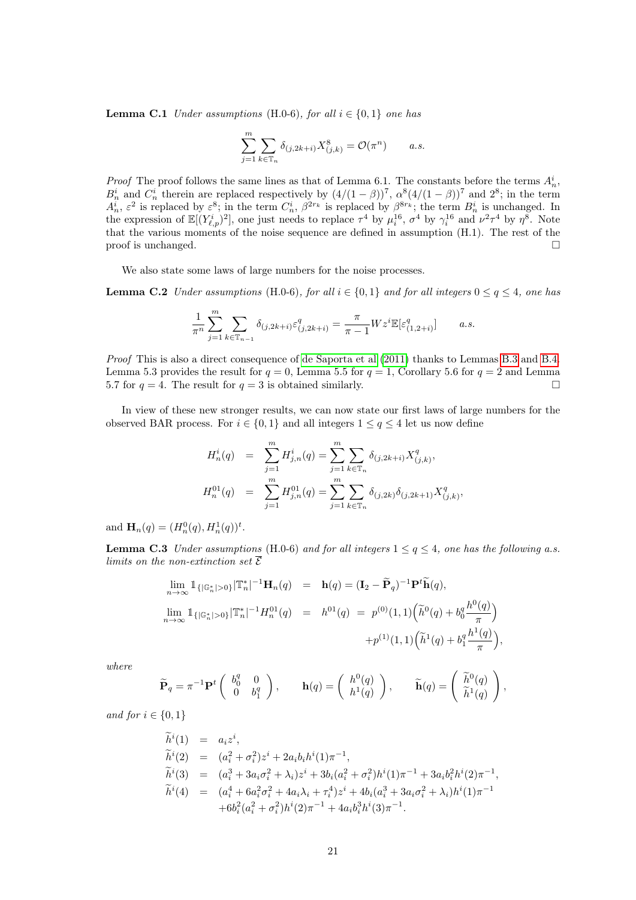**Lemma C.1** *Under assumptions* (H.0-6)*, for all $i \in \{0, 1\}$ one has*

$$\sum_{j=1}^{m} \sum_{k \in \mathbb{T}_n} \delta_{(j,2k+i)} X_{(j,k)}^8 = \mathcal{O}(\pi^n) \qquad a.s.$$

*Proof* The proof follows the same lines as that of Lemma 6.1. The constants before the terms $A_n^i$, $B_n^i$ and $C_n^i$ therein are replaced respectively by $(4/(1-\beta))^7$, $\alpha^8(4/(1-\beta))^7$ and $2^8$; in the term $A_n^i$, $\varepsilon^2$ is replaced by $\varepsilon^8$; in the term $C_n^i$, $\beta^{2r_k}$ is replaced by $\beta^{8r_k}$; the term $B_n^i$ is unchanged. In the expression of $\mathbb{E}[(Y_{\ell,p}^i)^2]$, one just needs to replace $\tau^4$ by $\mu_i^{16}$, $\sigma^4$ by $\gamma_i^{16}$ and $\nu^2\tau^4$ by $\eta^8$. Note that the various moments of the noise sequence are defined in assumption (H.1). The rest of the proof is unchanged. □

We also state some laws of large numbers for the noise processes.

**Lemma C.2** *Under assumptions* (H.0-6)*, for all $i \in \{0, 1\}$ and for all integers $0 \leq q \leq 4$, one has*

$$\frac{1}{\pi^n} \sum_{j=1}^{m} \sum_{k \in \mathbb{T}_{n-1}} \delta_{(j,2k+i)} \varepsilon_{(j,2k+i)}^q = \frac{\pi}{\pi - 1} W z^i \mathbb{E}[\varepsilon_{(1,2+i)}^q] \qquad a.s.$$

*Proof* This is also a direct consequence of de Saporta et al (2011) thanks to Lemmas B.3 and B.4. Lemma 5.3 provides the result for $q = 0$, Lemma 5.5 for $q = 1$, Corollary 5.6 for $q = 2$ and Lemma 5.7 for $q = 4$. The result for $q = 3$ is obtained similarly. □

In view of these new stronger results, we can now state our first laws of large numbers for the observed BAR process. For $i \in \{0, 1\}$ and all integers $1 \leq q \leq 4$ let us now define

$$\begin{aligned}
H_n^i(q) &= \sum_{j=1}^{m} H_{j,n}^i(q) = \sum_{j=1}^{m} \sum_{k \in \mathbb{T}_n} \delta_{(j,2k+i)} X_{(j,k)}^q, \\
H_n^{01}(q) &= \sum_{j=1}^{m} H_{j,n}^{01}(q) = \sum_{j=1}^{m} \sum_{k \in \mathbb{T}_n} \delta_{(j,2k)} \delta_{(j,2k+1)} X_{(j,k)}^q,
\end{aligned}$$

and $\mathbf{H}_n(q) = (H_n^0(q), H_n^1(q))^t$.

**Lemma C.3** *Under assumptions* (H.0-6) *and for all integers $1 \leq q \leq 4$, one has the following a.s. limits on the non-extinction set $\overline{\mathcal{E}}$*

$$\begin{aligned}
\lim_{n \to \infty} \mathbb{1}_{\{|\mathbb{G}_n^*| > 0\}} |\mathbb{T}_n^*|^{-1} \mathbf{H}_n(q) &= \mathbf{h}(q) = (\mathbf{I}_2 - \widetilde{\mathbf{P}}_q)^{-1} \mathbf{P}^t \widetilde{\mathbf{h}}(q), \\
\lim_{n \to \infty} \mathbb{1}_{\{|\mathbb{G}_n^*| > 0\}} |\mathbb{T}_n^*|^{-1} H_n^{01}(q) &= h^{01}(q) = p^{(0)}(1,1)\Big(\widetilde{h}^0(q) + b_0^q \frac{h^0(q)}{\pi}\Big) \\
&\qquad + p^{(1)}(1,1)\Big(\widetilde{h}^1(q) + b_1^q \frac{h^1(q)}{\pi}\Big),
\end{aligned}$$

*where*

$$\widetilde{\mathbf{P}}_q = \pi^{-1} \mathbf{P}^t \begin{pmatrix} b_0^q & 0 \\ 0 & b_1^q \end{pmatrix}, \qquad \mathbf{h}(q) = \begin{pmatrix} h^0(q) \\ h^1(q) \end{pmatrix}, \qquad \widetilde{\mathbf{h}}(q) = \begin{pmatrix} \widetilde{h}^0(q) \\ \widetilde{h}^1(q) \end{pmatrix},$$

*and for $i \in \{0, 1\}$*

$$\begin{aligned}
\widetilde{h}^i(1) &= a_i z^i, \\
\widetilde{h}^i(2) &= (a_i^2 + \sigma_i^2) z^i + 2 a_i b_i h^i(1) \pi^{-1}, \\
\widetilde{h}^i(3) &= (a_i^3 + 3 a_i \sigma_i^2 + \lambda_i) z^i + 3 b_i (a_i^2 + \sigma_i^2) h^i(1) \pi^{-1} + 3 a_i b_i^2 h^i(2) \pi^{-1}, \\
\widetilde{h}^i(4) &= (a_i^4 + 6 a_i^2 \sigma_i^2 + 4 a_i \lambda_i + \tau_i^4) z^i + 4 b_i (a_i^3 + 3 a_i \sigma_i^2 + \lambda_i) h^i(1) \pi^{-1} \\
&\quad + 6 b_i^2 (a_i^2 + \sigma_i^2) h^i(2) \pi^{-1} + 4 a_i b_i^3 h^i(3) \pi^{-1}.
\end{aligned}$$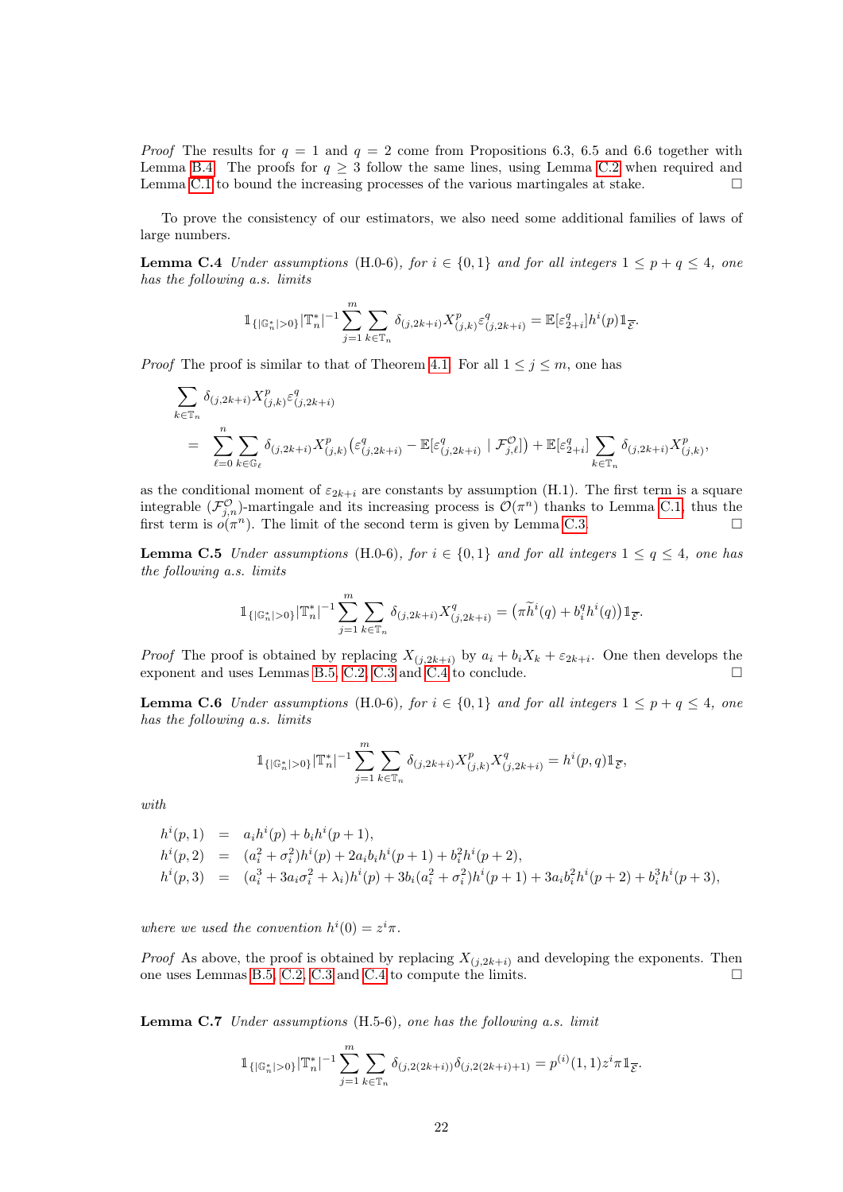*Proof* The results for $q = 1$ and $q = 2$ come from Propositions 6.3, 6.5 and 6.6 together with Lemma B.4. The proofs for $q \geq 3$ follow the same lines, using Lemma C.2 when required and Lemma C.1 to bound the increasing processes of the various martingales at stake. $\square$

To prove the consistency of our estimators, we also need some additional families of laws of large numbers.

**Lemma C.4** *Under assumptions* (H.0-6)*, for* $i \in \{0, 1\}$ *and for all integers* $1 \leq p + q \leq 4$*, one has the following a.s. limits*

$$\mathbb{1}_{\{|\mathbb{G}_n^*|>0\}} |\mathbb{T}_n^*|^{-1} \sum_{j=1}^{m} \sum_{k \in \mathbb{T}_n} \delta_{(j,2k+i)} X_{(j,k)}^p \varepsilon_{(j,2k+i)}^q = \mathbb{E}[\varepsilon_{2+i}^q] h^i(p) \mathbb{1}_{\overline{\mathcal{E}}}.$$

*Proof* The proof is similar to that of Theorem 4.1. For all $1 \leq j \leq m$, one has

$$\begin{aligned}
&\sum_{k \in \mathbb{T}_n} \delta_{(j,2k+i)} X_{(j,k)}^p \varepsilon_{(j,2k+i)}^q \\
&= \sum_{\ell=0}^{n} \sum_{k \in \mathbb{G}_\ell} \delta_{(j,2k+i)} X_{(j,k)}^p \big(\varepsilon_{(j,2k+i)}^q - \mathbb{E}[\varepsilon_{(j,2k+i)}^q \mid \mathcal{F}_{j,\ell}^{\mathcal{O}}]\big) + \mathbb{E}[\varepsilon_{2+i}^q] \sum_{k \in \mathbb{T}_n} \delta_{(j,2k+i)} X_{(j,k)}^p,
\end{aligned}$$

as the conditional moment of $\varepsilon_{2k+i}$ are constants by assumption (H.1). The first term is a square integrable $(\mathcal{F}_{j,n}^{\mathcal{O}})$-martingale and its increasing process is $\mathcal{O}(\pi^n)$ thanks to Lemma C.1, thus the first term is $o(\pi^n)$. The limit of the second term is given by Lemma C.3. $\square$

**Lemma C.5** *Under assumptions* (H.0-6)*, for* $i \in \{0, 1\}$ *and for all integers* $1 \leq q \leq 4$*, one has the following a.s. limits*

$$\mathbb{1}_{\{|\mathbb{G}_n^*|>0\}} |\mathbb{T}_n^*|^{-1} \sum_{j=1}^{m} \sum_{k \in \mathbb{T}_n} \delta_{(j,2k+i)} X_{(j,2k+i)}^q = \big(\pi \widetilde{h}^i(q) + b_i^q h^i(q)\big) \mathbb{1}_{\overline{\mathcal{E}}}.$$

*Proof* The proof is obtained by replacing $X_{(j,2k+i)}$ by $a_i + b_i X_k + \varepsilon_{2k+i}$. One then develops the exponent and uses Lemmas B.5, C.2, C.3 and C.4 to conclude. $\square$

**Lemma C.6** *Under assumptions* (H.0-6)*, for* $i \in \{0, 1\}$ *and for all integers* $1 \leq p + q \leq 4$*, one has the following a.s. limits*

$$\mathbb{1}_{\{|\mathbb{G}_n^*|>0\}} |\mathbb{T}_n^*|^{-1} \sum_{j=1}^{m} \sum_{k \in \mathbb{T}_n} \delta_{(j,2k+i)} X_{(j,k)}^p X_{(j,2k+i)}^q = h^i(p, q) \mathbb{1}_{\overline{\mathcal{E}}},$$

*with*

$$\begin{aligned}
h^i(p, 1) &= a_i h^i(p) + b_i h^i(p + 1), \\
h^i(p, 2) &= (a_i^2 + \sigma_i^2) h^i(p) + 2 a_i b_i h^i(p + 1) + b_i^2 h^i(p + 2), \\
h^i(p, 3) &= (a_i^3 + 3 a_i \sigma_i^2 + \lambda_i) h^i(p) + 3 b_i (a_i^2 + \sigma_i^2) h^i(p + 1) + 3 a_i b_i^2 h^i(p + 2) + b_i^3 h^i(p + 3),
\end{aligned}$$

*where we used the convention* $h^i(0) = z^i \pi$.

*Proof* As above, the proof is obtained by replacing $X_{(j,2k+i)}$ and developing the exponents. Then one uses Lemmas B.5, C.2, C.3 and C.4 to compute the limits. $\square$

**Lemma C.7** *Under assumptions* (H.5-6)*, one has the following a.s. limit*

$$\mathbb{1}_{\{|\mathbb{G}_n^*|>0\}} |\mathbb{T}_n^*|^{-1} \sum_{j=1}^{m} \sum_{k \in \mathbb{T}_n} \delta_{(j,2(2k+i))} \delta_{(j,2(2k+i)+1)} = p^{(i)}(1, 1) z^i \pi \mathbb{1}_{\overline{\mathcal{E}}}.$$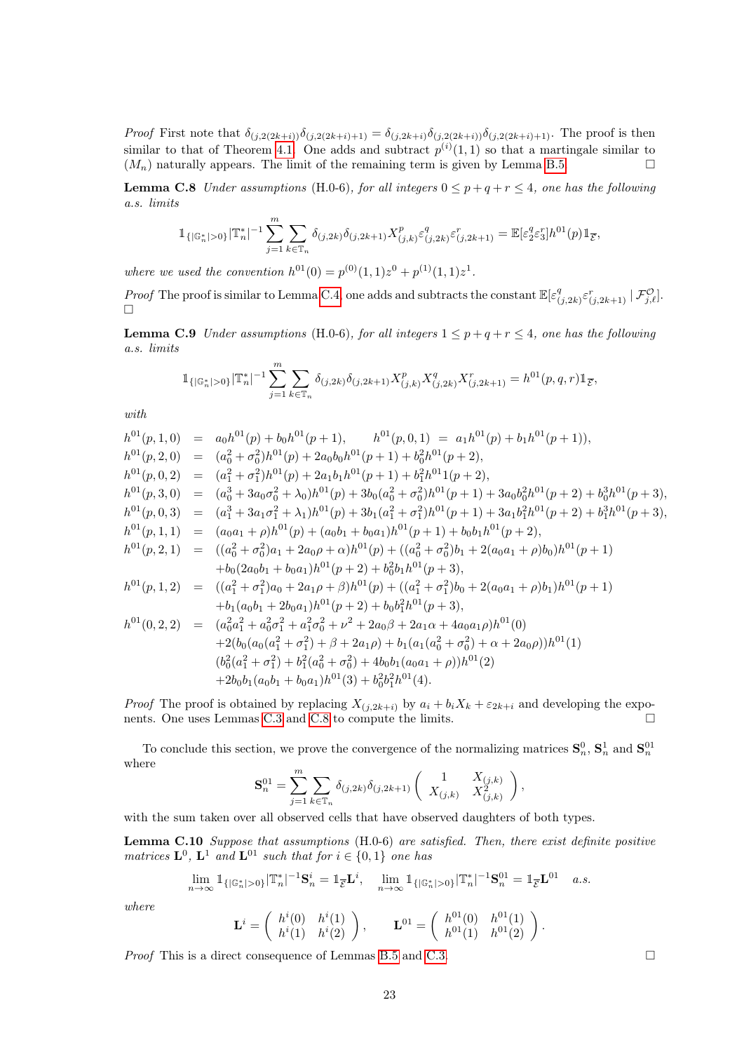*Proof* First note that $\delta_{(j,2(2k+i))}\delta_{(j,2(2k+i)+1)} = \delta_{(j,2k+i)}\delta_{(j,2(2k+i))}\delta_{(j,2(2k+i)+1)}$. The proof is then similar to that of Theorem 4.1. One adds and subtract $p^{(i)}(1,1)$ so that a martingale similar to $(M_n)$ naturally appears. The limit of the remaining term is given by Lemma B.5. □

**Lemma C.8** *Under assumptions* (H.0-6)*, for all integers* $0 \leq p+q+r \leq 4$*, one has the following a.s. limits*

$$\mathbb{1}_{\{|\mathbb{G}_n^*|>0\}}|\mathbb{T}_n^*|^{-1}\sum_{j=1}^{m}\sum_{k\in\mathbb{T}_n}\delta_{(j,2k)}\delta_{(j,2k+1)}X_{(j,k)}^p\varepsilon_{(j,2k)}^q\varepsilon_{(j,2k+1)}^r = \mathbb{E}[\varepsilon_2^q\varepsilon_3^r]h^{01}(p)\mathbb{1}_{\overline{\mathcal{E}}},$$

*where we used the convention* $h^{01}(0) = p^{(0)}(1,1)z^0 + p^{(1)}(1,1)z^1$.

*Proof* The proof is similar to Lemma C.4, one adds and subtracts the constant $\mathbb{E}[\varepsilon_{(j,2k)}^q\varepsilon_{(j,2k+1)}^r \mid \mathcal{F}_{j,\ell}^{\mathcal{O}}]$. □

**Lemma C.9** *Under assumptions* (H.0-6)*, for all integers* $1 \leq p+q+r \leq 4$*, one has the following a.s. limits*

$$\mathbb{1}_{\{|\mathbb{G}_n^*|>0\}}|\mathbb{T}_n^*|^{-1}\sum_{j=1}^{m}\sum_{k\in\mathbb{T}_n}\delta_{(j,2k)}\delta_{(j,2k+1)}X_{(j,k)}^pX_{(j,2k)}^qX_{(j,2k+1)}^r = h^{01}(p,q,r)\mathbb{1}_{\overline{\mathcal{E}}},$$

*with*

$$\begin{aligned}
h^{01}(p,1,0) &= a_0h^{01}(p) + b_0h^{01}(p+1), \qquad h^{01}(p,0,1) \;=\; a_1h^{01}(p) + b_1h^{01}(p+1)),\\
h^{01}(p,2,0) &= (a_0^2+\sigma_0^2)h^{01}(p) + 2a_0b_0h^{01}(p+1) + b_0^2h^{01}(p+2),\\
h^{01}(p,0,2) &= (a_1^2+\sigma_1^2)h^{01}(p) + 2a_1b_1h^{01}(p+1) + b_1^2h^{01}1(p+2),\\
h^{01}(p,3,0) &= (a_0^3+3a_0\sigma_0^2+\lambda_0)h^{01}(p) + 3b_0(a_0^2+\sigma_0^2)h^{01}(p+1) + 3a_0b_0^2h^{01}(p+2) + b_0^3h^{01}(p+3),\\
h^{01}(p,0,3) &= (a_1^3+3a_1\sigma_1^2+\lambda_1)h^{01}(p) + 3b_1(a_1^2+\sigma_1^2)h^{01}(p+1) + 3a_1b_1^2h^{01}(p+2) + b_1^3h^{01}(p+3),\\
h^{01}(p,1,1) &= (a_0a_1+\rho)h^{01}(p) + (a_0b_1+b_0a_1)h^{01}(p+1) + b_0b_1h^{01}(p+2),\\
h^{01}(p,2,1) &= ((a_0^2+\sigma_0^2)a_1 + 2a_0\rho+\alpha)h^{01}(p) + ((a_0^2+\sigma_0^2)b_1 + 2(a_0a_1+\rho)b_0)h^{01}(p+1)\\
&\quad + b_0(2a_0b_1+b_0a_1)h^{01}(p+2) + b_0^2b_1h^{01}(p+3),\\
h^{01}(p,1,2) &= ((a_1^2+\sigma_1^2)a_0 + 2a_1\rho+\beta)h^{01}(p) + ((a_1^2+\sigma_1^2)b_0 + 2(a_0a_1+\rho)b_1)h^{01}(p+1)\\
&\quad + b_1(a_0b_1+2b_0a_1)h^{01}(p+2) + b_0b_1^2h^{01}(p+3),\\
h^{01}(0,2,2) &= (a_0^2a_1^2 + a_0^2\sigma_1^2 + a_1^2\sigma_0^2 + \nu^2 + 2a_0\beta + 2a_1\alpha + 4a_0a_1\rho)h^{01}(0)\\
&\quad + 2(b_0(a_0(a_1^2+\sigma_1^2) + \beta + 2a_1\rho) + b_1(a_1(a_0^2+\sigma_0^2) + \alpha + 2a_0\rho))h^{01}(1)\\
&\quad (b_0^2(a_1^2+\sigma_1^2) + b_1^2(a_0^2+\sigma_0^2) + 4b_0b_1(a_0a_1+\rho))h^{01}(2)\\
&\quad + 2b_0b_1(a_0b_1+b_0a_1)h^{01}(3) + b_0^2b_1^2h^{01}(4).
\end{aligned}$$

*Proof* The proof is obtained by replacing $X_{(j,2k+i)}$ by $a_i + b_iX_k + \varepsilon_{2k+i}$ and developing the exponents. One uses Lemmas C.3 and C.8 to compute the limits. □

To conclude this section, we prove the convergence of the normalizing matrices $\mathbf{S}_n^0$, $\mathbf{S}_n^1$ and $\mathbf{S}_n^{01}$ where

$$\mathbf{S}_n^{01} = \sum_{j=1}^{m}\sum_{k\in\mathbb{T}_n}\delta_{(j,2k)}\delta_{(j,2k+1)}\begin{pmatrix} 1 & X_{(j,k)} \\ X_{(j,k)} & X_{(j,k)}^2 \end{pmatrix},$$

with the sum taken over all observed cells that have observed daughters of both types.

**Lemma C.10** *Suppose that assumptions* (H.0-6) *are satisfied. Then, there exist definite positive matrices* $\mathbf{L}^0$*,* $\mathbf{L}^1$ *and* $\mathbf{L}^{01}$ *such that for* $i \in \{0,1\}$ *one has*

$$\lim_{n\to\infty}\mathbb{1}_{\{|\mathbb{G}_n^*|>0\}}|\mathbb{T}_n^*|^{-1}\mathbf{S}_n^i = \mathbb{1}_{\overline{\mathcal{E}}}\mathbf{L}^i, \quad \lim_{n\to\infty}\mathbb{1}_{\{|\mathbb{G}_n^*|>0\}}|\mathbb{T}_n^*|^{-1}\mathbf{S}_n^{01} = \mathbb{1}_{\overline{\mathcal{E}}}\mathbf{L}^{01} \quad a.s.$$

*where*

$$\mathbf{L}^i = \begin{pmatrix} h^i(0) & h^i(1) \\ h^i(1) & h^i(2) \end{pmatrix}, \qquad \mathbf{L}^{01} = \begin{pmatrix} h^{01}(0) & h^{01}(1) \\ h^{01}(1) & h^{01}(2) \end{pmatrix}.$$

*Proof* This is a direct consequence of Lemmas B.5 and C.3. □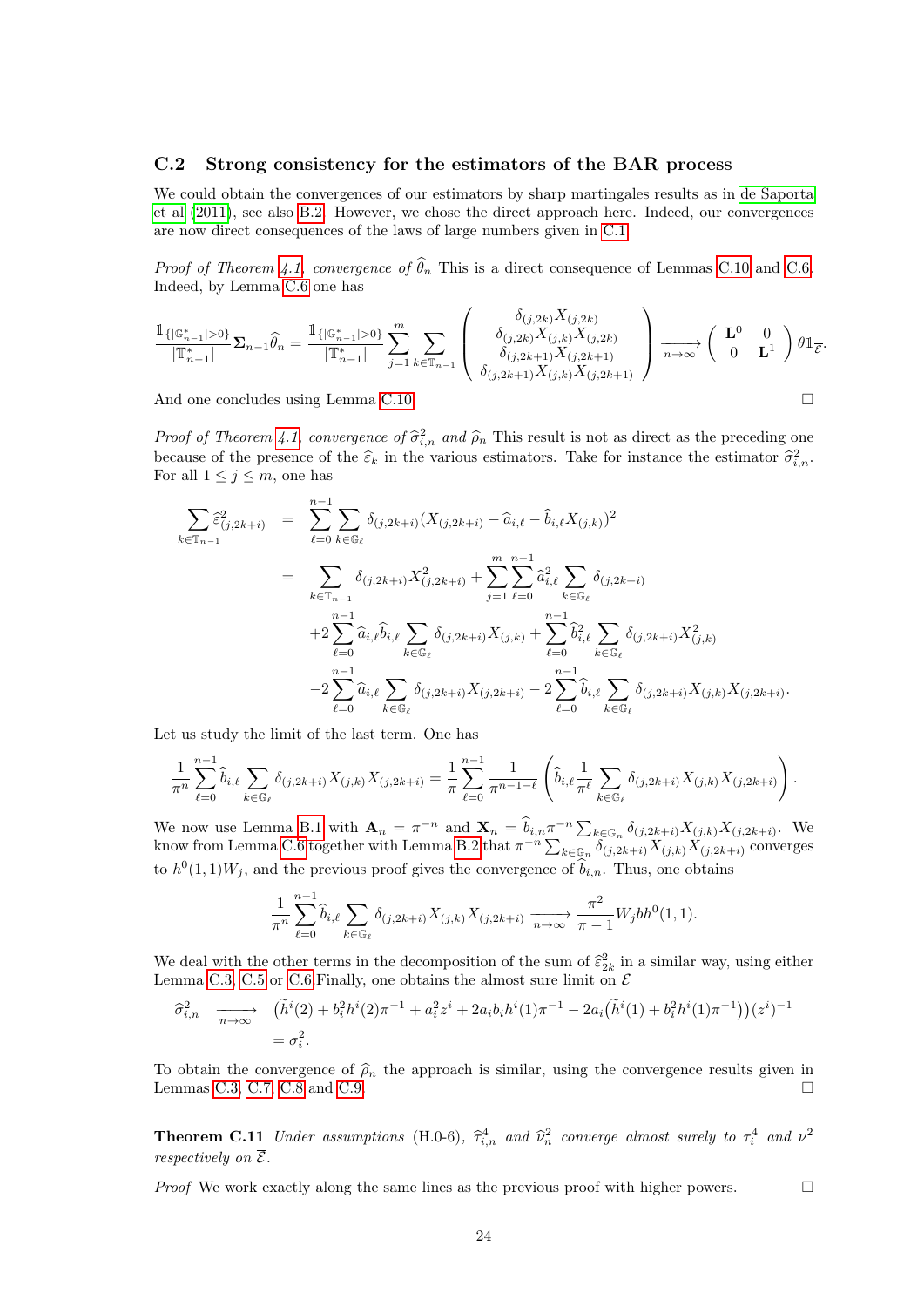## C.2 Strong consistency for the estimators of the BAR process

We could obtain the convergences of our estimators by sharp martingales results as in de Saporta et al (2011), see also B.2. However, we chose the direct approach here. Indeed, our convergences are now direct consequences of the laws of large numbers given in C.1.

*Proof of Theorem 4.1, convergence of* $\widehat{\theta}_n$ This is a direct consequence of Lemmas C.10 and C.6. Indeed, by Lemma C.6 one has

$$\frac{\mathbb{1}_{\{|\mathbb{G}^*_{n-1}|>0\}}}{|\mathbb{T}^*_{n-1}|}\boldsymbol{\Sigma}_{n-1}\widehat{\theta}_n = \frac{\mathbb{1}_{\{|\mathbb{G}^*_{n-1}|>0\}}}{|\mathbb{T}^*_{n-1}|}\sum_{j=1}^{m}\sum_{k\in\mathbb{T}_{n-1}}\begin{pmatrix}\delta_{(j,2k)}X_{(j,2k)}\\ \delta_{(j,2k)}X_{(j,k)}X_{(j,2k)}\\ \delta_{(j,2k+1)}X_{(j,2k+1)}\\ \delta_{(j,2k+1)}X_{(j,k)}X_{(j,2k+1)}\end{pmatrix}\xrightarrow[n\to\infty]{}\begin{pmatrix}\mathbf{L}^0 & 0\\ 0 & \mathbf{L}^1\end{pmatrix}\theta\mathbb{1}_{\overline{\mathcal{E}}}.$$

And one concludes using Lemma C.10. □

*Proof of Theorem 4.1, convergence of* $\widehat{\sigma}^2_{i,n}$ *and* $\widehat{\rho}_n$ This result is not as direct as the preceding one because of the presence of the $\widehat{\varepsilon}_k$ in the various estimators. Take for instance the estimator $\widehat{\sigma}^2_{i,n}$. For all $1\leq j\leq m$, one has

$$\begin{aligned}
\sum_{k\in\mathbb{T}_{n-1}}\widehat{\varepsilon}^2_{(j,2k+i)} &= \sum_{\ell=0}^{n-1}\sum_{k\in\mathbb{G}_\ell}\delta_{(j,2k+i)}(X_{(j,2k+i)}-\widehat{a}_{i,\ell}-\widehat{b}_{i,\ell}X_{(j,k)})^2\\
&= \sum_{k\in\mathbb{T}_{n-1}}\delta_{(j,2k+i)}X^2_{(j,2k+i)}+\sum_{j=1}^{m}\sum_{\ell=0}^{n-1}\widehat{a}^2_{i,\ell}\sum_{k\in\mathbb{G}_\ell}\delta_{(j,2k+i)}\\
&\quad+2\sum_{\ell=0}^{n-1}\widehat{a}_{i,\ell}\widehat{b}_{i,\ell}\sum_{k\in\mathbb{G}_\ell}\delta_{(j,2k+i)}X_{(j,k)}+\sum_{\ell=0}^{n-1}\widehat{b}^2_{i,\ell}\sum_{k\in\mathbb{G}_\ell}\delta_{(j,2k+i)}X^2_{(j,k)}\\
&\quad-2\sum_{\ell=0}^{n-1}\widehat{a}_{i,\ell}\sum_{k\in\mathbb{G}_\ell}\delta_{(j,2k+i)}X_{(j,2k+i)}-2\sum_{\ell=0}^{n-1}\widehat{b}_{i,\ell}\sum_{k\in\mathbb{G}_\ell}\delta_{(j,2k+i)}X_{(j,k)}X_{(j,2k+i)}.
\end{aligned}$$

Let us study the limit of the last term. One has

$$\frac{1}{\pi^n}\sum_{\ell=0}^{n-1}\widehat{b}_{i,\ell}\sum_{k\in\mathbb{G}_\ell}\delta_{(j,2k+i)}X_{(j,k)}X_{(j,2k+i)}=\frac{1}{\pi}\sum_{\ell=0}^{n-1}\frac{1}{\pi^{n-1-\ell}}\left(\widehat{b}_{i,\ell}\frac{1}{\pi^\ell}\sum_{k\in\mathbb{G}_\ell}\delta_{(j,2k+i)}X_{(j,k)}X_{(j,2k+i)}\right).$$

We now use Lemma B.1 with $\mathbf{A}_n=\pi^{-n}$ and $\mathbf{X}_n=\widehat{b}_{i,n}\pi^{-n}\sum_{k\in\mathbb{G}_n}\delta_{(j,2k+i)}X_{(j,k)}X_{(j,2k+i)}$. We know from Lemma C.6 together with Lemma B.2 that $\pi^{-n}\sum_{k\in\mathbb{G}_n}\delta_{(j,2k+i)}X_{(j,k)}X_{(j,2k+i)}$ converges to $h^0(1,1)W_j$, and the previous proof gives the convergence of $\widehat{b}_{i,n}$. Thus, one obtains

$$\frac{1}{\pi^n}\sum_{\ell=0}^{n-1}\widehat{b}_{i,\ell}\sum_{k\in\mathbb{G}_\ell}\delta_{(j,2k+i)}X_{(j,k)}X_{(j,2k+i)}\xrightarrow[n\to\infty]{}\frac{\pi^2}{\pi-1}W_jbh^0(1,1).$$

We deal with the other terms in the decomposition of the sum of $\widehat{\varepsilon}^2_{2k}$ in a similar way, using either Lemma C.3, C.5 or C.6. Finally, one obtains the almost sure limit on $\overline{\mathcal{E}}$

$$\begin{aligned}
\widehat{\sigma}^2_{i,n} &\xrightarrow[n\to\infty]{}\big(\widetilde{h}^i(2)+b_i^2h^i(2)\pi^{-1}+a_i^2z^i+2a_ib_ih^i(1)\pi^{-1}-2a_i\big(\widetilde{h}^i(1)+b_i^2h^i(1)\pi^{-1}\big)\big)(z^i)^{-1}\\
&=\sigma_i^2.
\end{aligned}$$

To obtain the convergence of $\widehat{\rho}_n$ the approach is similar, using the convergence results given in Lemmas C.3, C.7, C.8 and C.9. □

**Theorem C.11** *Under assumptions* (H.0-6), $\widehat{\tau}^4_{i,n}$ *and* $\widehat{\nu}^2_n$ *converge almost surely to* $\tau_i^4$ *and* $\nu^2$ *respectively on* $\overline{\mathcal{E}}$.

*Proof* We work exactly along the same lines as the previous proof with higher powers. □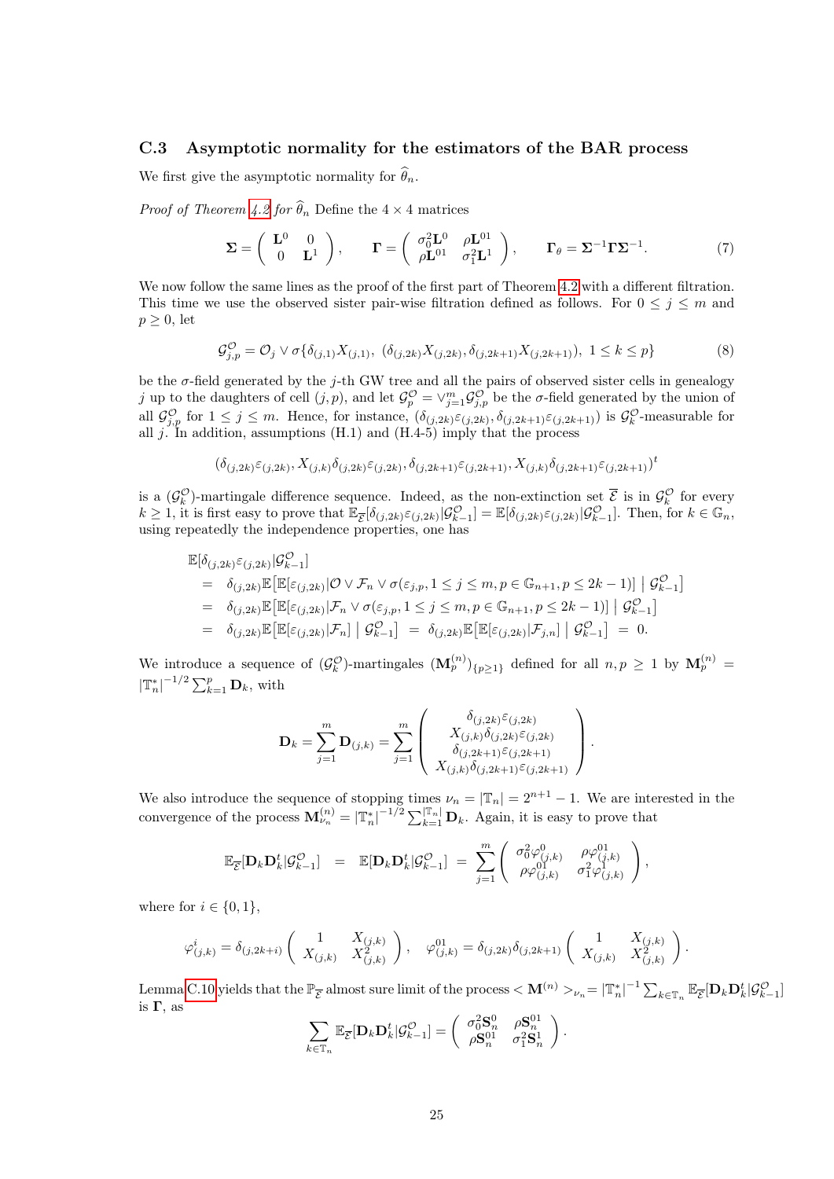### C.3 Asymptotic normality for the estimators of the BAR process

We first give the asymptotic normality for $\widehat{\theta}_n$.

*Proof of Theorem 4.2 for* $\widehat{\theta}_n$ Define the $4 \times 4$ matrices

$$\mathbf{\Sigma} = \begin{pmatrix} \mathbf{L}^0 & 0 \\ 0 & \mathbf{L}^1 \end{pmatrix}, \qquad \mathbf{\Gamma} = \begin{pmatrix} \sigma_0^2 \mathbf{L}^0 & \rho \mathbf{L}^{01} \\ \rho \mathbf{L}^{01} & \sigma_1^2 \mathbf{L}^1 \end{pmatrix}, \qquad \mathbf{\Gamma}_\theta = \mathbf{\Sigma}^{-1} \mathbf{\Gamma} \mathbf{\Sigma}^{-1}. \tag{7}$$

We now follow the same lines as the proof of the first part of Theorem 4.2 with a different filtration. This time we use the observed sister pair-wise filtration defined as follows. For $0 \leq j \leq m$ and $p \geq 0$, let

$$\mathcal{G}_{j,p}^{\mathcal{O}} = \mathcal{O}_j \vee \sigma\{\delta_{(j,1)} X_{(j,1)},\ (\delta_{(j,2k)} X_{(j,2k)}, \delta_{(j,2k+1)} X_{(j,2k+1)}),\ 1 \leq k \leq p\} \tag{8}$$

be the $\sigma$-field generated by the $j$-th GW tree and all the pairs of observed sister cells in genealogy $j$ up to the daughters of cell $(j,p)$, and let $\mathcal{G}_p^{\mathcal{O}} = \vee_{j=1}^m \mathcal{G}_{j,p}^{\mathcal{O}}$ be the $\sigma$-field generated by the union of all $\mathcal{G}_{j,p}^{\mathcal{O}}$ for $1 \leq j \leq m$. Hence, for instance, $(\delta_{(j,2k)} \varepsilon_{(j,2k)}, \delta_{(j,2k+1)} \varepsilon_{(j,2k+1)})$ is $\mathcal{G}_k^{\mathcal{O}}$-measurable for all $j$. In addition, assumptions (H.1) and (H.4-5) imply that the process

$$(\delta_{(j,2k)} \varepsilon_{(j,2k)}, X_{(j,k)} \delta_{(j,2k)} \varepsilon_{(j,2k)}, \delta_{(j,2k+1)} \varepsilon_{(j,2k+1)}, X_{(j,k)} \delta_{(j,2k+1)} \varepsilon_{(j,2k+1)})^t$$

is a $(\mathcal{G}_k^{\mathcal{O}})$-martingale difference sequence. Indeed, as the non-extinction set $\overline{\mathcal{E}}$ is in $\mathcal{G}_k^{\mathcal{O}}$ for every $k \geq 1$, it is first easy to prove that $\mathbb{E}_{\overline{\mathcal{E}}}[\delta_{(j,2k)} \varepsilon_{(j,2k)} | \mathcal{G}_{k-1}^{\mathcal{O}}] = \mathbb{E}[\delta_{(j,2k)} \varepsilon_{(j,2k)} | \mathcal{G}_{k-1}^{\mathcal{O}}]$. Then, for $k \in \mathbb{G}_n$, using repeatedly the independence properties, one has

$$\begin{aligned}
&\mathbb{E}[\delta_{(j,2k)} \varepsilon_{(j,2k)} | \mathcal{G}_{k-1}^{\mathcal{O}}] \\
&= \delta_{(j,2k)} \mathbb{E}\big[\mathbb{E}[\varepsilon_{(j,2k)} | \mathcal{O} \vee \mathcal{F}_n \vee \sigma(\varepsilon_{j,p}, 1 \leq j \leq m, p \in \mathbb{G}_{n+1}, p \leq 2k-1)] \bigm| \mathcal{G}_{k-1}^{\mathcal{O}}\big] \\
&= \delta_{(j,2k)} \mathbb{E}\big[\mathbb{E}[\varepsilon_{(j,2k)} | \mathcal{F}_n \vee \sigma(\varepsilon_{j,p}, 1 \leq j \leq m, p \in \mathbb{G}_{n+1}, p \leq 2k-1)] \bigm| \mathcal{G}_{k-1}^{\mathcal{O}}\big] \\
&= \delta_{(j,2k)} \mathbb{E}\big[\mathbb{E}[\varepsilon_{(j,2k)} | \mathcal{F}_n] \bigm| \mathcal{G}_{k-1}^{\mathcal{O}}\big] \ = \ \delta_{(j,2k)} \mathbb{E}\big[\mathbb{E}[\varepsilon_{(j,2k)} | \mathcal{F}_{j,n}] \bigm| \mathcal{G}_{k-1}^{\mathcal{O}}\big] \ = \ 0.
\end{aligned}$$

We introduce a sequence of $(\mathcal{G}_k^{\mathcal{O}})$-martingales $(\mathbf{M}_p^{(n)})_{\{p \geq 1\}}$ defined for all $n, p \geq 1$ by $\mathbf{M}_p^{(n)} = |\mathbb{T}_n^*|^{-1/2} \sum_{k=1}^p \mathbf{D}_k$, with

$$\mathbf{D}_k = \sum_{j=1}^m \mathbf{D}_{(j,k)} = \sum_{j=1}^m \begin{pmatrix} \delta_{(j,2k)} \varepsilon_{(j,2k)} \\ X_{(j,k)} \delta_{(j,2k)} \varepsilon_{(j,2k)} \\ \delta_{(j,2k+1)} \varepsilon_{(j,2k+1)} \\ X_{(j,k)} \delta_{(j,2k+1)} \varepsilon_{(j,2k+1)} \end{pmatrix}.$$

We also introduce the sequence of stopping times $\nu_n = |\mathbb{T}_n| = 2^{n+1} - 1$. We are interested in the convergence of the process $\mathbf{M}_{\nu_n}^{(n)} = |\mathbb{T}_n^*|^{-1/2} \sum_{k=1}^{|\mathbb{T}_n|} \mathbf{D}_k$. Again, it is easy to prove that

$$\mathbb{E}_{\overline{\mathcal{E}}}[\mathbf{D}_k \mathbf{D}_k^t | \mathcal{G}_{k-1}^{\mathcal{O}}] \ = \ \mathbb{E}[\mathbf{D}_k \mathbf{D}_k^t | \mathcal{G}_{k-1}^{\mathcal{O}}] \ = \ \sum_{j=1}^m \begin{pmatrix} \sigma_0^2 \varphi_{(j,k)}^0 & \rho \varphi_{(j,k)}^{01} \\ \rho \varphi_{(j,k)}^{01} & \sigma_1^2 \varphi_{(j,k)}^1 \end{pmatrix},$$

where for $i \in \{0, 1\}$,

$$\varphi_{(j,k)}^i = \delta_{(j,2k+i)} \begin{pmatrix} 1 & X_{(j,k)} \\ X_{(j,k)} & X_{(j,k)}^2 \end{pmatrix}, \quad \varphi_{(j,k)}^{01} = \delta_{(j,2k)} \delta_{(j,2k+1)} \begin{pmatrix} 1 & X_{(j,k)} \\ X_{(j,k)} & X_{(j,k)}^2 \end{pmatrix}.$$

Lemma C.10 yields that the $\mathbb{P}_{\overline{\mathcal{E}}}$ almost sure limit of the process $< \mathbf{M}^{(n)} >_{\nu_n} = |\mathbb{T}_n^*|^{-1} \sum_{k \in \mathbb{T}_n} \mathbb{E}_{\overline{\mathcal{E}}}[\mathbf{D}_k \mathbf{D}_k^t | \mathcal{G}_{k-1}^{\mathcal{O}}]$ is $\mathbf{\Gamma}$, as

$$\sum_{k \in \mathbb{T}_n} \mathbb{E}_{\overline{\mathcal{E}}}[\mathbf{D}_k \mathbf{D}_k^t | \mathcal{G}_{k-1}^{\mathcal{O}}] = \begin{pmatrix} \sigma_0^2 \mathbf{S}_n^0 & \rho \mathbf{S}_n^{01} \\ \rho \mathbf{S}_n^{01} & \sigma_1^2 \mathbf{S}_n^1 \end{pmatrix}.$$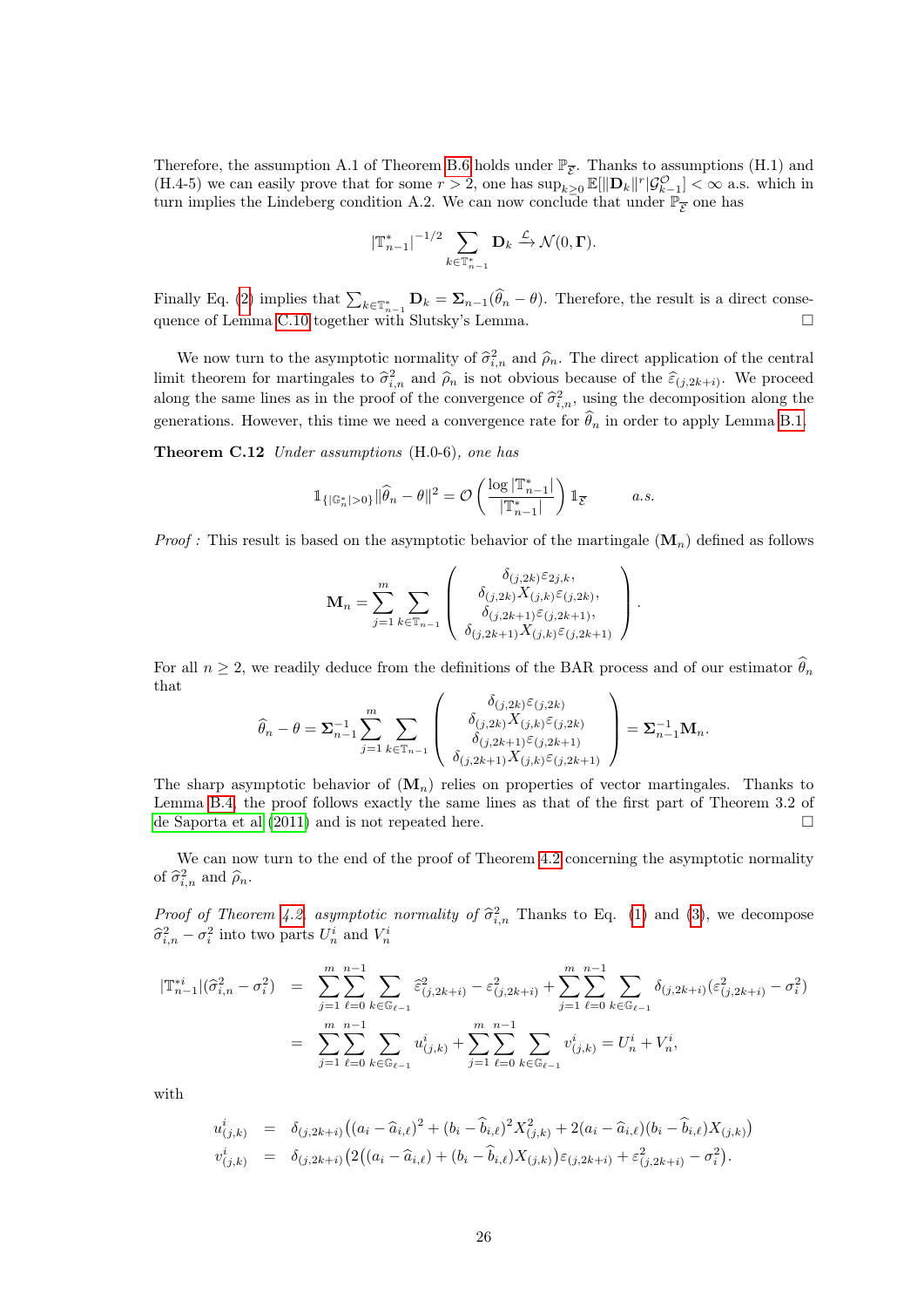Therefore, the assumption A.1 of Theorem B.6 holds under $\mathbb{P}_{\overline{\mathcal{E}}}$. Thanks to assumptions (H.1) and (H.4-5) we can easily prove that for some $r > 2$, one has $\sup_{k\geq 0}\mathbb{E}[\|\mathbf{D}_k\|^r|\mathcal{G}^{\mathcal{O}}_{k-1}] < \infty$ a.s. which in turn implies the Lindeberg condition A.2. We can now conclude that under $\mathbb{P}_{\overline{\mathcal{E}}}$ one has

$$|\mathbb{T}^*_{n-1}|^{-1/2}\sum_{k\in\mathbb{T}^*_{n-1}}\mathbf{D}_k \xrightarrow{\mathcal{L}} \mathcal{N}(0,\mathbf{\Gamma}).$$

Finally Eq. (2) implies that $\sum_{k\in\mathbb{T}^*_{n-1}}\mathbf{D}_k = \mathbf{\Sigma}_{n-1}(\widehat{\theta}_n-\theta)$. Therefore, the result is a direct consequence of Lemma C.10 together with Slutsky's Lemma. $\square$

We now turn to the asymptotic normality of $\widehat{\sigma}^2_{i,n}$ and $\widehat{\rho}_n$. The direct application of the central limit theorem for martingales to $\widehat{\sigma}^2_{i,n}$ and $\widehat{\rho}_n$ is not obvious because of the $\widehat{\varepsilon}_{(j,2k+i)}$. We proceed along the same lines as in the proof of the convergence of $\widehat{\sigma}^2_{i,n}$, using the decomposition along the generations. However, this time we need a convergence rate for $\widehat{\theta}_n$ in order to apply Lemma B.1.

**Theorem C.12** *Under assumptions* (H.0-6)*, one has*

$$\mathbb{1}_{\{|\mathbb{G}^*_n|>0\}}\|\widehat{\theta}_n-\theta\|^2 = \mathcal{O}\left(\frac{\log|\mathbb{T}^*_{n-1}|}{|\mathbb{T}^*_{n-1}|}\right)\mathbb{1}_{\overline{\mathcal{E}}} \qquad a.s.$$

*Proof :* This result is based on the asymptotic behavior of the martingale $(\mathbf{M}_n)$ defined as follows

$$\mathbf{M}_n = \sum_{j=1}^{m}\sum_{k\in\mathbb{T}_{n-1}}\begin{pmatrix}\delta_{(j,2k)}\varepsilon_{2j,k},\\ \delta_{(j,2k)}X_{(j,k)}\varepsilon_{(j,2k)},\\ \delta_{(j,2k+1)}\varepsilon_{(j,2k+1)},\\ \delta_{(j,2k+1)}X_{(j,k)}\varepsilon_{(j,2k+1)}\end{pmatrix}.$$

For all $n\geq 2$, we readily deduce from the definitions of the BAR process and of our estimator $\widehat{\theta}_n$ that

$$\widehat{\theta}_n-\theta = \mathbf{\Sigma}^{-1}_{n-1}\sum_{j=1}^{m}\sum_{k\in\mathbb{T}_{n-1}}\begin{pmatrix}\delta_{(j,2k)}\varepsilon_{(j,2k)}\\ \delta_{(j,2k)}X_{(j,k)}\varepsilon_{(j,2k)}\\ \delta_{(j,2k+1)}\varepsilon_{(j,2k+1)}\\ \delta_{(j,2k+1)}X_{(j,k)}\varepsilon_{(j,2k+1)}\end{pmatrix} = \mathbf{\Sigma}^{-1}_{n-1}\mathbf{M}_n.$$

The sharp asymptotic behavior of $(\mathbf{M}_n)$ relies on properties of vector martingales. Thanks to Lemma B.4, the proof follows exactly the same lines as that of the first part of Theorem 3.2 of de Saporta et al (2011) and is not repeated here. $\square$

We can now turn to the end of the proof of Theorem 4.2 concerning the asymptotic normality of $\widehat{\sigma}^2_{i,n}$ and $\widehat{\rho}_n$.

*Proof of Theorem 4.2, asymptotic normality of $\widehat{\sigma}^2_{i,n}$* Thanks to Eq. (1) and (3), we decompose $\widehat{\sigma}^2_{i,n}-\sigma^2_i$ into two parts $U^i_n$ and $V^i_n$

$$\begin{aligned}
|\mathbb{T}^{*i}_{n-1}|(\widehat{\sigma}^2_{i,n}-\sigma^2_i) &= \sum_{j=1}^{m}\sum_{\ell=0}^{n-1}\sum_{k\in\mathbb{G}_{\ell-1}}\widehat{\varepsilon}^2_{(j,2k+i)}-\varepsilon^2_{(j,2k+i)}+\sum_{j=1}^{m}\sum_{\ell=0}^{n-1}\sum_{k\in\mathbb{G}_{\ell-1}}\delta_{(j,2k+i)}(\varepsilon^2_{(j,2k+i)}-\sigma^2_i)\\
&= \sum_{j=1}^{m}\sum_{\ell=0}^{n-1}\sum_{k\in\mathbb{G}_{\ell-1}}u^i_{(j,k)}+\sum_{j=1}^{m}\sum_{\ell=0}^{n-1}\sum_{k\in\mathbb{G}_{\ell-1}}v^i_{(j,k)} = U^i_n+V^i_n,
\end{aligned}$$

with

$$\begin{aligned}
u^i_{(j,k)} &= \delta_{(j,2k+i)}\big((a_i-\widehat{a}_{i,\ell})^2+(b_i-\widehat{b}_{i,\ell})^2X^2_{(j,k)}+2(a_i-\widehat{a}_{i,\ell})(b_i-\widehat{b}_{i,\ell})X_{(j,k)}\big)\\
v^i_{(j,k)} &= \delta_{(j,2k+i)}\big(2\big((a_i-\widehat{a}_{i,\ell})+(b_i-\widehat{b}_{i,\ell})X_{(j,k)}\big)\varepsilon_{(j,2k+i)}+\varepsilon^2_{(j,2k+i)}-\sigma^2_i\big).
\end{aligned}$$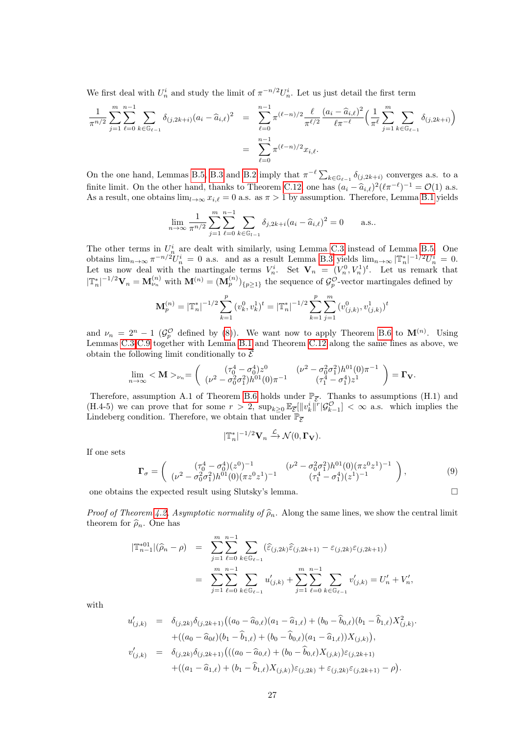We first deal with $U_n^i$ and study the limit of $\pi^{-n/2}U_n^i$. Let us just detail the first term

$$\begin{aligned}
\frac{1}{\pi^{n/2}}\sum_{j=1}^{m}\sum_{\ell=0}^{n-1}\sum_{k\in\mathbb{G}_{\ell-1}}\delta_{(j,2k+i)}(a_i-\widehat{a}_{i,\ell})^2 &= \sum_{\ell=0}^{n-1}\pi^{(\ell-n)/2}\frac{\ell}{\pi^{\ell/2}}\frac{(a_i-\widehat{a}_{i,\ell})^2}{\ell\pi^{-\ell}}\Big(\frac{1}{\pi^\ell}\sum_{j=1}^{m}\sum_{k\in\mathbb{G}_{\ell-1}}\delta_{(j,2k+i)}\Big)\\
&= \sum_{\ell=0}^{n-1}\pi^{(\ell-n)/2}x_{i,\ell}.
\end{aligned}$$

On the one hand, Lemmas B.5, B.3 and B.2 imply that $\pi^{-\ell}\sum_{k\in\mathbb{G}_{\ell-1}}\delta_{(j,2k+i)}$ converges a.s. to a finite limit. On the other hand, thanks to Theorem C.12, one has $(a_i-\widehat{a}_{i,\ell})^2(\ell\pi^{-\ell})^{-1}=\mathcal{O}(1)$ a.s. As a result, one obtains $\lim_{l\to\infty}x_{i,\ell}=0$ a.s. as $\pi>1$ by assumption. Therefore, Lemma B.1 yields

$$\lim_{n\to\infty}\frac{1}{\pi^{n/2}}\sum_{j=1}^{m}\sum_{\ell=0}^{n-1}\sum_{k\in\mathbb{G}_{l-1}}\delta_{j,2k+i}(a_i-\widehat{a}_{i,\ell})^2=0 \qquad \text{a.s..}$$

The other terms in $U_n^i$ are dealt with similarly, using Lemma C.3 instead of Lemma B.5. One obtains $\lim_{n\to\infty}\pi^{-n/2}U_n^i=0$ a.s. and as a result Lemma B.3 yields $\lim_{n\to\infty}|\mathbb{T}_n^*|^{-1/2}U_n^i=0$. Let us now deal with the martingale terms $V_n^i$. Set $\mathbf{V}_n=(V_n^0,V_n^1)^t$. Let us remark that $|\mathbb{T}_n^*|^{-1/2}\mathbf{V}_n=\mathbf{M}_{\nu_n}^{(n)}$ with $\mathbf{M}^{(n)}=(\mathbf{M}_p^{(n)})_{\{p\geq1\}}$ the sequence of $\mathcal{G}_p^{\mathcal{O}}$-vector martingales defined by

$$\mathbf{M}_p^{(n)}=|\mathbb{T}_n^*|^{-1/2}\sum_{k=1}^{p}(v_k^0,v_k^1)^t=|\mathbb{T}_n^*|^{-1/2}\sum_{k=1}^{p}\sum_{j=1}^{m}(v_{(j,k)}^0,v_{(j,k)}^1)^t$$

and $\nu_n=2^n-1$ ($\mathcal{G}_p^{\mathcal{O}}$ defined by (8)). We want now to apply Theorem B.6 to $\mathbf{M}^{(n)}$. Using Lemmas C.3-C.9 together with Lemma B.1 and Theorem C.12 along the same lines as above, we obtain the following limit conditionally to $\overline{\mathcal{E}}$

$$\lim_{n\to\infty}<\mathbf{M}>_{\nu_n}=\begin{pmatrix}(\tau_0^4-\sigma_0^4)z^0 & (\nu^2-\sigma_0^2\sigma_1^2)h^{01}(0)\pi^{-1}\\ (\nu^2-\sigma_0^2\sigma_1^2)h^{01}(0)\pi^{-1} & (\tau_1^4-\sigma_1^4)z^1\end{pmatrix}=\mathbf{\Gamma_V}.$$

Therefore, assumption A.1 of Theorem B.6 holds under $\mathbb{P}_{\overline{\mathcal{E}}}$. Thanks to assumptions (H.1) and (H.4-5) we can prove that for some $r>2$, $\sup_{k\geq0}\mathbb{E}_{\overline{\mathcal{E}}}[\|v_k^i\|^r|\mathcal{G}_{k-1}^{\mathcal{O}}]<\infty$ a.s. which implies the Lindeberg condition. Therefore, we obtain that under $\mathbb{P}_{\overline{\mathcal{E}}}$

$$|\mathbb{T}_n^*|^{-1/2}\mathbf{V}_n\xrightarrow{\mathcal{L}}\mathcal{N}(0,\mathbf{\Gamma_V}).$$

If one sets

$$\mathbf{\Gamma}_\sigma=\begin{pmatrix}(\tau_0^4-\sigma_0^4)(z^0)^{-1} & (\nu^2-\sigma_0^2\sigma_1^2)h^{01}(0)(\pi z^0z^1)^{-1}\\ (\nu^2-\sigma_0^2\sigma_1^2)h^{01}(0)(\pi z^0z^1)^{-1} & (\tau_1^4-\sigma_1^4)(z^1)^{-1}\end{pmatrix}, \tag{9}$$

one obtains the expected result using Slutsky's lemma. □

*Proof of Theorem 4.2. Asymptotic normality of $\widehat{\rho}_n$.* Along the same lines, we show the central limit theorem for $\widehat{\rho}_n$. One has

$$\begin{aligned}
|\mathbb{T}_{n-1}^{*01}|(\widehat{\rho}_n-\rho) &= \sum_{j=1}^{m}\sum_{\ell=0}^{n-1}\sum_{k\in\mathbb{G}_{\ell-1}}(\widehat{\varepsilon}_{(j,2k)}\widehat{\varepsilon}_{(j,2k+1)}-\varepsilon_{(j,2k)}\varepsilon_{(j,2k+1)})\\
&= \sum_{j=1}^{m}\sum_{\ell=0}^{n-1}\sum_{k\in\mathbb{G}_{\ell-1}}u'_{(j,k)}+\sum_{j=1}^{m}\sum_{\ell=0}^{n-1}\sum_{k\in\mathbb{G}_{\ell-1}}v'_{(j,k)}=U'_n+V'_n,
\end{aligned}$$

with

$$\begin{aligned}
u'_{(j,k)} &= \delta_{(j,2k)}\delta_{(j,2k+1)}\big((a_0-\widehat{a}_{0,\ell})(a_1-\widehat{a}_{1,\ell})+(b_0-\widehat{b}_{0,\ell})(b_1-\widehat{b}_{1,\ell})X_{(j,k)}^2.\\
&\quad+((a_0-\widehat{a}_{0\ell})(b_1-\widehat{b}_{1,\ell})+(b_0-\widehat{b}_{0,\ell})(a_1-\widehat{a}_{1,\ell}))X_{(j,k)}\big),\\
v'_{(j,k)} &= \delta_{(j,2k)}\delta_{(j,2k+1)}\big(((a_0-\widehat{a}_{0,\ell})+(b_0-\widehat{b}_{0,\ell})X_{(j,k)})\varepsilon_{(j,2k+1)}\\
&\quad+((a_1-\widehat{a}_{1,\ell})+(b_1-\widehat{b}_{1,\ell})X_{(j,k)})\varepsilon_{(j,2k)}+\varepsilon_{(j,2k)}\varepsilon_{(j,2k+1)}-\rho\big).
\end{aligned}$$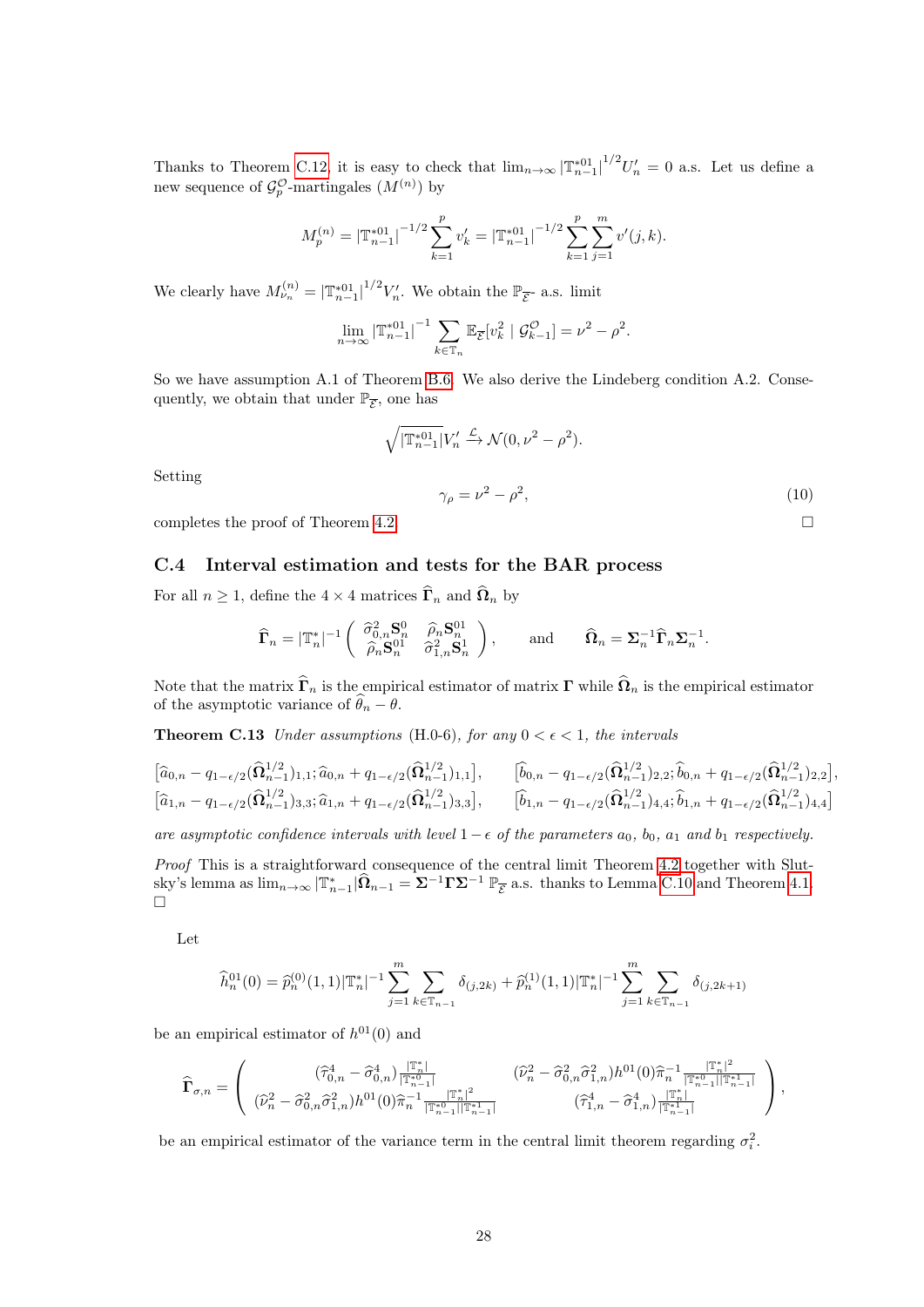Thanks to Theorem C.12, it is easy to check that $\lim_{n\to\infty} |\mathbb{T}^{*01}_{n-1}|^{1/2} U'_n = 0$ a.s. Let us define a new sequence of $\mathcal{G}^{\mathcal{O}}_p$-martingales $(M^{(n)})$ by

$$M^{(n)}_p = |\mathbb{T}^{*01}_{n-1}|^{-1/2} \sum_{k=1}^{p} v'_k = |\mathbb{T}^{*01}_{n-1}|^{-1/2} \sum_{k=1}^{p} \sum_{j=1}^{m} v'(j,k).$$

We clearly have $M^{(n)}_{\nu_n} = |\mathbb{T}^{*01}_{n-1}|^{1/2} V'_n$. We obtain the $\mathbb{P}_{\overline{\mathcal{E}}}$- a.s. limit

$$\lim_{n\to\infty} |\mathbb{T}^{*01}_{n-1}|^{-1} \sum_{k\in\mathbb{T}_n} \mathbb{E}_{\overline{\mathcal{E}}}[v_k^2 \mid \mathcal{G}^{\mathcal{O}}_{k-1}] = \nu^2 - \rho^2.$$

So we have assumption A.1 of Theorem B.6. We also derive the Lindeberg condition A.2. Consequently, we obtain that under $\mathbb{P}_{\overline{\mathcal{E}}}$, one has

$$\sqrt{|\mathbb{T}^{*01}_{n-1}|} V'_n \xrightarrow{\mathcal{L}} \mathcal{N}(0, \nu^2 - \rho^2).$$

Setting

$$\gamma_\rho = \nu^2 - \rho^2, \tag{10}$$

completes the proof of Theorem 4.2. □

### C.4 Interval estimation and tests for the BAR process

For all $n \geq 1$, define the $4\times 4$ matrices $\widehat{\mathbf{\Gamma}}_n$ and $\widehat{\mathbf{\Omega}}_n$ by

$$\widehat{\mathbf{\Gamma}}_n = |\mathbb{T}^*_n|^{-1} \begin{pmatrix} \widehat{\sigma}^2_{0,n}\mathbf{S}^0_n & \widehat{\rho}_n \mathbf{S}^{01}_n \\ \widehat{\rho}_n \mathbf{S}^{01}_n & \widehat{\sigma}^2_{1,n}\mathbf{S}^1_n \end{pmatrix}, \qquad \text{and} \qquad \widehat{\mathbf{\Omega}}_n = \mathbf{\Sigma}_n^{-1}\widehat{\mathbf{\Gamma}}_n\mathbf{\Sigma}_n^{-1}.$$

Note that the matrix $\widehat{\mathbf{\Gamma}}_n$ is the empirical estimator of matrix $\mathbf{\Gamma}$ while $\widehat{\mathbf{\Omega}}_n$ is the empirical estimator of the asymptotic variance of $\widehat{\theta}_n - \theta$.

**Theorem C.13** *Under assumptions* (H.0-6), *for any $0 < \epsilon < 1$, the intervals*

$$\big[\widehat{a}_{0,n} - q_{1-\epsilon/2}(\widehat{\mathbf{\Omega}}^{1/2}_{n-1})_{1,1}; \widehat{a}_{0,n} + q_{1-\epsilon/2}(\widehat{\mathbf{\Omega}}^{1/2}_{n-1})_{1,1}\big], \qquad \big[\widehat{b}_{0,n} - q_{1-\epsilon/2}(\widehat{\mathbf{\Omega}}^{1/2}_{n-1})_{2,2}; \widehat{b}_{0,n} + q_{1-\epsilon/2}(\widehat{\mathbf{\Omega}}^{1/2}_{n-1})_{2,2}\big],$$
$$\big[\widehat{a}_{1,n} - q_{1-\epsilon/2}(\widehat{\mathbf{\Omega}}^{1/2}_{n-1})_{3,3}; \widehat{a}_{1,n} + q_{1-\epsilon/2}(\widehat{\mathbf{\Omega}}^{1/2}_{n-1})_{3,3}\big], \qquad \big[\widehat{b}_{1,n} - q_{1-\epsilon/2}(\widehat{\mathbf{\Omega}}^{1/2}_{n-1})_{4,4}; \widehat{b}_{1,n} + q_{1-\epsilon/2}(\widehat{\mathbf{\Omega}}^{1/2}_{n-1})_{4,4}\big]$$

*are asymptotic confidence intervals with level $1-\epsilon$ of the parameters $a_0$, $b_0$, $a_1$ and $b_1$ respectively.*

*Proof* This is a straightforward consequence of the central limit Theorem 4.2 together with Slutsky's lemma as $\lim_{n\to\infty} |\mathbb{T}^*_{n-1}|\widehat{\mathbf{\Omega}}_{n-1} = \mathbf{\Sigma}^{-1}\mathbf{\Gamma}\mathbf{\Sigma}^{-1}$ $\mathbb{P}_{\overline{\mathcal{E}}}$ a.s. thanks to Lemma C.10 and Theorem 4.1. □

Let

$$\widehat{h}^{01}_n(0) = \widehat{p}^{(0)}_n(1,1)|\mathbb{T}^*_n|^{-1} \sum_{j=1}^{m} \sum_{k\in\mathbb{T}_{n-1}} \delta_{(j,2k)} + \widehat{p}^{(1)}_n(1,1)|\mathbb{T}^*_n|^{-1} \sum_{j=1}^{m} \sum_{k\in\mathbb{T}_{n-1}} \delta_{(j,2k+1)}$$

be an empirical estimator of $h^{01}(0)$ and

$$\widehat{\mathbf{\Gamma}}_{\sigma,n} = \begin{pmatrix} (\widehat{\tau}^4_{0,n} - \widehat{\sigma}^4_{0,n})\frac{|\mathbb{T}^*_n|}{|\mathbb{T}^{*0}_{n-1}|} & (\widehat{\nu}^2_n - \widehat{\sigma}^2_{0,n}\widehat{\sigma}^2_{1,n})h^{01}(0)\widehat{\pi}^{-1}_n \frac{|\mathbb{T}^*_n|^2}{|\mathbb{T}^{*0}_{n-1}||\mathbb{T}^{*1}_{n-1}|} \\ (\widehat{\nu}^2_n - \widehat{\sigma}^2_{0,n}\widehat{\sigma}^2_{1,n})h^{01}(0)\widehat{\pi}^{-1}_n \frac{|\mathbb{T}^*_n|^2}{|\mathbb{T}^{*0}_{n-1}||\mathbb{T}^{*1}_{n-1}|} & (\widehat{\tau}^4_{1,n} - \widehat{\sigma}^4_{1,n})\frac{|\mathbb{T}^*_n|}{|\mathbb{T}^{*1}_{n-1}|} \end{pmatrix},$$

be an empirical estimator of the variance term in the central limit theorem regarding $\sigma^2_i$.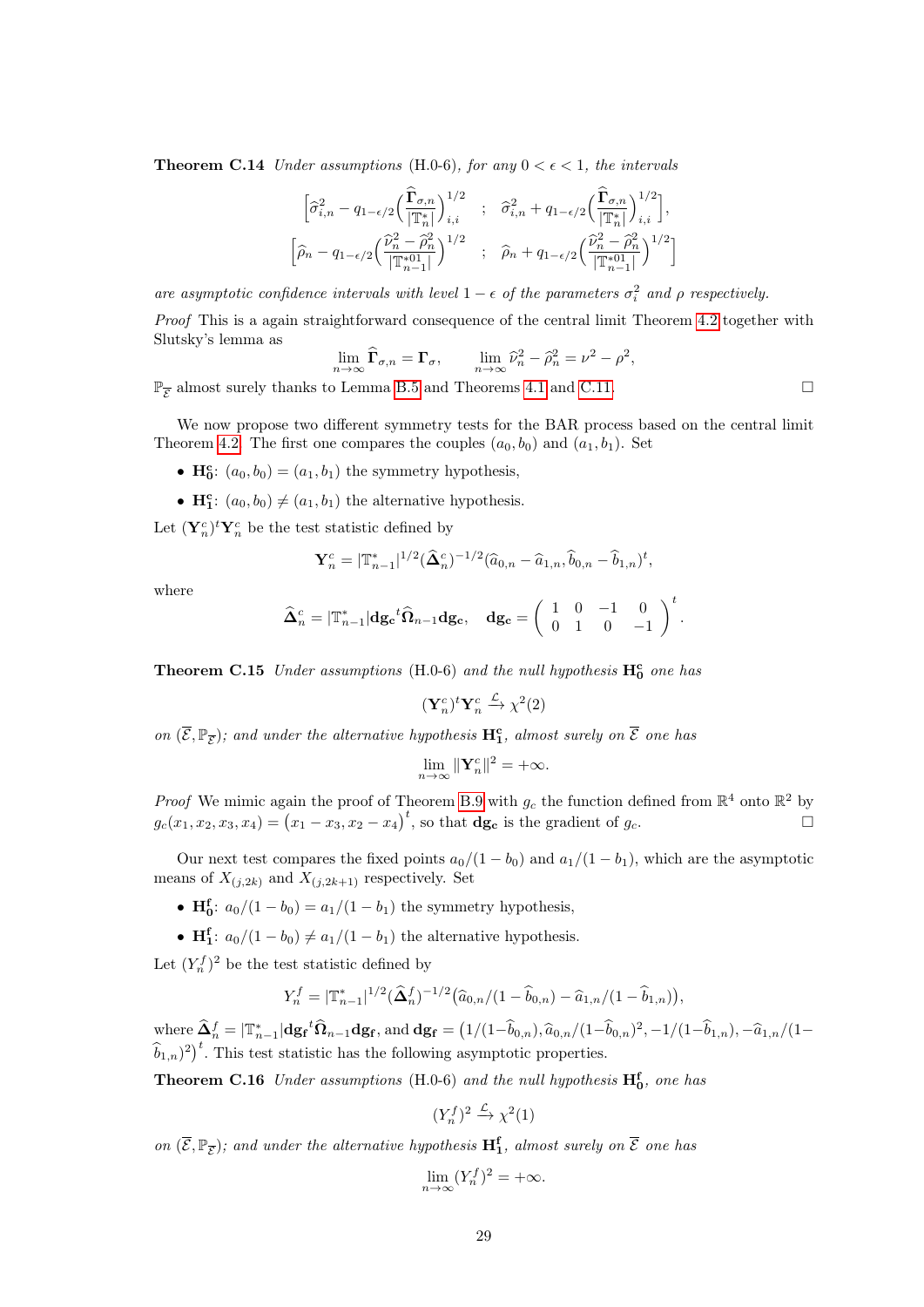**Theorem C.14** *Under assumptions* (H.0-6)*, for any* $0 < \epsilon < 1$*, the intervals*

$$\Big[\widehat{\sigma}^2_{i,n} - q_{1-\epsilon/2}\Big(\frac{\widehat{\mathbf{\Gamma}}_{\sigma,n}}{|\mathbb{T}^*_n|}\Big)^{1/2}_{i,i} \quad ; \quad \widehat{\sigma}^2_{i,n} + q_{1-\epsilon/2}\Big(\frac{\widehat{\mathbf{\Gamma}}_{\sigma,n}}{|\mathbb{T}^*_n|}\Big)^{1/2}_{i,i}\Big],$$

$$\Big[\widehat{\rho}_n - q_{1-\epsilon/2}\Big(\frac{\widehat{\nu}^2_n - \widehat{\rho}^2_n}{|\mathbb{T}^{*01}_{n-1}|}\Big)^{1/2} \quad ; \quad \widehat{\rho}_n + q_{1-\epsilon/2}\Big(\frac{\widehat{\nu}^2_n - \widehat{\rho}^2_n}{|\mathbb{T}^{*01}_{n-1}|}\Big)^{1/2}\Big]$$

*are asymptotic confidence intervals with level* $1 - \epsilon$ *of the parameters* $\sigma_i^2$ *and* $\rho$ *respectively.*

*Proof* This is a again straightforward consequence of the central limit Theorem 4.2 together with Slutsky's lemma as

$$\lim_{n\to\infty} \widehat{\mathbf{\Gamma}}_{\sigma,n} = \mathbf{\Gamma}_\sigma, \qquad \lim_{n\to\infty} \widehat{\nu}^2_n - \widehat{\rho}^2_n = \nu^2 - \rho^2,$$

$\mathbb{P}_{\overline{\mathcal{E}}}$ almost surely thanks to Lemma B.5 and Theorems 4.1 and C.11. □

We now propose two different symmetry tests for the BAR process based on the central limit Theorem 4.2. The first one compares the couples $(a_0, b_0)$ and $(a_1, b_1)$. Set

- $\mathbf{H_0^c}$: $(a_0, b_0) = (a_1, b_1)$ the symmetry hypothesis,
- $\mathbf{H_1^c}$: $(a_0, b_0) \neq (a_1, b_1)$ the alternative hypothesis.

Let $(\mathbf{Y}^c_n)^t\mathbf{Y}^c_n$ be the test statistic defined by

$$\mathbf{Y}^c_n = |\mathbb{T}^*_{n-1}|^{1/2}(\widehat{\mathbf{\Delta}}^c_n)^{-1/2}(\widehat{a}_{0,n} - \widehat{a}_{1,n}, \widehat{b}_{0,n} - \widehat{b}_{1,n})^t,$$

where

$$\widehat{\mathbf{\Delta}}^c_n = |\mathbb{T}^*_{n-1}|\mathbf{dg_c}^t\widehat{\mathbf{\Omega}}_{n-1}\mathbf{dg_c}, \quad \mathbf{dg_c} = \left(\begin{array}{cccc} 1 & 0 & -1 & 0 \\ 0 & 1 & 0 & -1 \end{array}\right)^t.$$

**Theorem C.15** *Under assumptions* (H.0-6) *and the null hypothesis* $\mathbf{H_0^c}$ *one has*

$$(\mathbf{Y}^c_n)^t\mathbf{Y}^c_n \xrightarrow{\mathcal{L}} \chi^2(2)$$

*on* $(\overline{\mathcal{E}}, \mathbb{P}_{\overline{\mathcal{E}}})$*; and under the alternative hypothesis* $\mathbf{H_1^c}$*, almost surely on* $\overline{\mathcal{E}}$ *one has*

$$\lim_{n\to\infty} \|\mathbf{Y}^c_n\|^2 = +\infty.$$

*Proof* We mimic again the proof of Theorem B.9 with $g_c$ the function defined from $\mathbb{R}^4$ onto $\mathbb{R}^2$ by $g_c(x_1, x_2, x_3, x_4) = \big(x_1 - x_3, x_2 - x_4\big)^t$, so that $\mathbf{dg_c}$ is the gradient of $g_c$. □

Our next test compares the fixed points $a_0/(1 - b_0)$ and $a_1/(1 - b_1)$, which are the asymptotic means of $X_{(j,2k)}$ and $X_{(j,2k+1)}$ respectively. Set

- $\mathbf{H_0^f}$: $a_0/(1 - b_0) = a_1/(1 - b_1)$ the symmetry hypothesis,
- $\mathbf{H_1^f}$: $a_0/(1 - b_0) \neq a_1/(1 - b_1)$ the alternative hypothesis.

Let $(Y^f_n)^2$ be the test statistic defined by

$$Y^f_n = |\mathbb{T}^*_{n-1}|^{1/2}(\widehat{\mathbf{\Delta}}^f_n)^{-1/2}\big(\widehat{a}_{0,n}/(1 - \widehat{b}_{0,n}) - \widehat{a}_{1,n}/(1 - \widehat{b}_{1,n})\big),$$

where $\widehat{\mathbf{\Delta}}^f_n = |\mathbb{T}^*_{n-1}|\mathbf{dg_f}^t\widehat{\mathbf{\Omega}}_{n-1}\mathbf{dg_f}$, and $\mathbf{dg_f} = \big(1/(1-\widehat{b}_{0,n}), \widehat{a}_{0,n}/(1-\widehat{b}_{0,n})^2, -1/(1-\widehat{b}_{1,n}), -\widehat{a}_{1,n}/(1-\widehat{b}_{1,n})^2\big)^t$. This test statistic has the following asymptotic properties.

**Theorem C.16** *Under assumptions* (H.0-6) *and the null hypothesis* $\mathbf{H_0^f}$*, one has*

$$(Y^f_n)^2 \xrightarrow{\mathcal{L}} \chi^2(1)$$

*on* $(\overline{\mathcal{E}}, \mathbb{P}_{\overline{\mathcal{E}}})$*; and under the alternative hypothesis* $\mathbf{H_1^f}$*, almost surely on* $\overline{\mathcal{E}}$ *one has*

$$\lim_{n\to\infty} (Y^f_n)^2 = +\infty.$$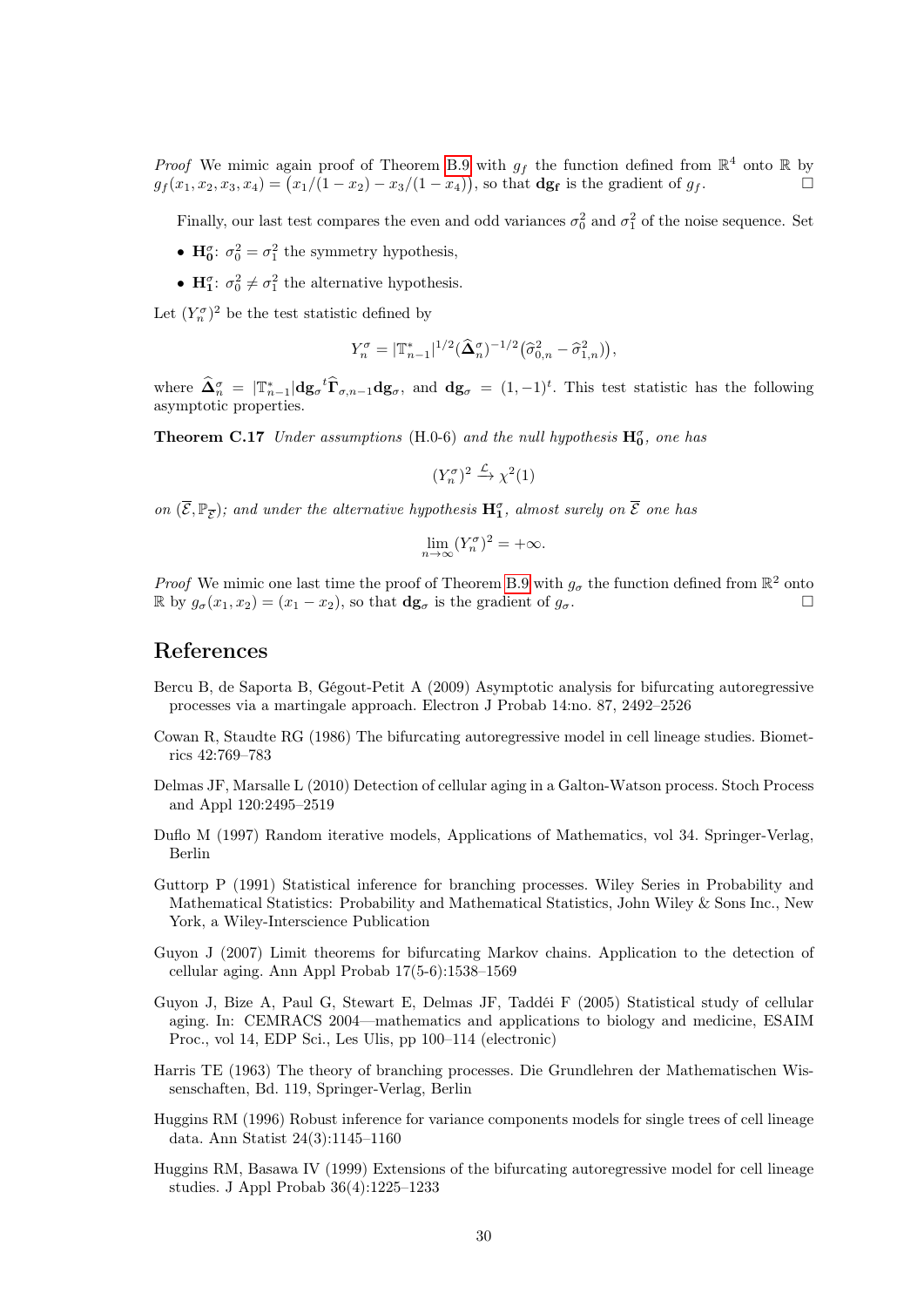*Proof* We mimic again proof of Theorem B.9 with $g_f$ the function defined from $\mathbb{R}^4$ onto $\mathbb{R}$ by $g_f(x_1, x_2, x_3, x_4) = \big(x_1/(1-x_2) - x_3/(1-x_4)\big)$, so that $\mathbf{dg_f}$ is the gradient of $g_f$. □

Finally, our last test compares the even and odd variances $\sigma_0^2$ and $\sigma_1^2$ of the noise sequence. Set

- $\mathbf{H_0^\sigma}$: $\sigma_0^2 = \sigma_1^2$ the symmetry hypothesis,
- $\mathbf{H_1^\sigma}$: $\sigma_0^2 \neq \sigma_1^2$ the alternative hypothesis.

Let $(Y_n^\sigma)^2$ be the test statistic defined by

$$Y_n^\sigma = |\mathbb{T}_{n-1}^*|^{1/2}(\widehat{\mathbf{\Delta}}_n^\sigma)^{-1/2}\big(\widehat{\sigma}_{0,n}^2 - \widehat{\sigma}_{1,n}^2\big),$$

where $\widehat{\mathbf{\Delta}}_n^\sigma = |\mathbb{T}_{n-1}^*|\mathbf{dg}_\sigma{}^t\widehat{\mathbf{\Gamma}}_{\sigma,n-1}\mathbf{dg}_\sigma$, and $\mathbf{dg}_\sigma = (1, -1)^t$. This test statistic has the following asymptotic properties.

**Theorem C.17** *Under assumptions* (H.0-6) *and the null hypothesis* $\mathbf{H_0^\sigma}$*, one has*

$$(Y_n^\sigma)^2 \xrightarrow{\mathcal{L}} \chi^2(1)$$

*on* $(\overline{\mathcal{E}}, \mathbb{P}_{\overline{\mathcal{E}}})$*; and under the alternative hypothesis* $\mathbf{H_1^\sigma}$*, almost surely on* $\overline{\mathcal{E}}$ *one has*

$$\lim_{n\to\infty}(Y_n^\sigma)^2 = +\infty.$$

*Proof* We mimic one last time the proof of Theorem B.9 with $g_\sigma$ the function defined from $\mathbb{R}^2$ onto $\mathbb{R}$ by $g_\sigma(x_1, x_2) = (x_1 - x_2)$, so that $\mathbf{dg}_\sigma$ is the gradient of $g_\sigma$. □

## References

Bercu B, de Saporta B, Gégout-Petit A (2009) Asymptotic analysis for bifurcating autoregressive processes via a martingale approach. Electron J Probab 14:no. 87, 2492–2526

Cowan R, Staudte RG (1986) The bifurcating autoregressive model in cell lineage studies. Biometrics 42:769–783

Delmas JF, Marsalle L (2010) Detection of cellular aging in a Galton-Watson process. Stoch Process and Appl 120:2495–2519

Duflo M (1997) Random iterative models, Applications of Mathematics, vol 34. Springer-Verlag, Berlin

Guttorp P (1991) Statistical inference for branching processes. Wiley Series in Probability and Mathematical Statistics: Probability and Mathematical Statistics, John Wiley & Sons Inc., New York, a Wiley-Interscience Publication

Guyon J (2007) Limit theorems for bifurcating Markov chains. Application to the detection of cellular aging. Ann Appl Probab 17(5-6):1538–1569

Guyon J, Bize A, Paul G, Stewart E, Delmas JF, Taddéi F (2005) Statistical study of cellular aging. In: CEMRACS 2004—mathematics and applications to biology and medicine, ESAIM Proc., vol 14, EDP Sci., Les Ulis, pp 100–114 (electronic)

Harris TE (1963) The theory of branching processes. Die Grundlehren der Mathematischen Wissenschaften, Bd. 119, Springer-Verlag, Berlin

Huggins RM (1996) Robust inference for variance components models for single trees of cell lineage data. Ann Statist 24(3):1145–1160

Huggins RM, Basawa IV (1999) Extensions of the bifurcating autoregressive model for cell lineage studies. J Appl Probab 36(4):1225–1233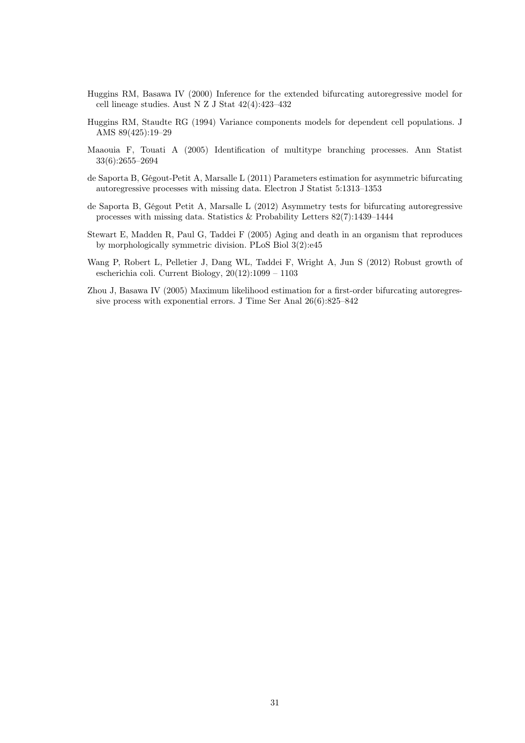Huggins RM, Basawa IV (2000) Inference for the extended bifurcating autoregressive model for cell lineage studies. Aust N Z J Stat 42(4):423–432

Huggins RM, Staudte RG (1994) Variance components models for dependent cell populations. J AMS 89(425):19–29

Maaouia F, Touati A (2005) Identification of multitype branching processes. Ann Statist 33(6):2655–2694

de Saporta B, Gégout-Petit A, Marsalle L (2011) Parameters estimation for asymmetric bifurcating autoregressive processes with missing data. Electron J Statist 5:1313–1353

de Saporta B, Gégout Petit A, Marsalle L (2012) Asymmetry tests for bifurcating autoregressive processes with missing data. Statistics & Probability Letters 82(7):1439–1444

Stewart E, Madden R, Paul G, Taddei F (2005) Aging and death in an organism that reproduces by morphologically symmetric division. PLoS Biol 3(2):e45

Wang P, Robert L, Pelletier J, Dang WL, Taddei F, Wright A, Jun S (2012) Robust growth of escherichia coli. Current Biology, 20(12):1099 – 1103

Zhou J, Basawa IV (2005) Maximum likelihood estimation for a first-order bifurcating autoregressive process with exponential errors. J Time Ser Anal 26(6):825–842